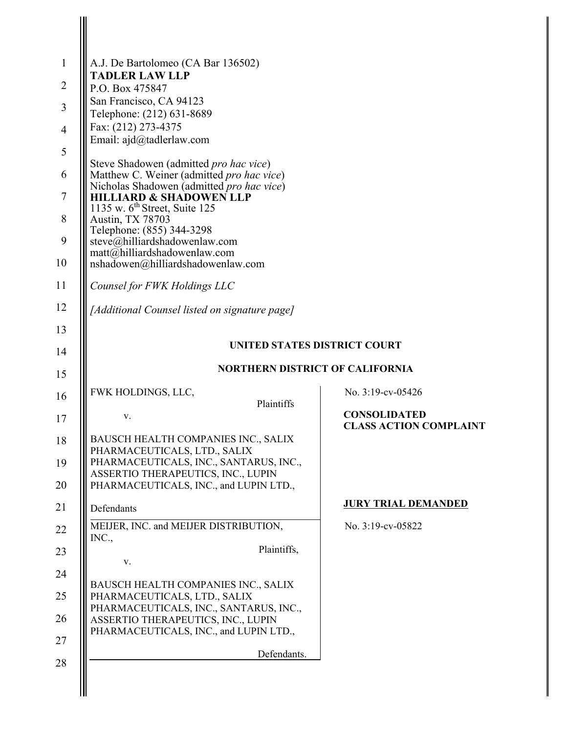A.J. De Bartolomeo (CA Bar 136502)
**TADLER LAW LLP**
P.O. Box 475847
San Francisco, CA 94123
Telephone: (212) 631-8689
Fax: (212) 273-4375
Email: ajd@tadlerlaw.com

Steve Shadowen (admitted *pro hac vice*)
Matthew C. Weiner (admitted *pro hac vice*)
Nicholas Shadowen (admitted *pro hac vice*)
**HILLIARD & SHADOWEN LLP**
1135 w. 6th Street, Suite 125
Austin, TX 78703
Telephone: (855) 344-3298
steve@hilliardshadowenlaw.com
matt@hilliardshadowenlaw.com
nshadowen@hilliardshadowenlaw.com

*Counsel for FWK Holdings LLC*

*[Additional Counsel listed on signature page]*

**UNITED STATES DISTRICT COURT**

**NORTHERN DISTRICT OF CALIFORNIA**

| | |
|---|---|
| FWK HOLDINGS, LLC,<br>Plaintiffs<br>v.<br>BAUSCH HEALTH COMPANIES INC., SALIX PHARMACEUTICALS, LTD., SALIX PHARMACEUTICALS, INC., SANTARUS, INC., ASSERTIO THERAPEUTICS, INC., LUPIN PHARMACEUTICALS, INC., and LUPIN LTD.,<br>Defendants | No. 3:19-cv-05426<br>**CONSOLIDATED CLASS ACTION COMPLAINT**<br><br>**JURY TRIAL DEMANDED** |
| MEIJER, INC. and MEIJER DISTRIBUTION, INC.,<br>Plaintiffs,<br>v.<br>BAUSCH HEALTH COMPANIES INC., SALIX PHARMACEUTICALS, LTD., SALIX PHARMACEUTICALS, INC., SANTARUS, INC., ASSERTIO THERAPEUTICS, INC., LUPIN PHARMACEUTICALS, INC., and LUPIN LTD.,<br>Defendants. | No. 3:19-cv-05822 |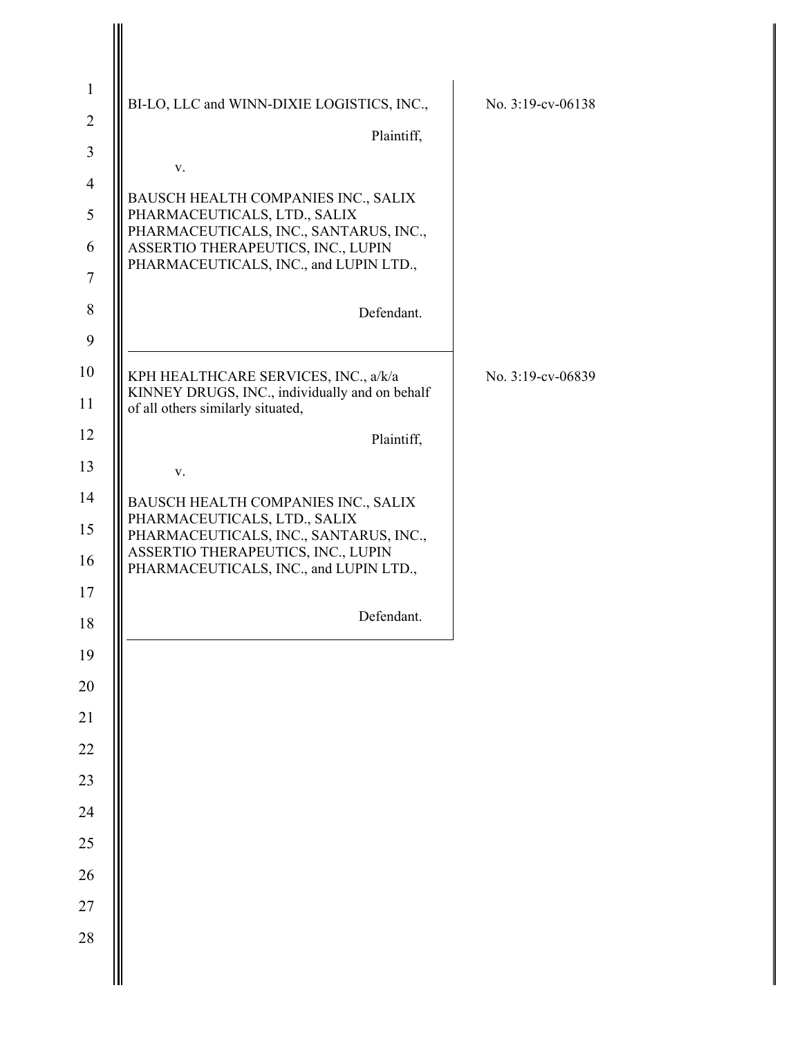| | |
|---|---|
| BI-LO, LLC and WINN-DIXIE LOGISTICS, INC.,<br><br>Plaintiff,<br><br>v.<br><br>BAUSCH HEALTH COMPANIES INC., SALIX PHARMACEUTICALS, LTD., SALIX PHARMACEUTICALS, INC., SANTARUS, INC., ASSERTIO THERAPEUTICS, INC., LUPIN PHARMACEUTICALS, INC., and LUPIN LTD.,<br><br>Defendant. | No. 3:19-cv-06138 |
| KPH HEALTHCARE SERVICES, INC., a/k/a KINNEY DRUGS, INC., individually and on behalf of all others similarly situated,<br><br>Plaintiff,<br><br>v.<br><br>BAUSCH HEALTH COMPANIES INC., SALIX PHARMACEUTICALS, LTD., SALIX PHARMACEUTICALS, INC., SANTARUS, INC., ASSERTIO THERAPEUTICS, INC., LUPIN PHARMACEUTICALS, INC., and LUPIN LTD.,<br><br>Defendant. | No. 3:19-cv-06839 |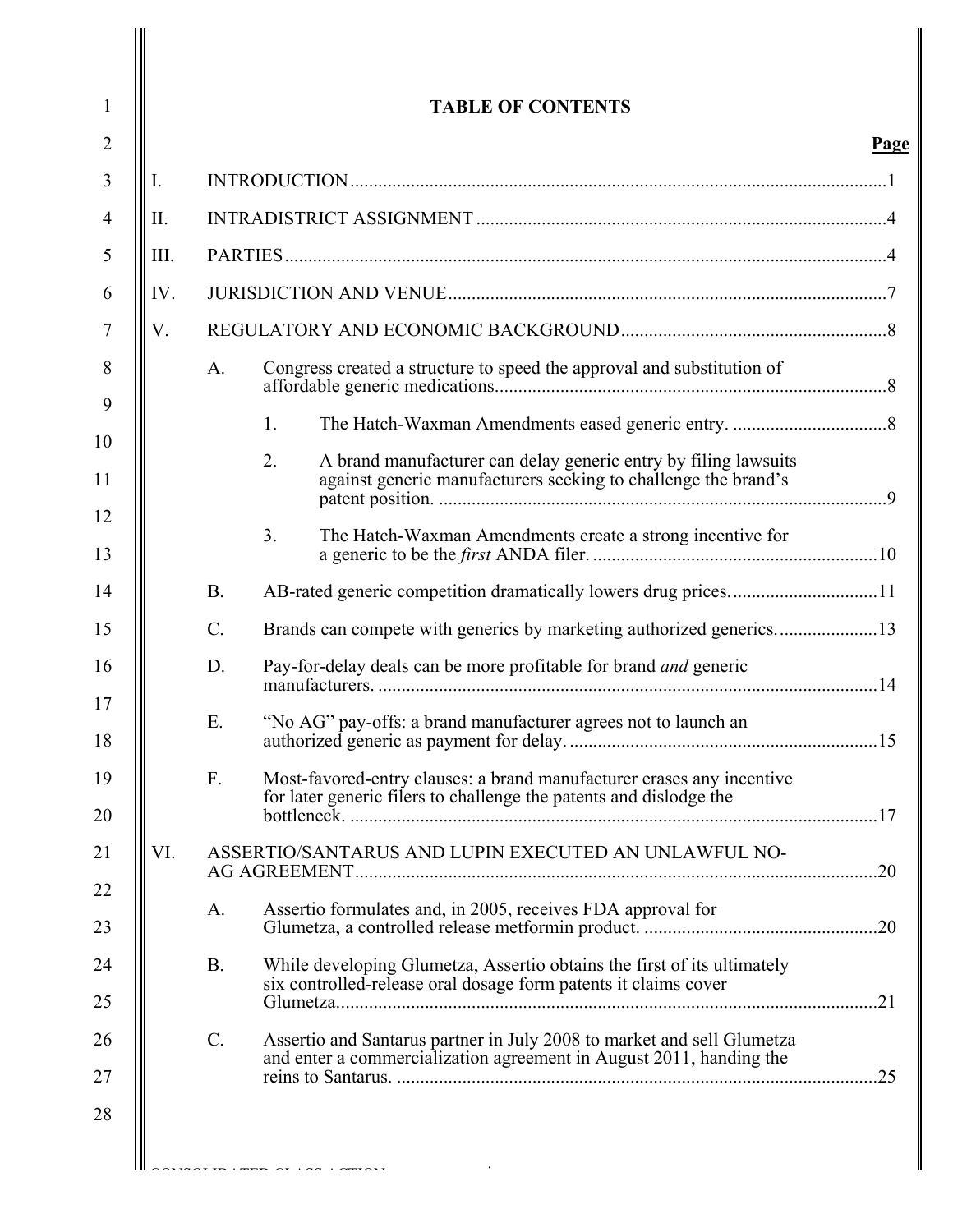# TABLE OF CONTENTS

**Page**

I. INTRODUCTION ..... 1

II. INTRADISTRICT ASSIGNMENT ..... 4

III. PARTIES ..... 4

IV. JURISDICTION AND VENUE ..... 7

V. REGULATORY AND ECONOMIC BACKGROUND ..... 8

- A. Congress created a structure to speed the approval and substitution of affordable generic medications ..... 8
  - 1. The Hatch-Waxman Amendments eased generic entry. ..... 8
  - 2. A brand manufacturer can delay generic entry by filing lawsuits against generic manufacturers seeking to challenge the brand's patent position. ..... 9
  - 3. The Hatch-Waxman Amendments create a strong incentive for a generic to be the *first* ANDA filer. ..... 10
- B. AB-rated generic competition dramatically lowers drug prices. ..... 11
- C. Brands can compete with generics by marketing authorized generics. ..... 13
- D. Pay-for-delay deals can be more profitable for brand *and* generic manufacturers. ..... 14
- E. "No AG" pay-offs: a brand manufacturer agrees not to launch an authorized generic as payment for delay. ..... 15
- F. Most-favored-entry clauses: a brand manufacturer erases any incentive for later generic filers to challenge the patents and dislodge the bottleneck. ..... 17

VI. ASSERTIO/SANTARUS AND LUPIN EXECUTED AN UNLAWFUL NO-AG AGREEMENT ..... 20

- A. Assertio formulates and, in 2005, receives FDA approval for Glumetza, a controlled release metformin product. ..... 20
- B. While developing Glumetza, Assertio obtains the first of its ultimately six controlled-release oral dosage form patents it claims cover Glumetza. ..... 21
- C. Assertio and Santarus partner in July 2008 to market and sell Glumetza and enter a commercialization agreement in August 2011, handing the reins to Santarus. ..... 25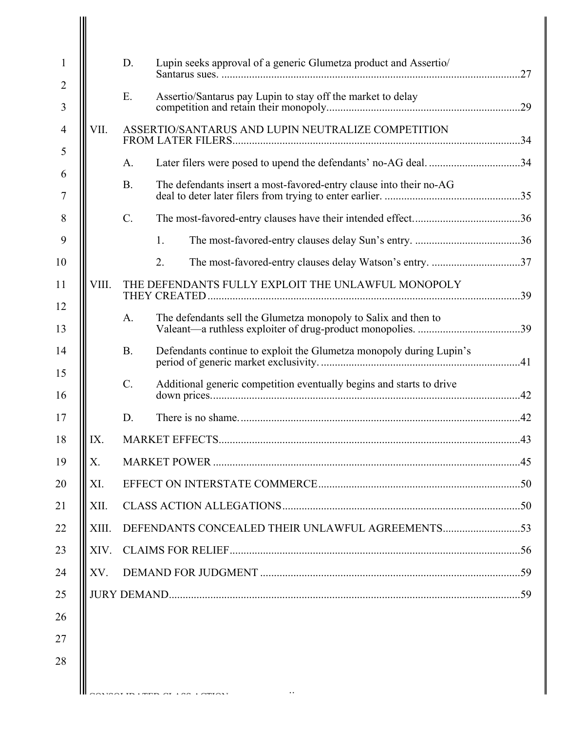D. Lupin seeks approval of a generic Glumetza product and Assertio/ Santarus sues. ....27

E. Assertio/Santarus pay Lupin to stay off the market to delay competition and retain their monopoly....29

VII. ASSERTIO/SANTARUS AND LUPIN NEUTRALIZE COMPETITION FROM LATER FILERS....34

A. Later filers were posed to upend the defendants' no-AG deal. ....34

B. The defendants insert a most-favored-entry clause into their no-AG deal to deter later filers from trying to enter earlier. ....35

C. The most-favored-entry clauses have their intended effect....36

1. The most-favored-entry clauses delay Sun's entry. ....36

2. The most-favored-entry clauses delay Watson's entry. ....37

VIII. THE DEFENDANTS FULLY EXPLOIT THE UNLAWFUL MONOPOLY THEY CREATED....39

A. The defendants sell the Glumetza monopoly to Salix and then to Valeant—a ruthless exploiter of drug-product monopolies. ....39

B. Defendants continue to exploit the Glumetza monopoly during Lupin's period of generic market exclusivity. ....41

C. Additional generic competition eventually begins and starts to drive down prices....42

D. There is no shame. ....42

IX. MARKET EFFECTS....43

X. MARKET POWER ....45

XI. EFFECT ON INTERSTATE COMMERCE....50

XII. CLASS ACTION ALLEGATIONS....50

XIII. DEFENDANTS CONCEALED THEIR UNLAWFUL AGREEMENTS....53

XIV. CLAIMS FOR RELIEF....56

XV. DEMAND FOR JUDGMENT ....59

JURY DEMAND....59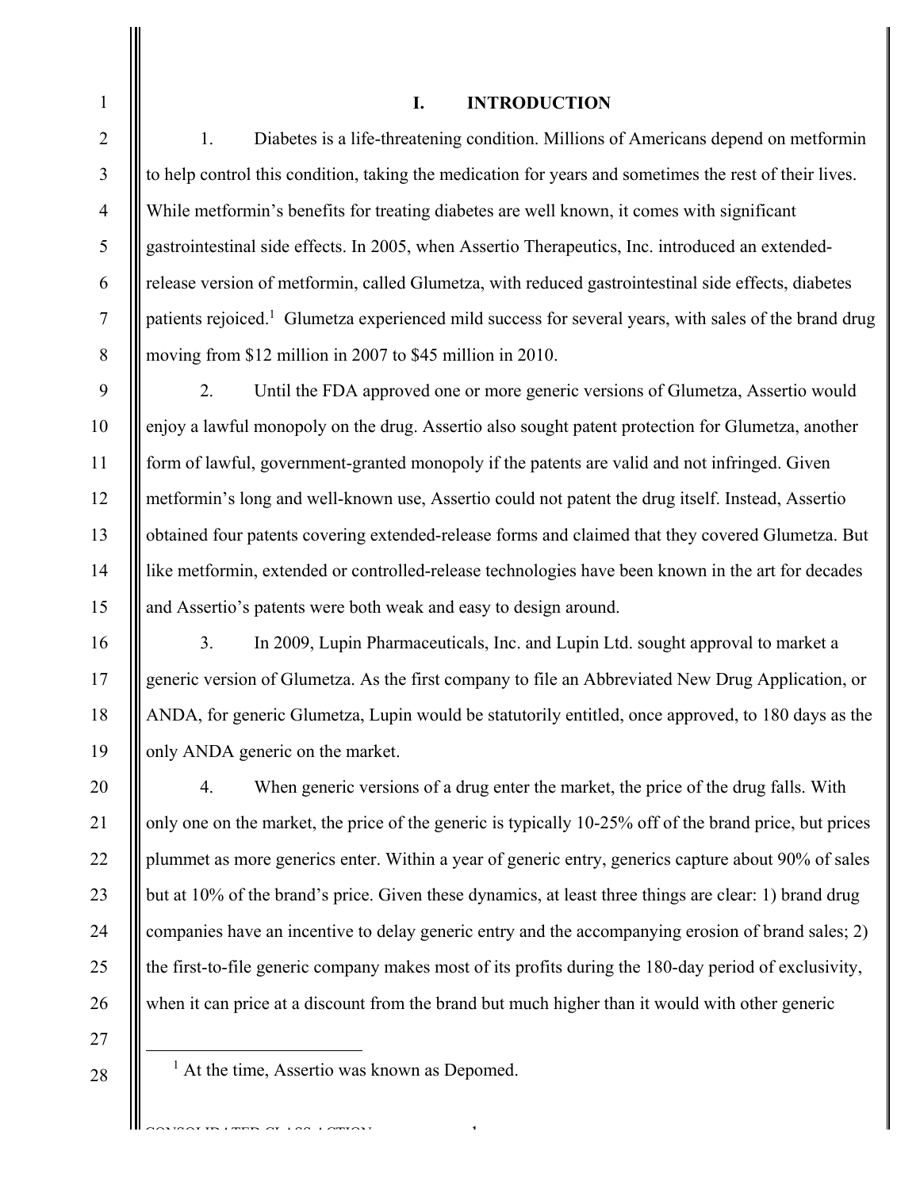# I. INTRODUCTION

1. Diabetes is a life-threatening condition. Millions of Americans depend on metformin to help control this condition, taking the medication for years and sometimes the rest of their lives. While metformin's benefits for treating diabetes are well known, it comes with significant gastrointestinal side effects. In 2005, when Assertio Therapeutics, Inc. introduced an extended-release version of metformin, called Glumetza, with reduced gastrointestinal side effects, diabetes patients rejoiced.[1] Glumetza experienced mild success for several years, with sales of the brand drug moving from $12 million in 2007 to $45 million in 2010.

2. Until the FDA approved one or more generic versions of Glumetza, Assertio would enjoy a lawful monopoly on the drug. Assertio also sought patent protection for Glumetza, another form of lawful, government-granted monopoly if the patents are valid and not infringed. Given metformin's long and well-known use, Assertio could not patent the drug itself. Instead, Assertio obtained four patents covering extended-release forms and claimed that they covered Glumetza. But like metformin, extended or controlled-release technologies have been known in the art for decades and Assertio's patents were both weak and easy to design around.

3. In 2009, Lupin Pharmaceuticals, Inc. and Lupin Ltd. sought approval to market a generic version of Glumetza. As the first company to file an Abbreviated New Drug Application, or ANDA, for generic Glumetza, Lupin would be statutorily entitled, once approved, to 180 days as the only ANDA generic on the market.

4. When generic versions of a drug enter the market, the price of the drug falls. With only one on the market, the price of the generic is typically 10-25% off of the brand price, but prices plummet as more generics enter. Within a year of generic entry, generics capture about 90% of sales but at 10% of the brand's price. Given these dynamics, at least three things are clear: 1) brand drug companies have an incentive to delay generic entry and the accompanying erosion of brand sales; 2) the first-to-file generic company makes most of its profits during the 180-day period of exclusivity, when it can price at a discount from the brand but much higher than it would with other generic

[1] At the time, Assertio was known as Depomed.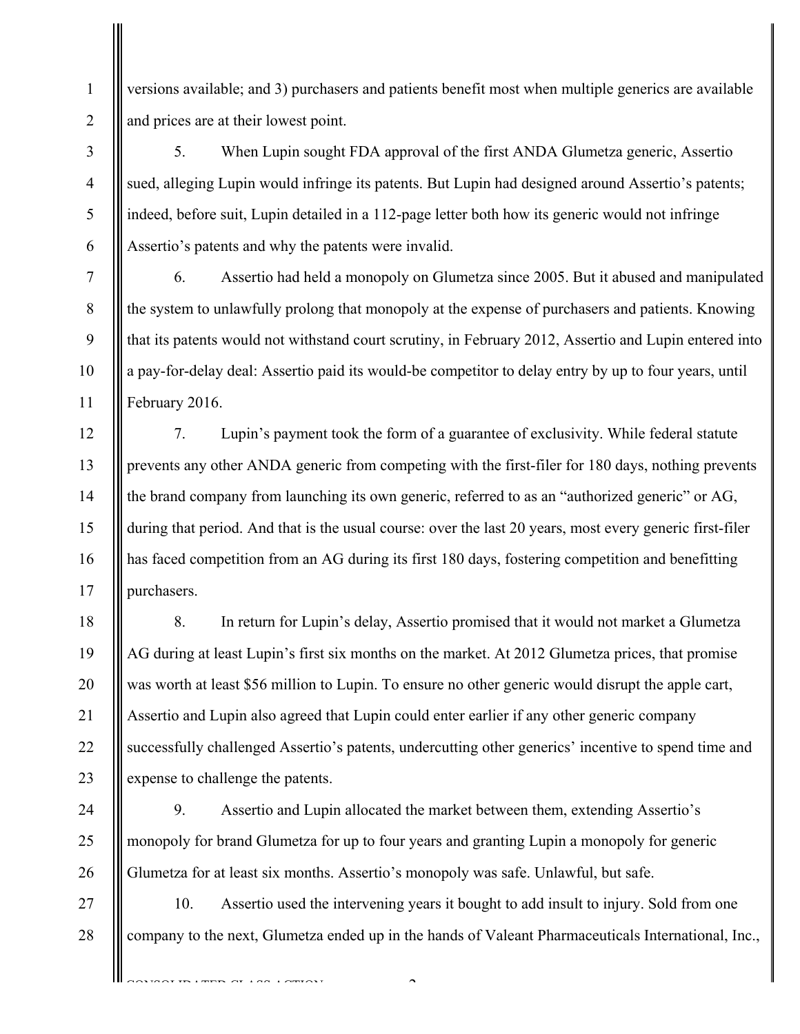versions available; and 3) purchasers and patients benefit most when multiple generics are available and prices are at their lowest point.

5. When Lupin sought FDA approval of the first ANDA Glumetza generic, Assertio sued, alleging Lupin would infringe its patents. But Lupin had designed around Assertio's patents; indeed, before suit, Lupin detailed in a 112-page letter both how its generic would not infringe Assertio's patents and why the patents were invalid.

6. Assertio had held a monopoly on Glumetza since 2005. But it abused and manipulated the system to unlawfully prolong that monopoly at the expense of purchasers and patients. Knowing that its patents would not withstand court scrutiny, in February 2012, Assertio and Lupin entered into a pay-for-delay deal: Assertio paid its would-be competitor to delay entry by up to four years, until February 2016.

7. Lupin's payment took the form of a guarantee of exclusivity. While federal statute prevents any other ANDA generic from competing with the first-filer for 180 days, nothing prevents the brand company from launching its own generic, referred to as an "authorized generic" or AG, during that period. And that is the usual course: over the last 20 years, most every generic first-filer has faced competition from an AG during its first 180 days, fostering competition and benefitting purchasers.

8. In return for Lupin's delay, Assertio promised that it would not market a Glumetza AG during at least Lupin's first six months on the market. At 2012 Glumetza prices, that promise was worth at least $56 million to Lupin. To ensure no other generic would disrupt the apple cart, Assertio and Lupin also agreed that Lupin could enter earlier if any other generic company successfully challenged Assertio's patents, undercutting other generics' incentive to spend time and expense to challenge the patents.

9. Assertio and Lupin allocated the market between them, extending Assertio's monopoly for brand Glumetza for up to four years and granting Lupin a monopoly for generic Glumetza for at least six months. Assertio's monopoly was safe. Unlawful, but safe.

10. Assertio used the intervening years it bought to add insult to injury. Sold from one company to the next, Glumetza ended up in the hands of Valeant Pharmaceuticals International, Inc.,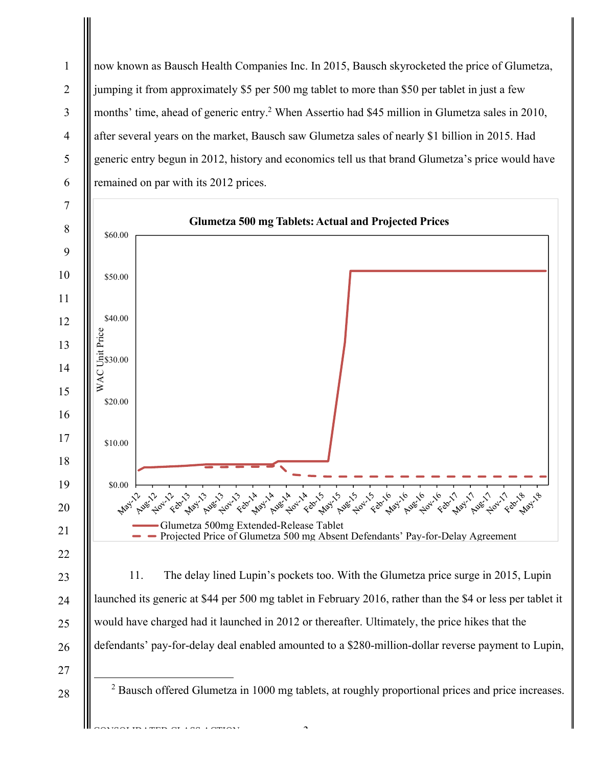now known as Bausch Health Companies Inc. In 2015, Bausch skyrocketed the price of Glumetza, jumping it from approximately $5 per 500 mg tablet to more than $50 per tablet in just a few months' time, ahead of generic entry.[2] When Assertio had $45 million in Glumetza sales in 2010, after several years on the market, Bausch saw Glumetza sales of nearly $1 billion in 2015. Had generic entry begun in 2012, history and economics tell us that brand Glumetza's price would have remained on par with its 2012 prices.

**Glumetza 500 mg Tablets: Actual and Projected Prices**

WAC Unit Price

— Glumetza 500mg Extended-Release Tablet
– – Projected Price of Glumetza 500 mg Absent Defendants' Pay-for-Delay Agreement

11. The delay lined Lupin's pockets too. With the Glumetza price surge in 2015, Lupin launched its generic at $44 per 500 mg tablet in February 2016, rather than the $4 or less per tablet it would have charged had it launched in 2012 or thereafter. Ultimately, the price hikes that the defendants' pay-for-delay deal enabled amounted to a $280-million-dollar reverse payment to Lupin,

[2] Bausch offered Glumetza in 1000 mg tablets, at roughly proportional prices and price increases.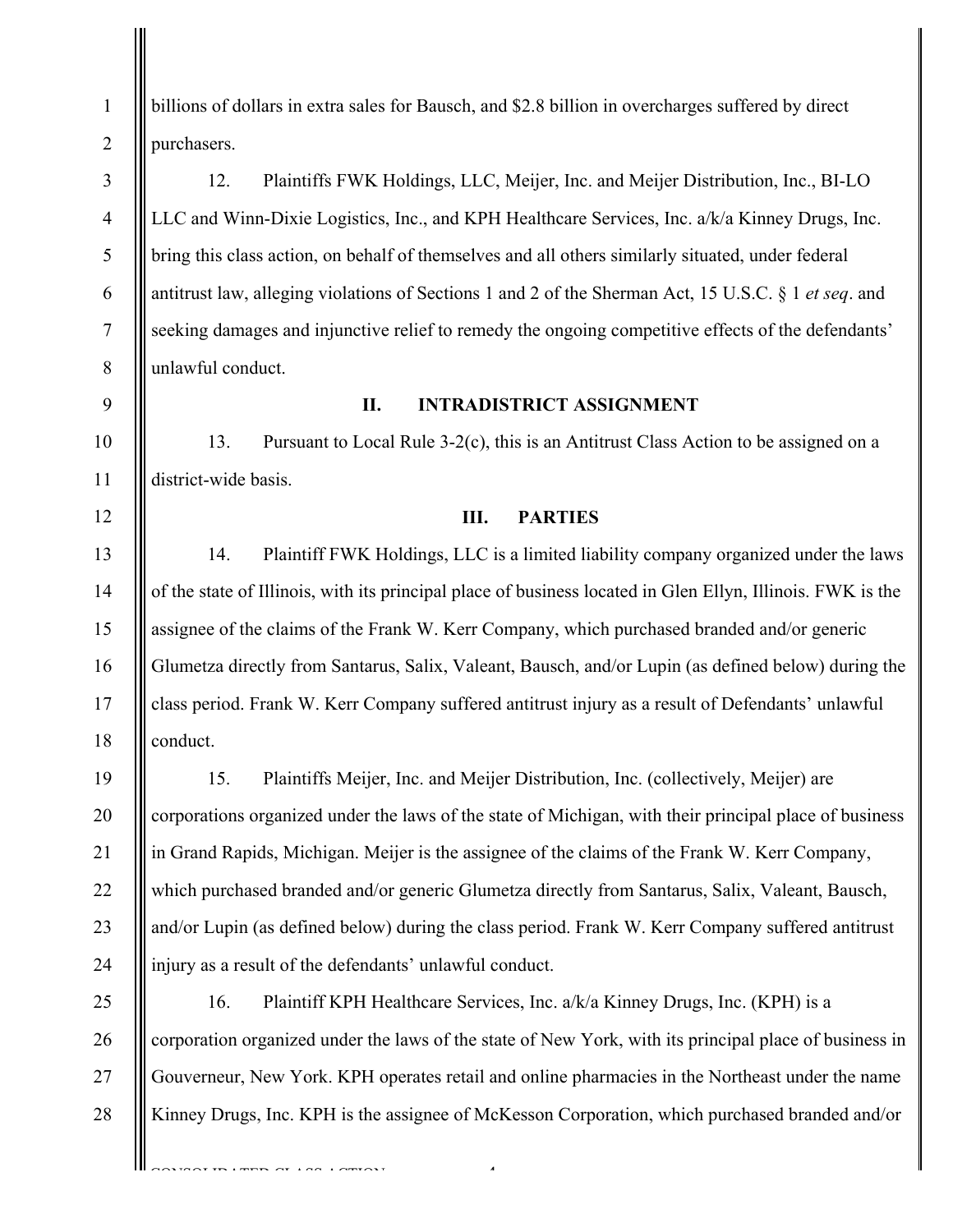billions of dollars in extra sales for Bausch, and $2.8 billion in overcharges suffered by direct purchasers.

12. Plaintiffs FWK Holdings, LLC, Meijer, Inc. and Meijer Distribution, Inc., BI-LO LLC and Winn-Dixie Logistics, Inc., and KPH Healthcare Services, Inc. a/k/a Kinney Drugs, Inc. bring this class action, on behalf of themselves and all others similarly situated, under federal antitrust law, alleging violations of Sections 1 and 2 of the Sherman Act, 15 U.S.C. § 1 *et seq*. and seeking damages and injunctive relief to remedy the ongoing competitive effects of the defendants' unlawful conduct.

## II. INTRADISTRICT ASSIGNMENT

13. Pursuant to Local Rule 3-2(c), this is an Antitrust Class Action to be assigned on a district-wide basis.

## III. PARTIES

14. Plaintiff FWK Holdings, LLC is a limited liability company organized under the laws of the state of Illinois, with its principal place of business located in Glen Ellyn, Illinois. FWK is the assignee of the claims of the Frank W. Kerr Company, which purchased branded and/or generic Glumetza directly from Santarus, Salix, Valeant, Bausch, and/or Lupin (as defined below) during the class period. Frank W. Kerr Company suffered antitrust injury as a result of Defendants' unlawful conduct.

15. Plaintiffs Meijer, Inc. and Meijer Distribution, Inc. (collectively, Meijer) are corporations organized under the laws of the state of Michigan, with their principal place of business in Grand Rapids, Michigan. Meijer is the assignee of the claims of the Frank W. Kerr Company, which purchased branded and/or generic Glumetza directly from Santarus, Salix, Valeant, Bausch, and/or Lupin (as defined below) during the class period. Frank W. Kerr Company suffered antitrust injury as a result of the defendants' unlawful conduct.

16. Plaintiff KPH Healthcare Services, Inc. a/k/a Kinney Drugs, Inc. (KPH) is a corporation organized under the laws of the state of New York, with its principal place of business in Gouverneur, New York. KPH operates retail and online pharmacies in the Northeast under the name Kinney Drugs, Inc. KPH is the assignee of McKesson Corporation, which purchased branded and/or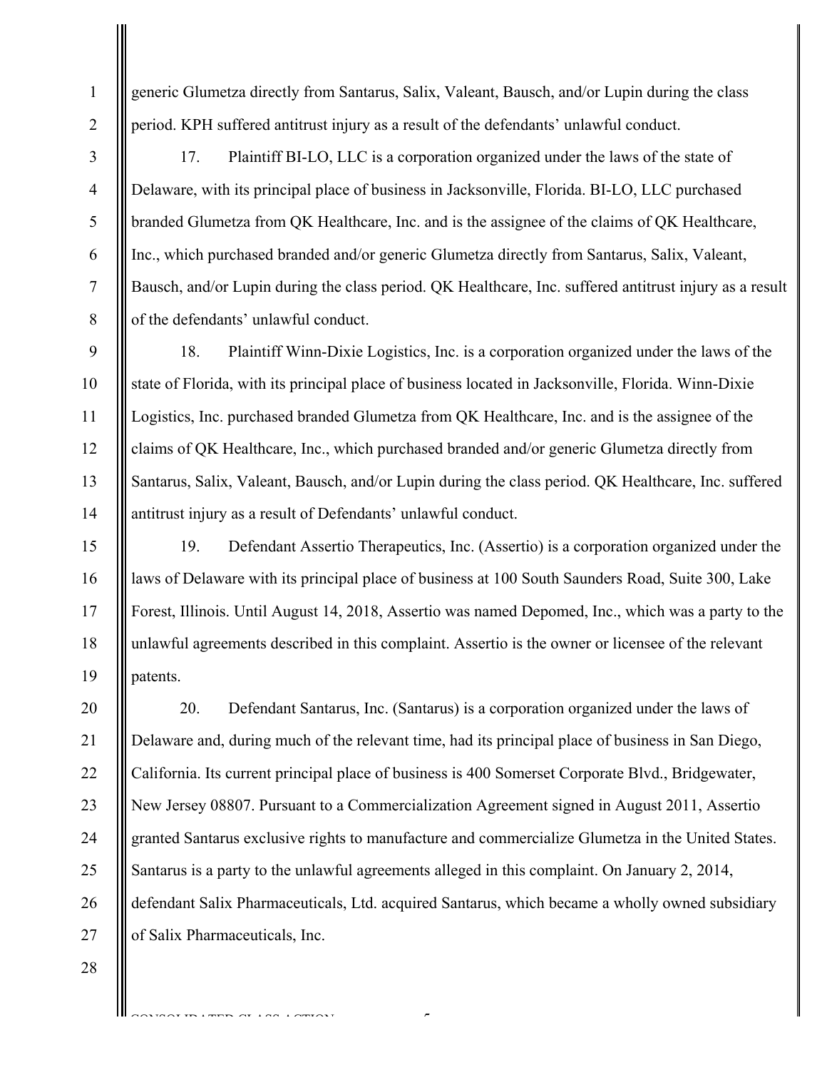generic Glumetza directly from Santarus, Salix, Valeant, Bausch, and/or Lupin during the class period. KPH suffered antitrust injury as a result of the defendants' unlawful conduct.

17. Plaintiff BI-LO, LLC is a corporation organized under the laws of the state of Delaware, with its principal place of business in Jacksonville, Florida. BI-LO, LLC purchased branded Glumetza from QK Healthcare, Inc. and is the assignee of the claims of QK Healthcare, Inc., which purchased branded and/or generic Glumetza directly from Santarus, Salix, Valeant, Bausch, and/or Lupin during the class period. QK Healthcare, Inc. suffered antitrust injury as a result of the defendants' unlawful conduct.

18. Plaintiff Winn-Dixie Logistics, Inc. is a corporation organized under the laws of the state of Florida, with its principal place of business located in Jacksonville, Florida. Winn-Dixie Logistics, Inc. purchased branded Glumetza from QK Healthcare, Inc. and is the assignee of the claims of QK Healthcare, Inc., which purchased branded and/or generic Glumetza directly from Santarus, Salix, Valeant, Bausch, and/or Lupin during the class period. QK Healthcare, Inc. suffered antitrust injury as a result of Defendants' unlawful conduct.

19. Defendant Assertio Therapeutics, Inc. (Assertio) is a corporation organized under the laws of Delaware with its principal place of business at 100 South Saunders Road, Suite 300, Lake Forest, Illinois. Until August 14, 2018, Assertio was named Depomed, Inc., which was a party to the unlawful agreements described in this complaint. Assertio is the owner or licensee of the relevant patents.

20. Defendant Santarus, Inc. (Santarus) is a corporation organized under the laws of Delaware and, during much of the relevant time, had its principal place of business in San Diego, California. Its current principal place of business is 400 Somerset Corporate Blvd., Bridgewater, New Jersey 08807. Pursuant to a Commercialization Agreement signed in August 2011, Assertio granted Santarus exclusive rights to manufacture and commercialize Glumetza in the United States. Santarus is a party to the unlawful agreements alleged in this complaint. On January 2, 2014, defendant Salix Pharmaceuticals, Ltd. acquired Santarus, which became a wholly owned subsidiary of Salix Pharmaceuticals, Inc.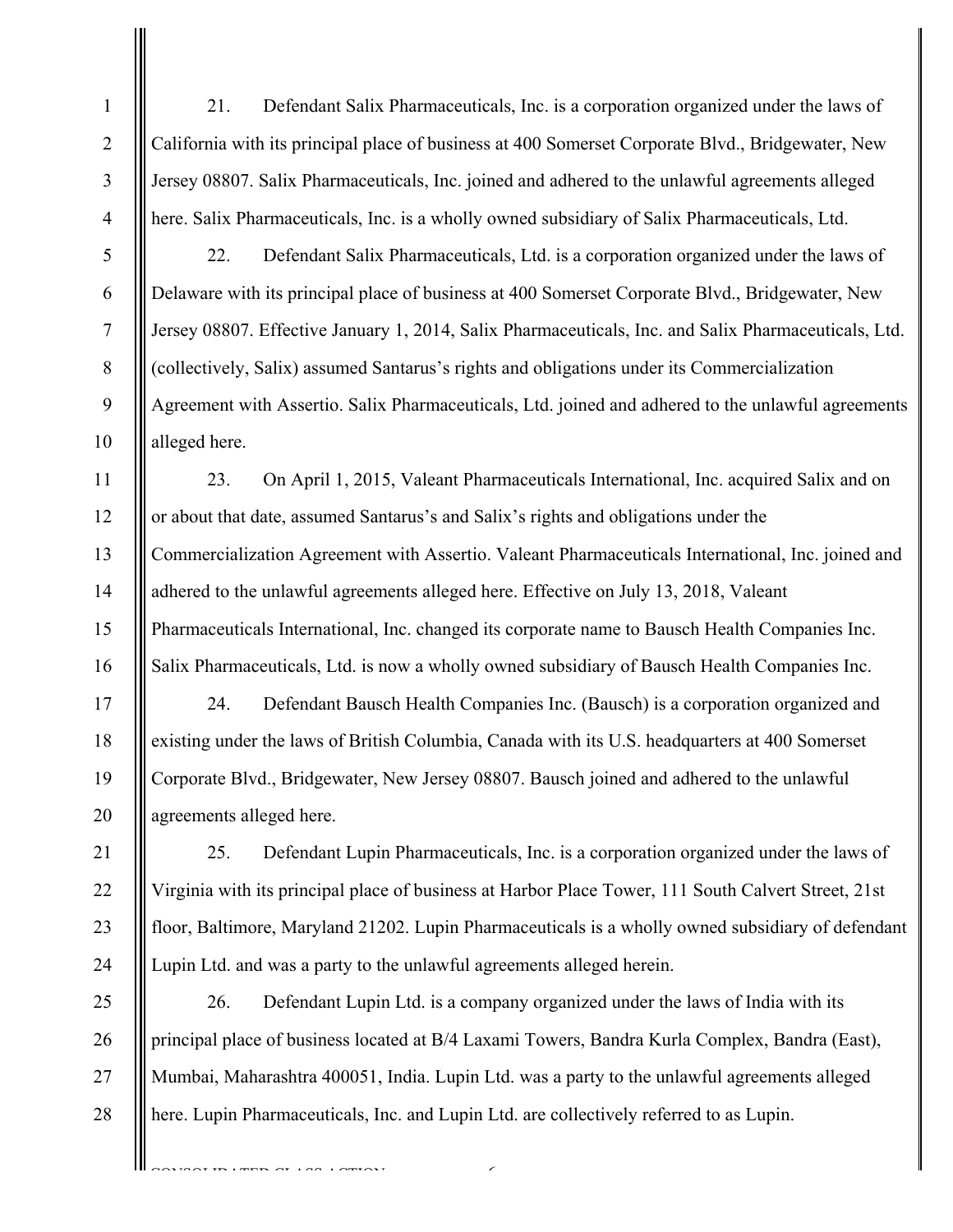21. Defendant Salix Pharmaceuticals, Inc. is a corporation organized under the laws of California with its principal place of business at 400 Somerset Corporate Blvd., Bridgewater, New Jersey 08807. Salix Pharmaceuticals, Inc. joined and adhered to the unlawful agreements alleged here. Salix Pharmaceuticals, Inc. is a wholly owned subsidiary of Salix Pharmaceuticals, Ltd.

22. Defendant Salix Pharmaceuticals, Ltd. is a corporation organized under the laws of Delaware with its principal place of business at 400 Somerset Corporate Blvd., Bridgewater, New Jersey 08807. Effective January 1, 2014, Salix Pharmaceuticals, Inc. and Salix Pharmaceuticals, Ltd. (collectively, Salix) assumed Santarus's rights and obligations under its Commercialization Agreement with Assertio. Salix Pharmaceuticals, Ltd. joined and adhered to the unlawful agreements alleged here.

23. On April 1, 2015, Valeant Pharmaceuticals International, Inc. acquired Salix and on or about that date, assumed Santarus's and Salix's rights and obligations under the Commercialization Agreement with Assertio. Valeant Pharmaceuticals International, Inc. joined and adhered to the unlawful agreements alleged here. Effective on July 13, 2018, Valeant Pharmaceuticals International, Inc. changed its corporate name to Bausch Health Companies Inc. Salix Pharmaceuticals, Ltd. is now a wholly owned subsidiary of Bausch Health Companies Inc.

24. Defendant Bausch Health Companies Inc. (Bausch) is a corporation organized and existing under the laws of British Columbia, Canada with its U.S. headquarters at 400 Somerset Corporate Blvd., Bridgewater, New Jersey 08807. Bausch joined and adhered to the unlawful agreements alleged here.

25. Defendant Lupin Pharmaceuticals, Inc. is a corporation organized under the laws of Virginia with its principal place of business at Harbor Place Tower, 111 South Calvert Street, 21st floor, Baltimore, Maryland 21202. Lupin Pharmaceuticals is a wholly owned subsidiary of defendant Lupin Ltd. and was a party to the unlawful agreements alleged herein.

26. Defendant Lupin Ltd. is a company organized under the laws of India with its principal place of business located at B/4 Laxami Towers, Bandra Kurla Complex, Bandra (East), Mumbai, Maharashtra 400051, India. Lupin Ltd. was a party to the unlawful agreements alleged here. Lupin Pharmaceuticals, Inc. and Lupin Ltd. are collectively referred to as Lupin.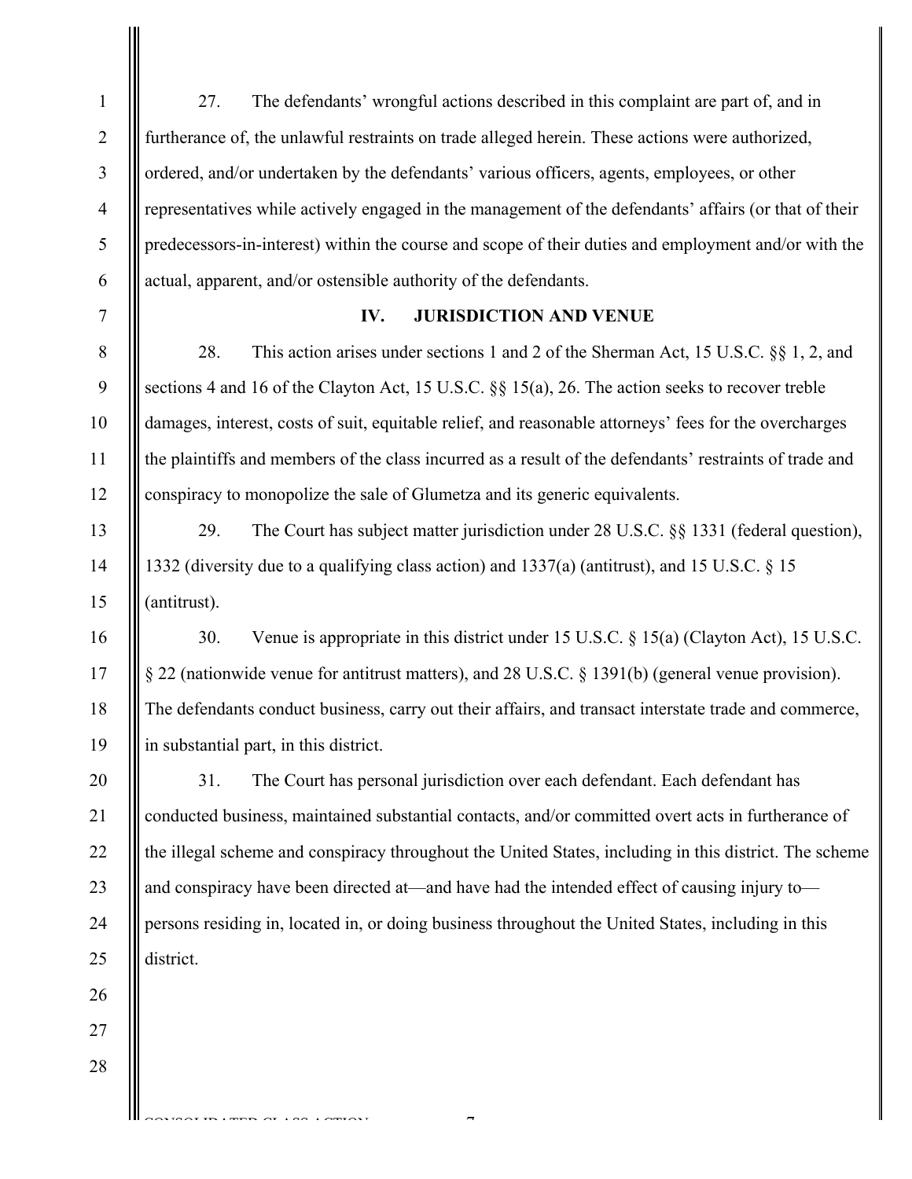27. The defendants' wrongful actions described in this complaint are part of, and in furtherance of, the unlawful restraints on trade alleged herein. These actions were authorized, ordered, and/or undertaken by the defendants' various officers, agents, employees, or other representatives while actively engaged in the management of the defendants' affairs (or that of their predecessors-in-interest) within the course and scope of their duties and employment and/or with the actual, apparent, and/or ostensible authority of the defendants.

## IV. JURISDICTION AND VENUE

28. This action arises under sections 1 and 2 of the Sherman Act, 15 U.S.C. §§ 1, 2, and sections 4 and 16 of the Clayton Act, 15 U.S.C. §§ 15(a), 26. The action seeks to recover treble damages, interest, costs of suit, equitable relief, and reasonable attorneys' fees for the overcharges the plaintiffs and members of the class incurred as a result of the defendants' restraints of trade and conspiracy to monopolize the sale of Glumetza and its generic equivalents.

29. The Court has subject matter jurisdiction under 28 U.S.C. §§ 1331 (federal question), 1332 (diversity due to a qualifying class action) and 1337(a) (antitrust), and 15 U.S.C. § 15 (antitrust).

30. Venue is appropriate in this district under 15 U.S.C. § 15(a) (Clayton Act), 15 U.S.C. § 22 (nationwide venue for antitrust matters), and 28 U.S.C. § 1391(b) (general venue provision). The defendants conduct business, carry out their affairs, and transact interstate trade and commerce, in substantial part, in this district.

31. The Court has personal jurisdiction over each defendant. Each defendant has conducted business, maintained substantial contacts, and/or committed overt acts in furtherance of the illegal scheme and conspiracy throughout the United States, including in this district. The scheme and conspiracy have been directed at—and have had the intended effect of causing injury to—persons residing in, located in, or doing business throughout the United States, including in this district.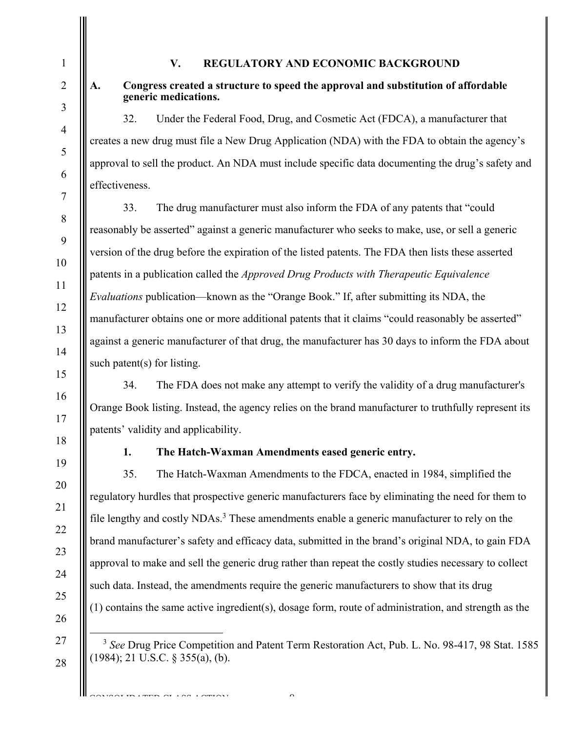## V. REGULATORY AND ECONOMIC BACKGROUND

### A. Congress created a structure to speed the approval and substitution of affordable generic medications.

32. Under the Federal Food, Drug, and Cosmetic Act (FDCA), a manufacturer that creates a new drug must file a New Drug Application (NDA) with the FDA to obtain the agency's approval to sell the product. An NDA must include specific data documenting the drug's safety and effectiveness.

33. The drug manufacturer must also inform the FDA of any patents that "could reasonably be asserted" against a generic manufacturer who seeks to make, use, or sell a generic version of the drug before the expiration of the listed patents. The FDA then lists these asserted patents in a publication called the *Approved Drug Products with Therapeutic Equivalence Evaluations* publication—known as the "Orange Book." If, after submitting its NDA, the manufacturer obtains one or more additional patents that it claims "could reasonably be asserted" against a generic manufacturer of that drug, the manufacturer has 30 days to inform the FDA about such patent(s) for listing.

34. The FDA does not make any attempt to verify the validity of a drug manufacturer's Orange Book listing. Instead, the agency relies on the brand manufacturer to truthfully represent its patents' validity and applicability.

#### 1. The Hatch-Waxman Amendments eased generic entry.

35. The Hatch-Waxman Amendments to the FDCA, enacted in 1984, simplified the regulatory hurdles that prospective generic manufacturers face by eliminating the need for them to file lengthy and costly NDAs.[3] These amendments enable a generic manufacturer to rely on the brand manufacturer's safety and efficacy data, submitted in the brand's original NDA, to gain FDA approval to make and sell the generic drug rather than repeat the costly studies necessary to collect such data. Instead, the amendments require the generic manufacturers to show that its drug (1) contains the same active ingredient(s), dosage form, route of administration, and strength as the

---

[3] *See* Drug Price Competition and Patent Term Restoration Act, Pub. L. No. 98-417, 98 Stat. 1585 (1984); 21 U.S.C. § 355(a), (b).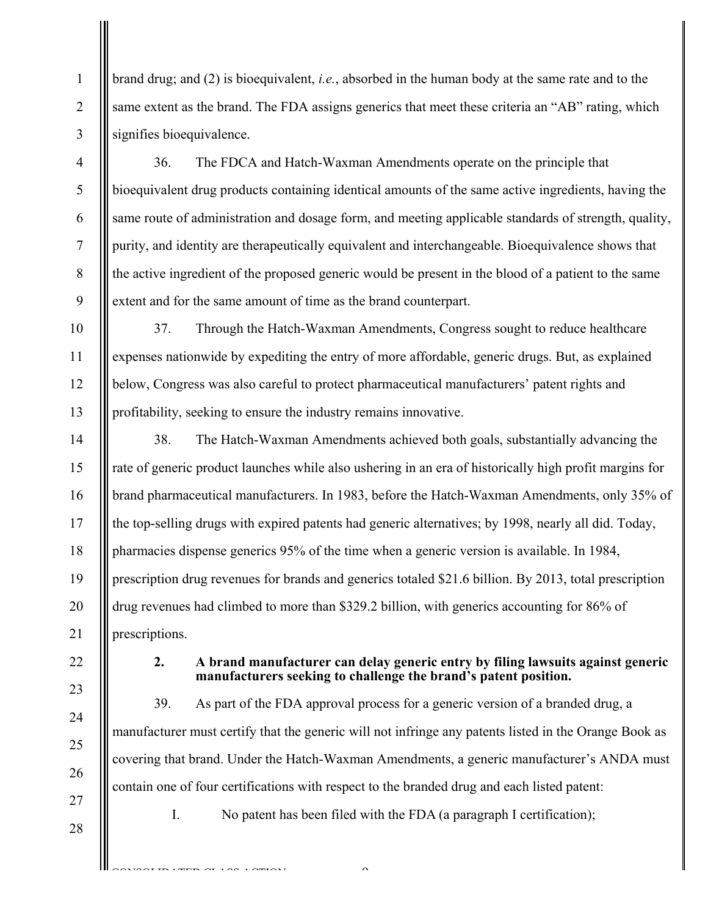brand drug; and (2) is bioequivalent, *i.e.*, absorbed in the human body at the same rate and to the same extent as the brand. The FDA assigns generics that meet these criteria an "AB" rating, which signifies bioequivalence.

36. The FDCA and Hatch-Waxman Amendments operate on the principle that bioequivalent drug products containing identical amounts of the same active ingredients, having the same route of administration and dosage form, and meeting applicable standards of strength, quality, purity, and identity are therapeutically equivalent and interchangeable. Bioequivalence shows that the active ingredient of the proposed generic would be present in the blood of a patient to the same extent and for the same amount of time as the brand counterpart.

37. Through the Hatch-Waxman Amendments, Congress sought to reduce healthcare expenses nationwide by expediting the entry of more affordable, generic drugs. But, as explained below, Congress was also careful to protect pharmaceutical manufacturers' patent rights and profitability, seeking to ensure the industry remains innovative.

38. The Hatch-Waxman Amendments achieved both goals, substantially advancing the rate of generic product launches while also ushering in an era of historically high profit margins for brand pharmaceutical manufacturers. In 1983, before the Hatch-Waxman Amendments, only 35% of the top-selling drugs with expired patents had generic alternatives; by 1998, nearly all did. Today, pharmacies dispense generics 95% of the time when a generic version is available. In 1984, prescription drug revenues for brands and generics totaled $21.6 billion. By 2013, total prescription drug revenues had climbed to more than $329.2 billion, with generics accounting for 86% of prescriptions.

### 2. A brand manufacturer can delay generic entry by filing lawsuits against generic manufacturers seeking to challenge the brand's patent position.

39. As part of the FDA approval process for a generic version of a branded drug, a manufacturer must certify that the generic will not infringe any patents listed in the Orange Book as covering that brand. Under the Hatch-Waxman Amendments, a generic manufacturer's ANDA must contain one of four certifications with respect to the branded drug and each listed patent:

I. No patent has been filed with the FDA (a paragraph I certification);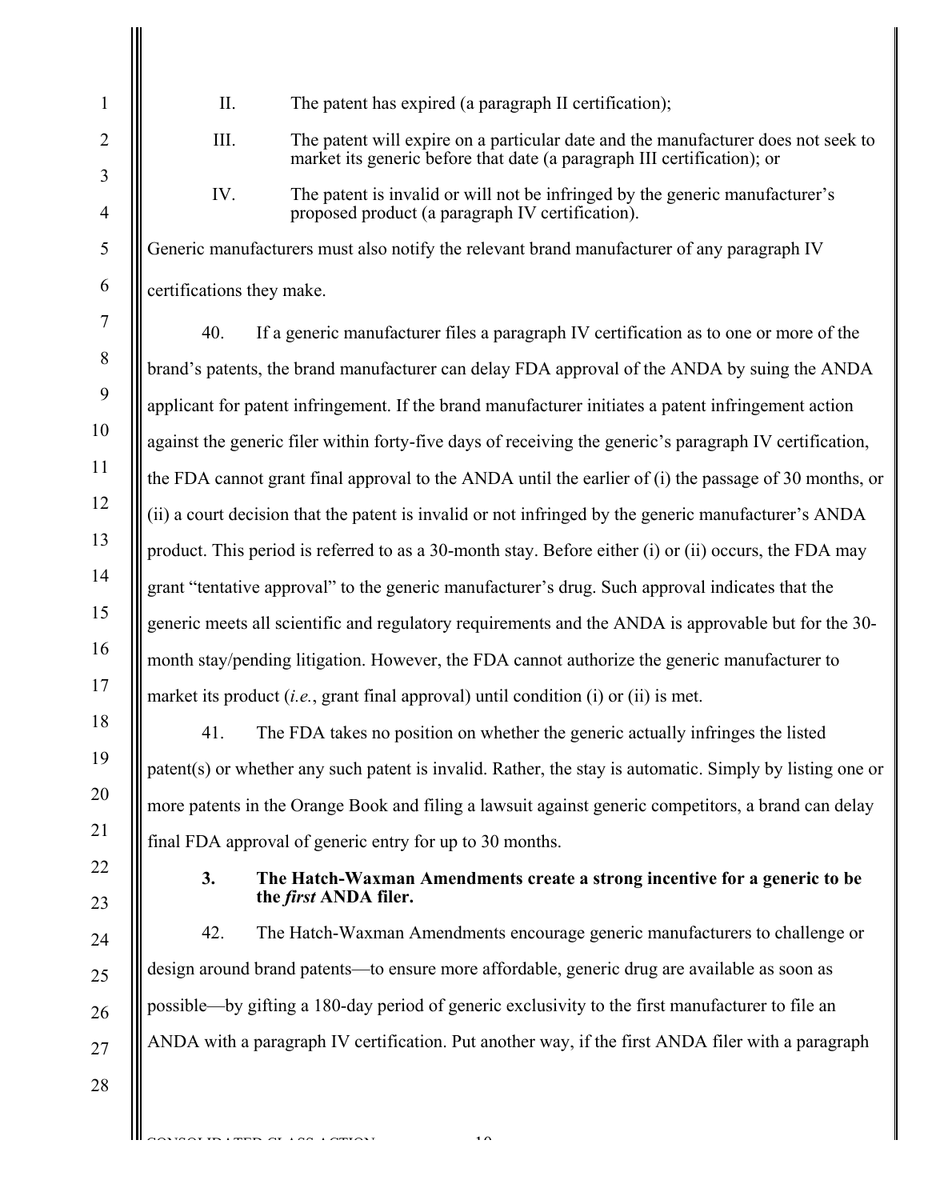II. The patent has expired (a paragraph II certification);

III. The patent will expire on a particular date and the manufacturer does not seek to market its generic before that date (a paragraph III certification); or

IV. The patent is invalid or will not be infringed by the generic manufacturer's proposed product (a paragraph IV certification).

Generic manufacturers must also notify the relevant brand manufacturer of any paragraph IV certifications they make.

40. If a generic manufacturer files a paragraph IV certification as to one or more of the brand's patents, the brand manufacturer can delay FDA approval of the ANDA by suing the ANDA applicant for patent infringement. If the brand manufacturer initiates a patent infringement action against the generic filer within forty-five days of receiving the generic's paragraph IV certification, the FDA cannot grant final approval to the ANDA until the earlier of (i) the passage of 30 months, or (ii) a court decision that the patent is invalid or not infringed by the generic manufacturer's ANDA product. This period is referred to as a 30-month stay. Before either (i) or (ii) occurs, the FDA may grant "tentative approval" to the generic manufacturer's drug. Such approval indicates that the generic meets all scientific and regulatory requirements and the ANDA is approvable but for the 30-month stay/pending litigation. However, the FDA cannot authorize the generic manufacturer to market its product (*i.e.*, grant final approval) until condition (i) or (ii) is met.

41. The FDA takes no position on whether the generic actually infringes the listed patent(s) or whether any such patent is invalid. Rather, the stay is automatic. Simply by listing one or more patents in the Orange Book and filing a lawsuit against generic competitors, a brand can delay final FDA approval of generic entry for up to 30 months.

### 3. The Hatch-Waxman Amendments create a strong incentive for a generic to be the *first* ANDA filer.

42. The Hatch-Waxman Amendments encourage generic manufacturers to challenge or design around brand patents—to ensure more affordable, generic drug are available as soon as possible—by gifting a 180-day period of generic exclusivity to the first manufacturer to file an ANDA with a paragraph IV certification. Put another way, if the first ANDA filer with a paragraph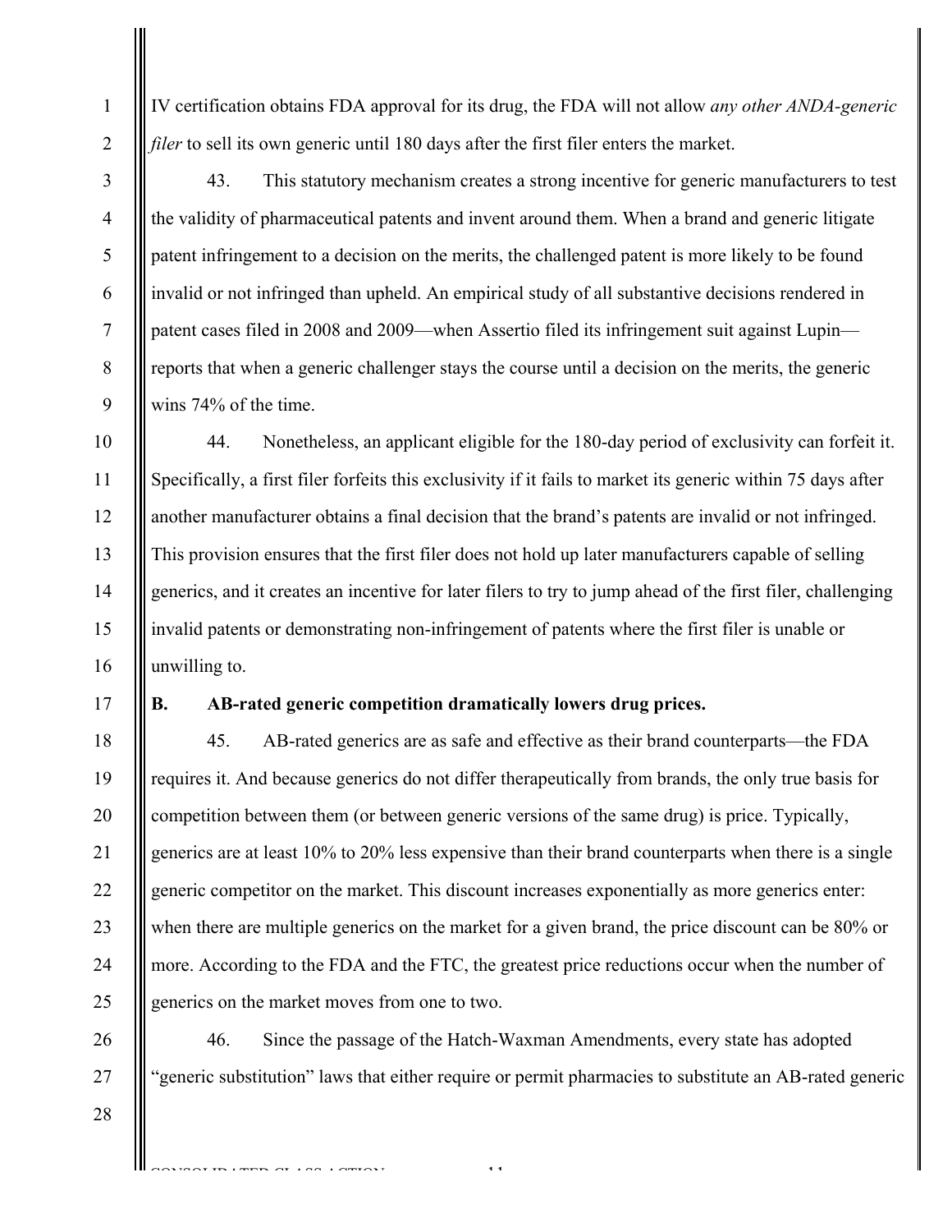IV certification obtains FDA approval for its drug, the FDA will not allow *any other ANDA-generic filer* to sell its own generic until 180 days after the first filer enters the market.

43. This statutory mechanism creates a strong incentive for generic manufacturers to test the validity of pharmaceutical patents and invent around them. When a brand and generic litigate patent infringement to a decision on the merits, the challenged patent is more likely to be found invalid or not infringed than upheld. An empirical study of all substantive decisions rendered in patent cases filed in 2008 and 2009—when Assertio filed its infringement suit against Lupin—reports that when a generic challenger stays the course until a decision on the merits, the generic wins 74% of the time.

44. Nonetheless, an applicant eligible for the 180-day period of exclusivity can forfeit it. Specifically, a first filer forfeits this exclusivity if it fails to market its generic within 75 days after another manufacturer obtains a final decision that the brand's patents are invalid or not infringed. This provision ensures that the first filer does not hold up later manufacturers capable of selling generics, and it creates an incentive for later filers to try to jump ahead of the first filer, challenging invalid patents or demonstrating non-infringement of patents where the first filer is unable or unwilling to.

### B. AB-rated generic competition dramatically lowers drug prices.

45. AB-rated generics are as safe and effective as their brand counterparts—the FDA requires it. And because generics do not differ therapeutically from brands, the only true basis for competition between them (or between generic versions of the same drug) is price. Typically, generics are at least 10% to 20% less expensive than their brand counterparts when there is a single generic competitor on the market. This discount increases exponentially as more generics enter: when there are multiple generics on the market for a given brand, the price discount can be 80% or more. According to the FDA and the FTC, the greatest price reductions occur when the number of generics on the market moves from one to two.

46. Since the passage of the Hatch-Waxman Amendments, every state has adopted "generic substitution" laws that either require or permit pharmacies to substitute an AB-rated generic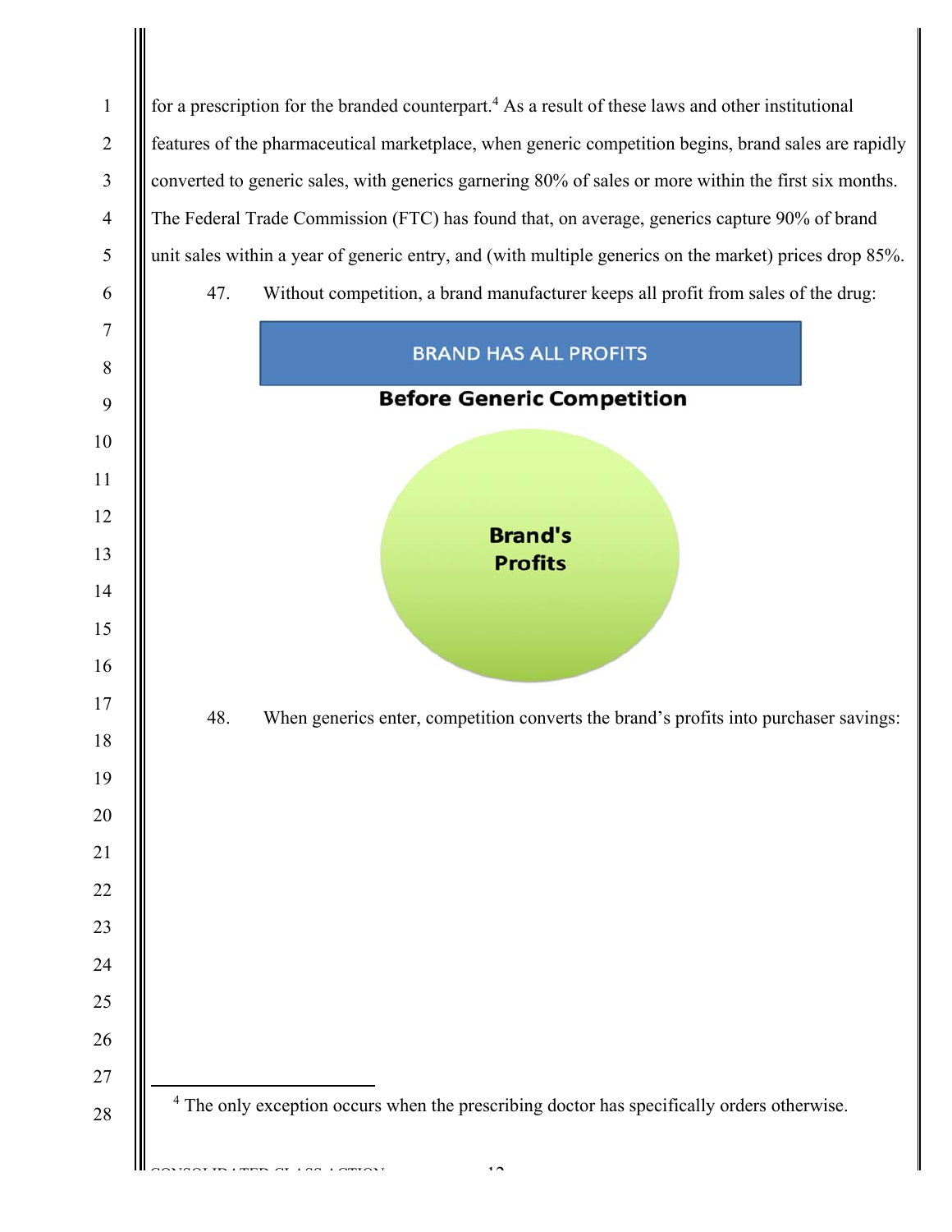for a prescription for the branded counterpart.[4] As a result of these laws and other institutional features of the pharmaceutical marketplace, when generic competition begins, brand sales are rapidly converted to generic sales, with generics garnering 80% of sales or more within the first six months. The Federal Trade Commission (FTC) has found that, on average, generics capture 90% of brand unit sales within a year of generic entry, and (with multiple generics on the market) prices drop 85%.

47. Without competition, a brand manufacturer keeps all profit from sales of the drug:

BRAND HAS ALL PROFITS

**Before Generic Competition**

**Brand's Profits**

48. When generics enter, competition converts the brand's profits into purchaser savings:

[4] The only exception occurs when the prescribing doctor has specifically orders otherwise.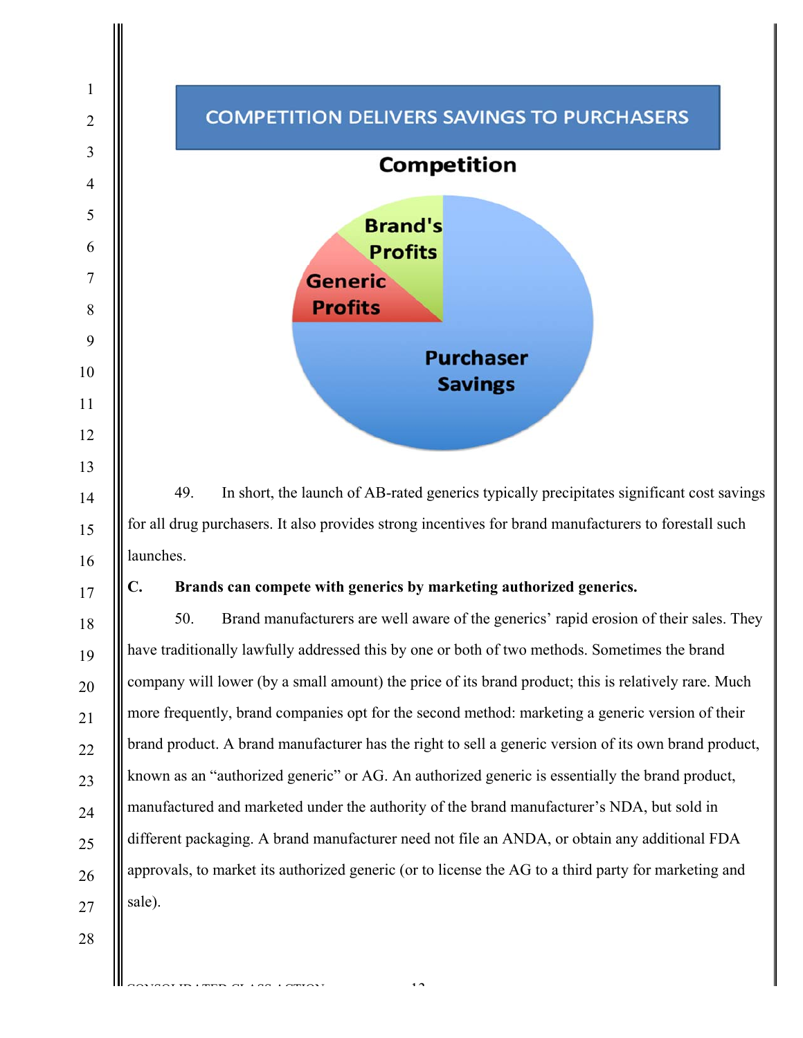COMPETITION DELIVERS SAVINGS TO PURCHASERS

Competition

Brand's Profits

Generic Profits

Purchaser Savings

49. In short, the launch of AB-rated generics typically precipitates significant cost savings for all drug purchasers. It also provides strong incentives for brand manufacturers to forestall such launches.

**C. Brands can compete with generics by marketing authorized generics.**

50. Brand manufacturers are well aware of the generics' rapid erosion of their sales. They have traditionally lawfully addressed this by one or both of two methods. Sometimes the brand company will lower (by a small amount) the price of its brand product; this is relatively rare. Much more frequently, brand companies opt for the second method: marketing a generic version of their brand product. A brand manufacturer has the right to sell a generic version of its own brand product, known as an "authorized generic" or AG. An authorized generic is essentially the brand product, manufactured and marketed under the authority of the brand manufacturer's NDA, but sold in different packaging. A brand manufacturer need not file an ANDA, or obtain any additional FDA approvals, to market its authorized generic (or to license the AG to a third party for marketing and sale).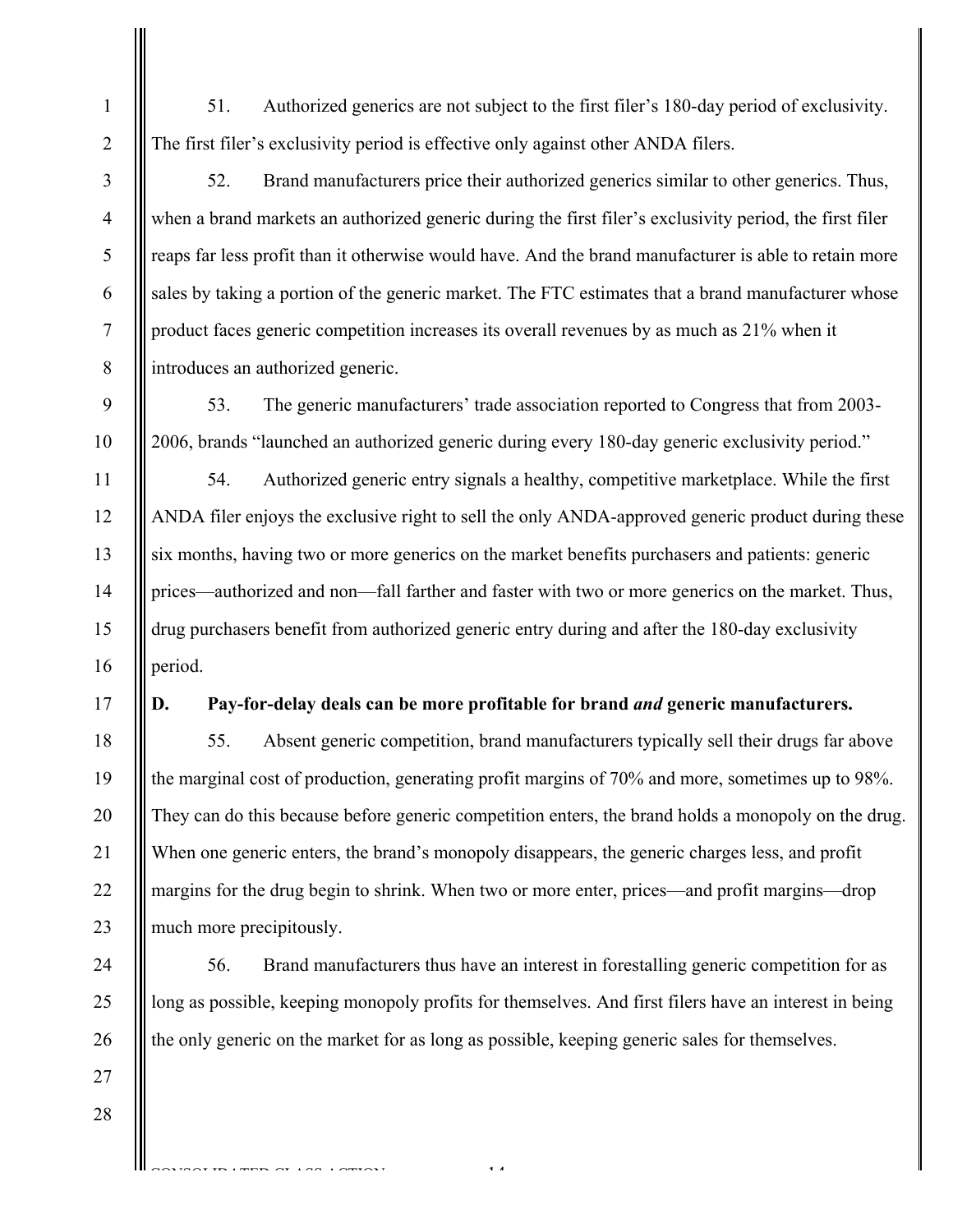51. Authorized generics are not subject to the first filer's 180-day period of exclusivity. The first filer's exclusivity period is effective only against other ANDA filers.

52. Brand manufacturers price their authorized generics similar to other generics. Thus, when a brand markets an authorized generic during the first filer's exclusivity period, the first filer reaps far less profit than it otherwise would have. And the brand manufacturer is able to retain more sales by taking a portion of the generic market. The FTC estimates that a brand manufacturer whose product faces generic competition increases its overall revenues by as much as 21% when it introduces an authorized generic.

53. The generic manufacturers' trade association reported to Congress that from 2003-2006, brands "launched an authorized generic during every 180-day generic exclusivity period."

54. Authorized generic entry signals a healthy, competitive marketplace. While the first ANDA filer enjoys the exclusive right to sell the only ANDA-approved generic product during these six months, having two or more generics on the market benefits purchasers and patients: generic prices—authorized and non—fall farther and faster with two or more generics on the market. Thus, drug purchasers benefit from authorized generic entry during and after the 180-day exclusivity period.

### D. Pay-for-delay deals can be more profitable for brand *and* generic manufacturers.

55. Absent generic competition, brand manufacturers typically sell their drugs far above the marginal cost of production, generating profit margins of 70% and more, sometimes up to 98%. They can do this because before generic competition enters, the brand holds a monopoly on the drug. When one generic enters, the brand's monopoly disappears, the generic charges less, and profit margins for the drug begin to shrink. When two or more enter, prices—and profit margins—drop much more precipitously.

56. Brand manufacturers thus have an interest in forestalling generic competition for as long as possible, keeping monopoly profits for themselves. And first filers have an interest in being the only generic on the market for as long as possible, keeping generic sales for themselves.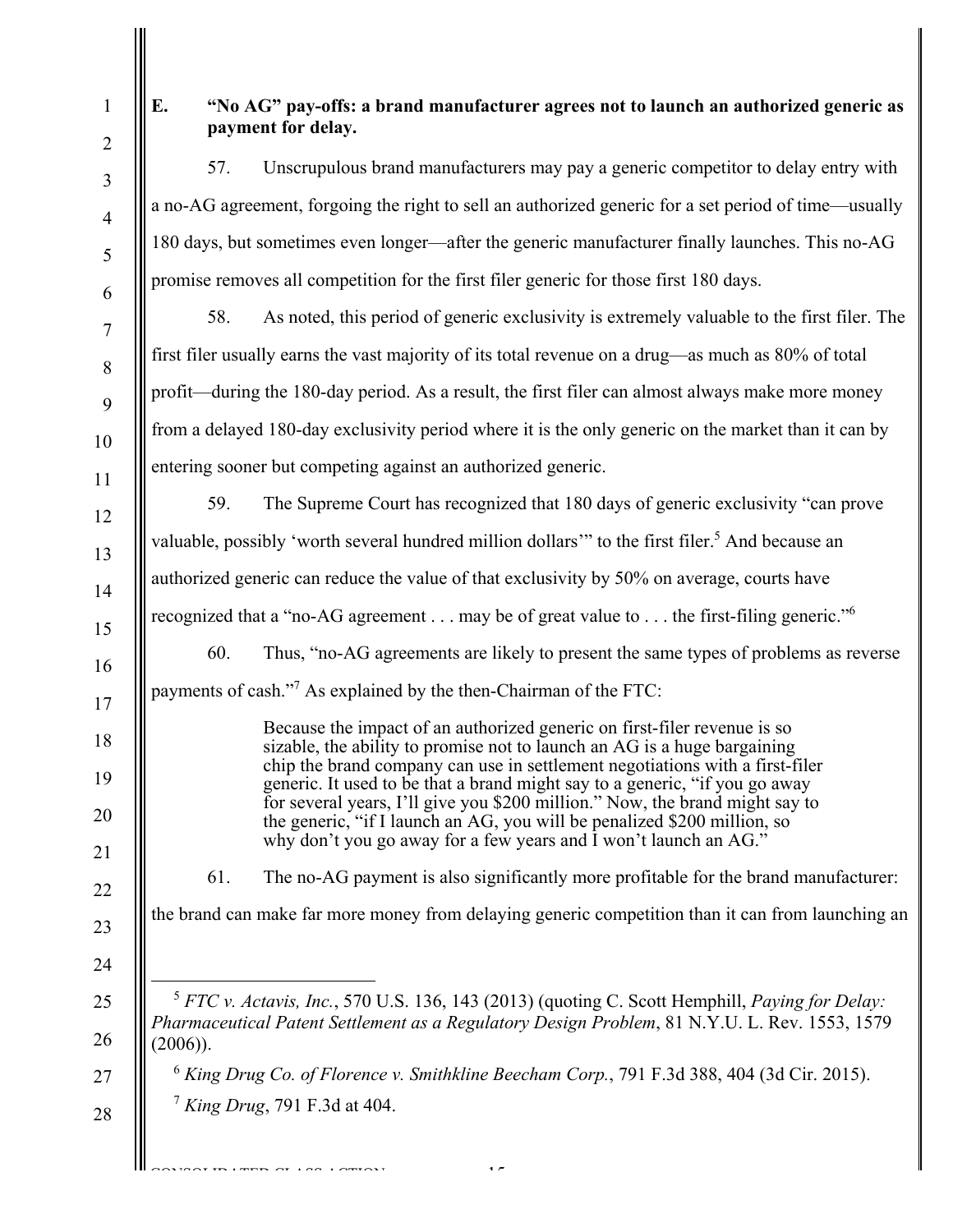### E. "No AG" pay-offs: a brand manufacturer agrees not to launch an authorized generic as payment for delay.

57. Unscrupulous brand manufacturers may pay a generic competitor to delay entry with a no-AG agreement, forgoing the right to sell an authorized generic for a set period of time—usually 180 days, but sometimes even longer—after the generic manufacturer finally launches. This no-AG promise removes all competition for the first filer generic for those first 180 days.

58. As noted, this period of generic exclusivity is extremely valuable to the first filer. The first filer usually earns the vast majority of its total revenue on a drug—as much as 80% of total profit—during the 180-day period. As a result, the first filer can almost always make more money from a delayed 180-day exclusivity period where it is the only generic on the market than it can by entering sooner but competing against an authorized generic.

59. The Supreme Court has recognized that 180 days of generic exclusivity "can prove valuable, possibly 'worth several hundred million dollars'" to the first filer.[5] And because an authorized generic can reduce the value of that exclusivity by 50% on average, courts have recognized that a "no-AG agreement . . . may be of great value to . . . the first-filing generic."[6]

60. Thus, "no-AG agreements are likely to present the same types of problems as reverse payments of cash."[7] As explained by the then-Chairman of the FTC:

> Because the impact of an authorized generic on first-filer revenue is so sizable, the ability to promise not to launch an AG is a huge bargaining chip the brand company can use in settlement negotiations with a first-filer generic. It used to be that a brand might say to a generic, "if you go away for several years, I'll give you $200 million." Now, the brand might say to the generic, "if I launch an AG, you will be penalized $200 million, so why don't you go away for a few years and I won't launch an AG."

61. The no-AG payment is also significantly more profitable for the brand manufacturer: the brand can make far more money from delaying generic competition than it can from launching an

---

[5] *FTC v. Actavis, Inc.*, 570 U.S. 136, 143 (2013) (quoting C. Scott Hemphill, *Paying for Delay: Pharmaceutical Patent Settlement as a Regulatory Design Problem*, 81 N.Y.U. L. Rev. 1553, 1579 (2006)).

[6] *King Drug Co. of Florence v. Smithkline Beecham Corp.*, 791 F.3d 388, 404 (3d Cir. 2015).

[7] *King Drug*, 791 F.3d at 404.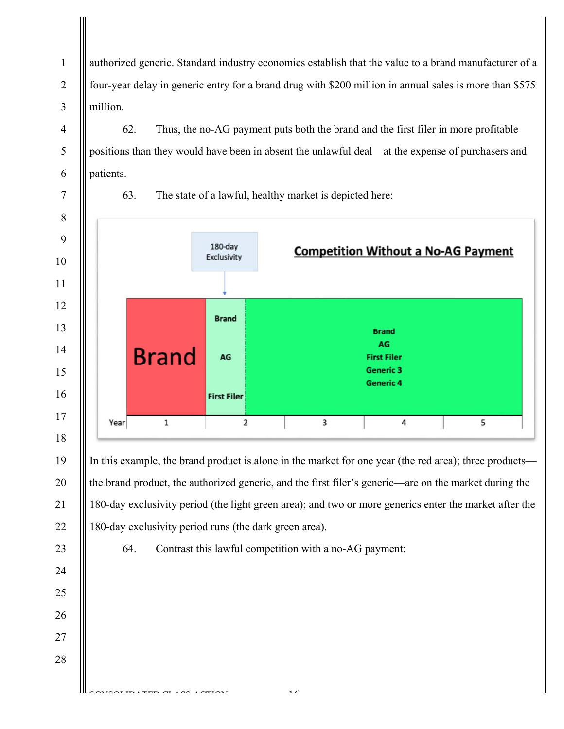authorized generic. Standard industry economics establish that the value to a brand manufacturer of a four-year delay in generic entry for a brand drug with $200 million in annual sales is more than $575 million.

62. Thus, the no-AG payment puts both the brand and the first filer in more profitable positions than they would have been in absent the unlawful deal—at the expense of purchasers and patients.

63. The state of a lawful, healthy market is depicted here:

**Competition Without a No-AG Payment**

180-day Exclusivity

Brand | Brand, AG, First Filer | Brand, AG, First Filer, Generic 3, Generic 4

Year: 1, 2, 3, 4, 5

In this example, the brand product is alone in the market for one year (the red area); three products—the brand product, the authorized generic, and the first filer's generic—are on the market during the 180-day exclusivity period (the light green area); and two or more generics enter the market after the 180-day exclusivity period runs (the dark green area).

64. Contrast this lawful competition with a no-AG payment: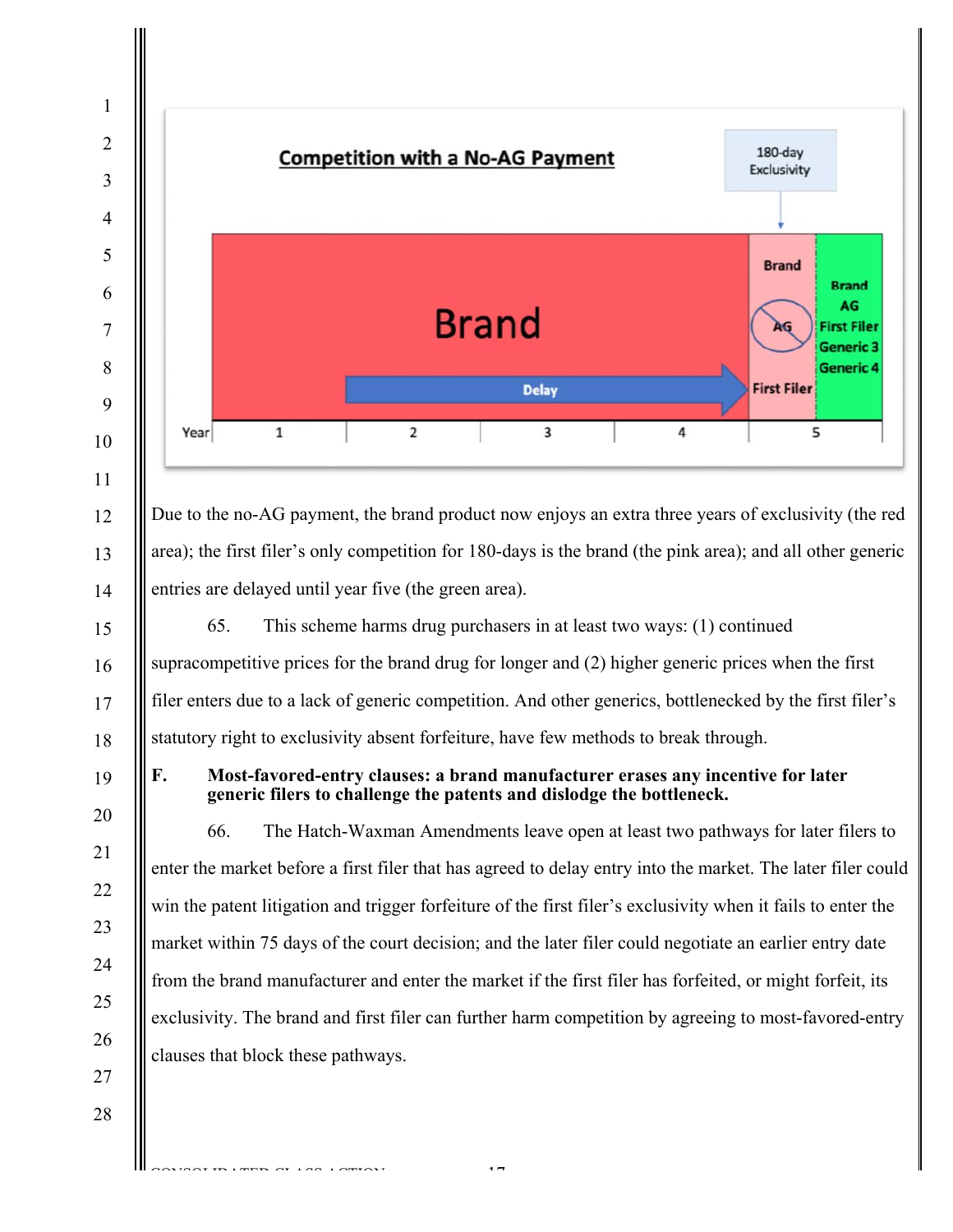Competition with a No-AG Payment

| Year | 1 | 2 | 3 | 4 | 5 | |
|---|---|---|---|---|---|---|
| | Brand | Brand (Delay) | Brand (Delay) | Brand (Delay) | 180-day Exclusivity: Brand, ~~AG~~, First Filer | Brand, AG, First Filer, Generic 3, Generic 4 |

Due to the no-AG payment, the brand product now enjoys an extra three years of exclusivity (the red area); the first filer's only competition for 180-days is the brand (the pink area); and all other generic entries are delayed until year five (the green area).

65. This scheme harms drug purchasers in at least two ways: (1) continued supracompetitive prices for the brand drug for longer and (2) higher generic prices when the first filer enters due to a lack of generic competition. And other generics, bottlenecked by the first filer's statutory right to exclusivity absent forfeiture, have few methods to break through.

### F. Most-favored-entry clauses: a brand manufacturer erases any incentive for later generic filers to challenge the patents and dislodge the bottleneck.

66. The Hatch-Waxman Amendments leave open at least two pathways for later filers to enter the market before a first filer that has agreed to delay entry into the market. The later filer could win the patent litigation and trigger forfeiture of the first filer's exclusivity when it fails to enter the market within 75 days of the court decision; and the later filer could negotiate an earlier entry date from the brand manufacturer and enter the market if the first filer has forfeited, or might forfeit, its exclusivity. The brand and first filer can further harm competition by agreeing to most-favored-entry clauses that block these pathways.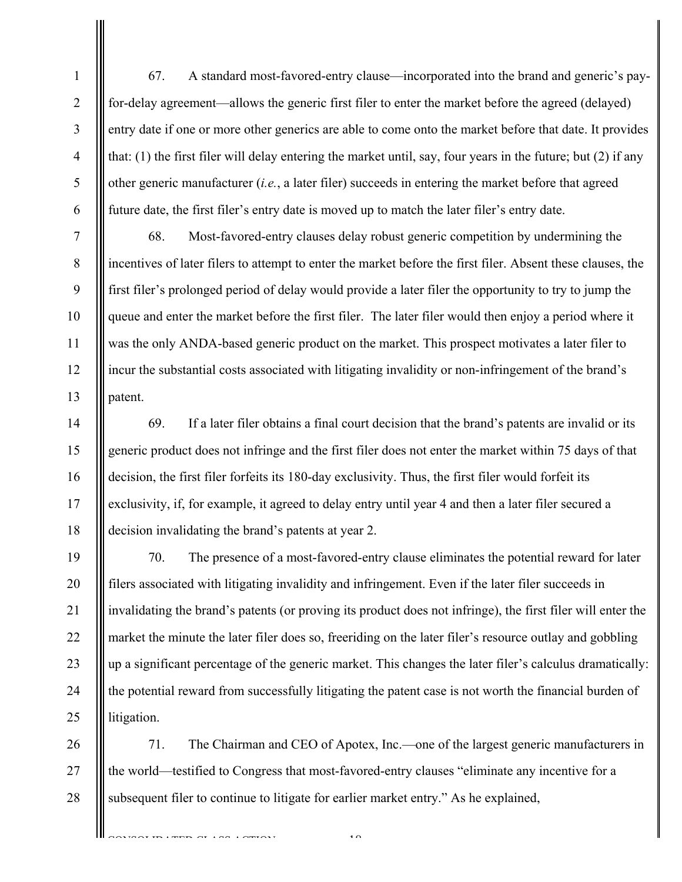67. A standard most-favored-entry clause—incorporated into the brand and generic's pay-for-delay agreement—allows the generic first filer to enter the market before the agreed (delayed) entry date if one or more other generics are able to come onto the market before that date. It provides that: (1) the first filer will delay entering the market until, say, four years in the future; but (2) if any other generic manufacturer (*i.e.*, a later filer) succeeds in entering the market before that agreed future date, the first filer's entry date is moved up to match the later filer's entry date.

68. Most-favored-entry clauses delay robust generic competition by undermining the incentives of later filers to attempt to enter the market before the first filer. Absent these clauses, the first filer's prolonged period of delay would provide a later filer the opportunity to try to jump the queue and enter the market before the first filer. The later filer would then enjoy a period where it was the only ANDA-based generic product on the market. This prospect motivates a later filer to incur the substantial costs associated with litigating invalidity or non-infringement of the brand's patent.

69. If a later filer obtains a final court decision that the brand's patents are invalid or its generic product does not infringe and the first filer does not enter the market within 75 days of that decision, the first filer forfeits its 180-day exclusivity. Thus, the first filer would forfeit its exclusivity, if, for example, it agreed to delay entry until year 4 and then a later filer secured a decision invalidating the brand's patents at year 2.

70. The presence of a most-favored-entry clause eliminates the potential reward for later filers associated with litigating invalidity and infringement. Even if the later filer succeeds in invalidating the brand's patents (or proving its product does not infringe), the first filer will enter the market the minute the later filer does so, freeriding on the later filer's resource outlay and gobbling up a significant percentage of the generic market. This changes the later filer's calculus dramatically: the potential reward from successfully litigating the patent case is not worth the financial burden of litigation.

71. The Chairman and CEO of Apotex, Inc.—one of the largest generic manufacturers in the world—testified to Congress that most-favored-entry clauses "eliminate any incentive for a subsequent filer to continue to litigate for earlier market entry." As he explained,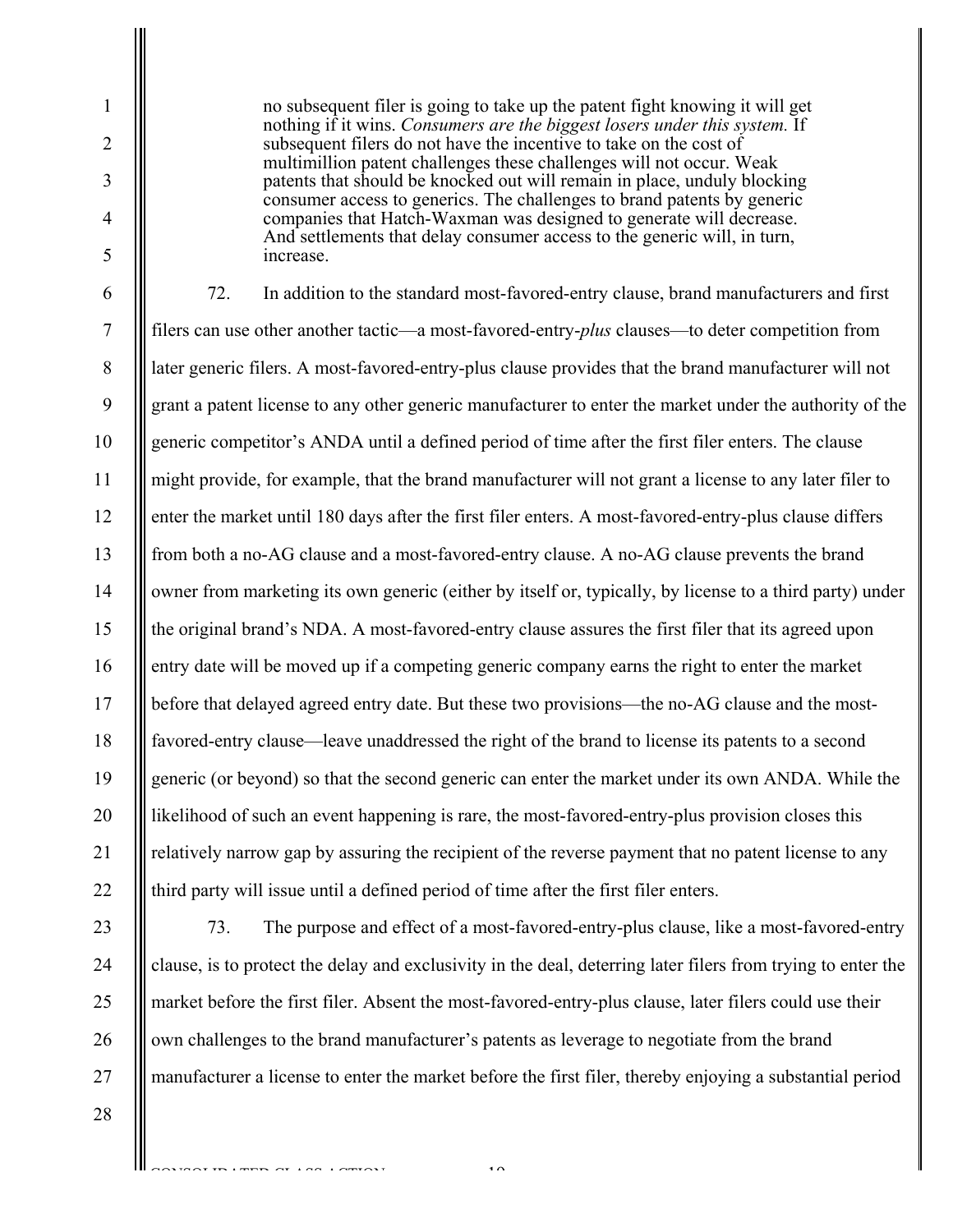> no subsequent filer is going to take up the patent fight knowing it will get nothing if it wins. *Consumers are the biggest losers under this system.* If subsequent filers do not have the incentive to take on the cost of multimillion patent challenges these challenges will not occur. Weak patents that should be knocked out will remain in place, unduly blocking consumer access to generics. The challenges to brand patents by generic companies that Hatch-Waxman was designed to generate will decrease. And settlements that delay consumer access to the generic will, in turn, increase.

72. In addition to the standard most-favored-entry clause, brand manufacturers and first filers can use other another tactic—a most-favored-entry-*plus* clauses—to deter competition from later generic filers. A most-favored-entry-plus clause provides that the brand manufacturer will not grant a patent license to any other generic manufacturer to enter the market under the authority of the generic competitor's ANDA until a defined period of time after the first filer enters. The clause might provide, for example, that the brand manufacturer will not grant a license to any later filer to enter the market until 180 days after the first filer enters. A most-favored-entry-plus clause differs from both a no-AG clause and a most-favored-entry clause. A no-AG clause prevents the brand owner from marketing its own generic (either by itself or, typically, by license to a third party) under the original brand's NDA. A most-favored-entry clause assures the first filer that its agreed upon entry date will be moved up if a competing generic company earns the right to enter the market before that delayed agreed entry date. But these two provisions—the no-AG clause and the most-favored-entry clause—leave unaddressed the right of the brand to license its patents to a second generic (or beyond) so that the second generic can enter the market under its own ANDA. While the likelihood of such an event happening is rare, the most-favored-entry-plus provision closes this relatively narrow gap by assuring the recipient of the reverse payment that no patent license to any third party will issue until a defined period of time after the first filer enters.

73. The purpose and effect of a most-favored-entry-plus clause, like a most-favored-entry clause, is to protect the delay and exclusivity in the deal, deterring later filers from trying to enter the market before the first filer. Absent the most-favored-entry-plus clause, later filers could use their own challenges to the brand manufacturer's patents as leverage to negotiate from the brand manufacturer a license to enter the market before the first filer, thereby enjoying a substantial period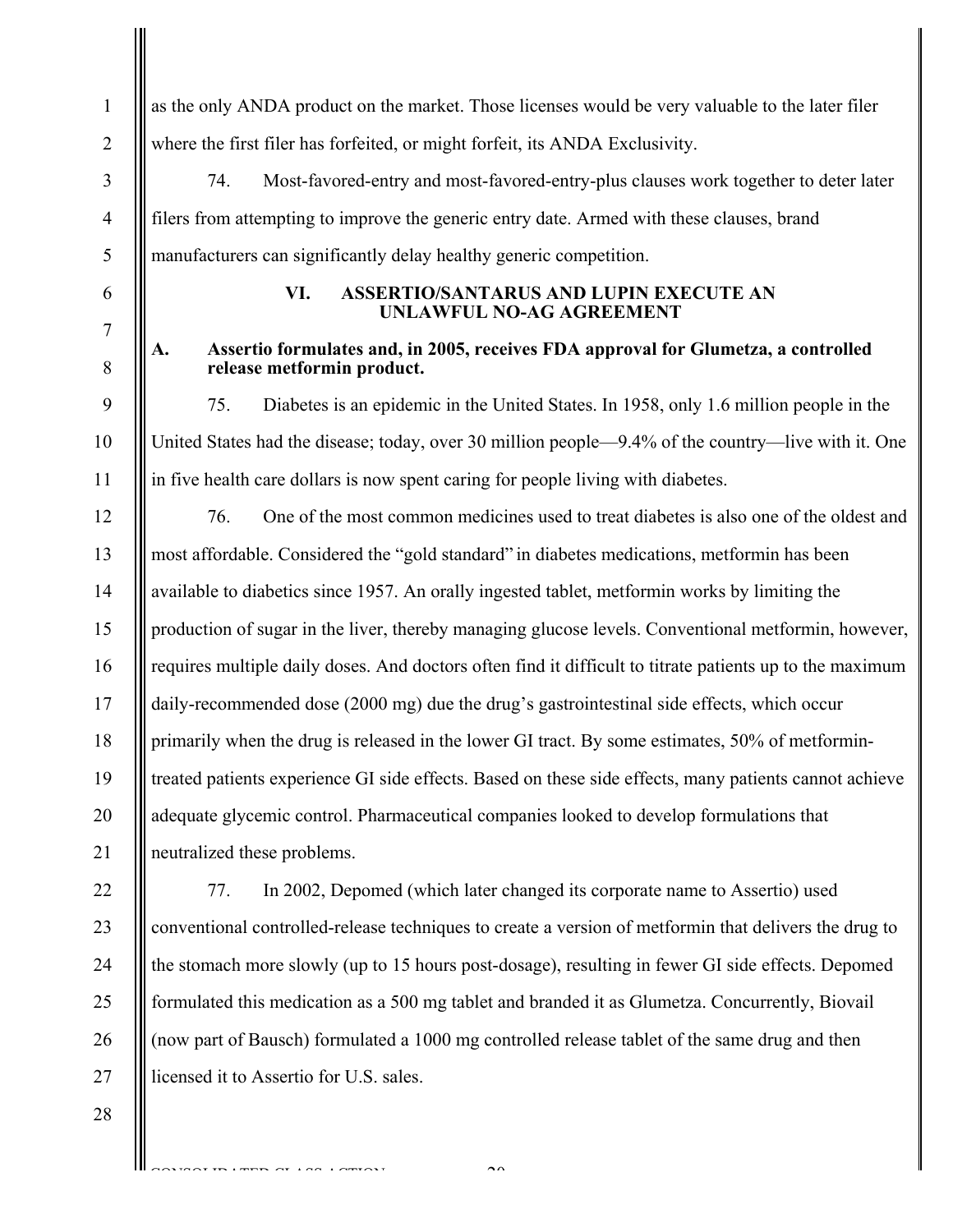as the only ANDA product on the market. Those licenses would be very valuable to the later filer where the first filer has forfeited, or might forfeit, its ANDA Exclusivity.

74. Most-favored-entry and most-favored-entry-plus clauses work together to deter later filers from attempting to improve the generic entry date. Armed with these clauses, brand manufacturers can significantly delay healthy generic competition.

## VI. ASSERTIO/SANTARUS AND LUPIN EXECUTE AN UNLAWFUL NO-AG AGREEMENT

### A. Assertio formulates and, in 2005, receives FDA approval for Glumetza, a controlled release metformin product.

75. Diabetes is an epidemic in the United States. In 1958, only 1.6 million people in the United States had the disease; today, over 30 million people—9.4% of the country—live with it. One in five health care dollars is now spent caring for people living with diabetes.

76. One of the most common medicines used to treat diabetes is also one of the oldest and most affordable. Considered the "gold standard" in diabetes medications, metformin has been available to diabetics since 1957. An orally ingested tablet, metformin works by limiting the production of sugar in the liver, thereby managing glucose levels. Conventional metformin, however, requires multiple daily doses. And doctors often find it difficult to titrate patients up to the maximum daily-recommended dose (2000 mg) due the drug's gastrointestinal side effects, which occur primarily when the drug is released in the lower GI tract. By some estimates, 50% of metformin-treated patients experience GI side effects. Based on these side effects, many patients cannot achieve adequate glycemic control. Pharmaceutical companies looked to develop formulations that neutralized these problems.

77. In 2002, Depomed (which later changed its corporate name to Assertio) used conventional controlled-release techniques to create a version of metformin that delivers the drug to the stomach more slowly (up to 15 hours post-dosage), resulting in fewer GI side effects. Depomed formulated this medication as a 500 mg tablet and branded it as Glumetza. Concurrently, Biovail (now part of Bausch) formulated a 1000 mg controlled release tablet of the same drug and then licensed it to Assertio for U.S. sales.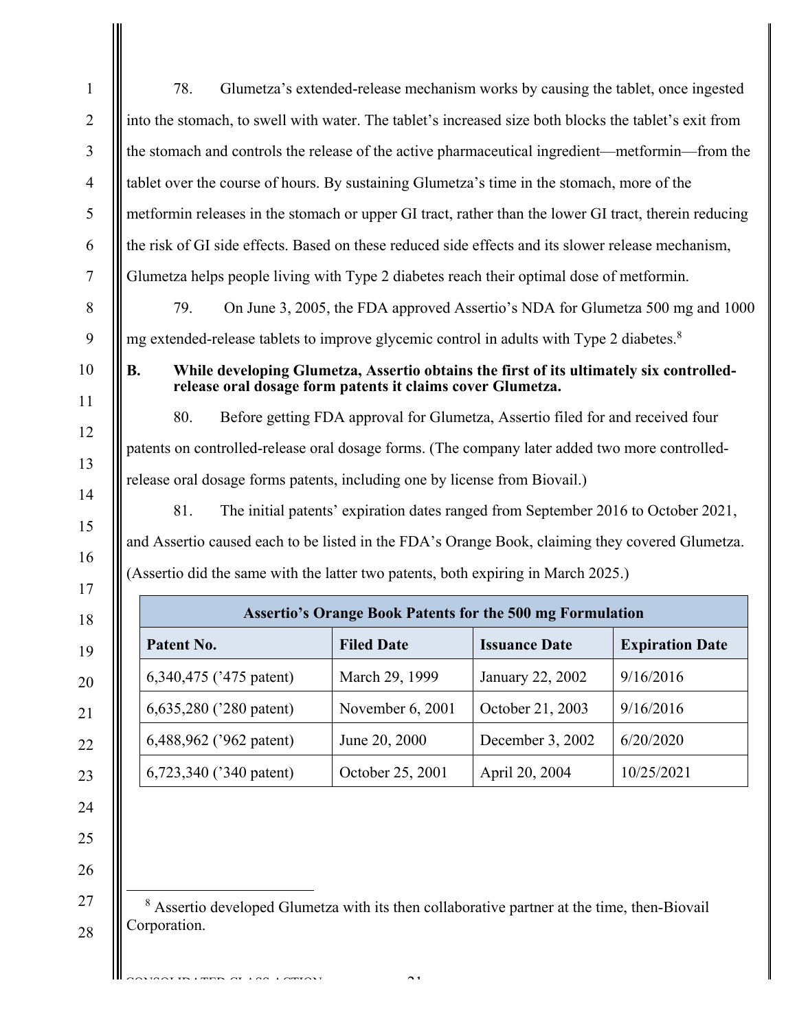78. Glumetza's extended-release mechanism works by causing the tablet, once ingested into the stomach, to swell with water. The tablet's increased size both blocks the tablet's exit from the stomach and controls the release of the active pharmaceutical ingredient—metformin—from the tablet over the course of hours. By sustaining Glumetza's time in the stomach, more of the metformin releases in the stomach or upper GI tract, rather than the lower GI tract, therein reducing the risk of GI side effects. Based on these reduced side effects and its slower release mechanism, Glumetza helps people living with Type 2 diabetes reach their optimal dose of metformin.

79. On June 3, 2005, the FDA approved Assertio's NDA for Glumetza 500 mg and 1000 mg extended-release tablets to improve glycemic control in adults with Type 2 diabetes.[8]

**B. While developing Glumetza, Assertio obtains the first of its ultimately six controlled-release oral dosage form patents it claims cover Glumetza.**

80. Before getting FDA approval for Glumetza, Assertio filed for and received four patents on controlled-release oral dosage forms. (The company later added two more controlled-release oral dosage forms patents, including one by license from Biovail.)

81. The initial patents' expiration dates ranged from September 2016 to October 2021, and Assertio caused each to be listed in the FDA's Orange Book, claiming they covered Glumetza. (Assertio did the same with the latter two patents, both expiring in March 2025.)

| Assertio's Orange Book Patents for the 500 mg Formulation | | | |
|---|---|---|---|
| **Patent No.** | **Filed Date** | **Issuance Date** | **Expiration Date** |
| 6,340,475 ('475 patent) | March 29, 1999 | January 22, 2002 | 9/16/2016 |
| 6,635,280 ('280 patent) | November 6, 2001 | October 21, 2003 | 9/16/2016 |
| 6,488,962 ('962 patent) | June 20, 2000 | December 3, 2002 | 6/20/2020 |
| 6,723,340 ('340 patent) | October 25, 2001 | April 20, 2004 | 10/25/2021 |

[8] Assertio developed Glumetza with its then collaborative partner at the time, then-Biovail Corporation.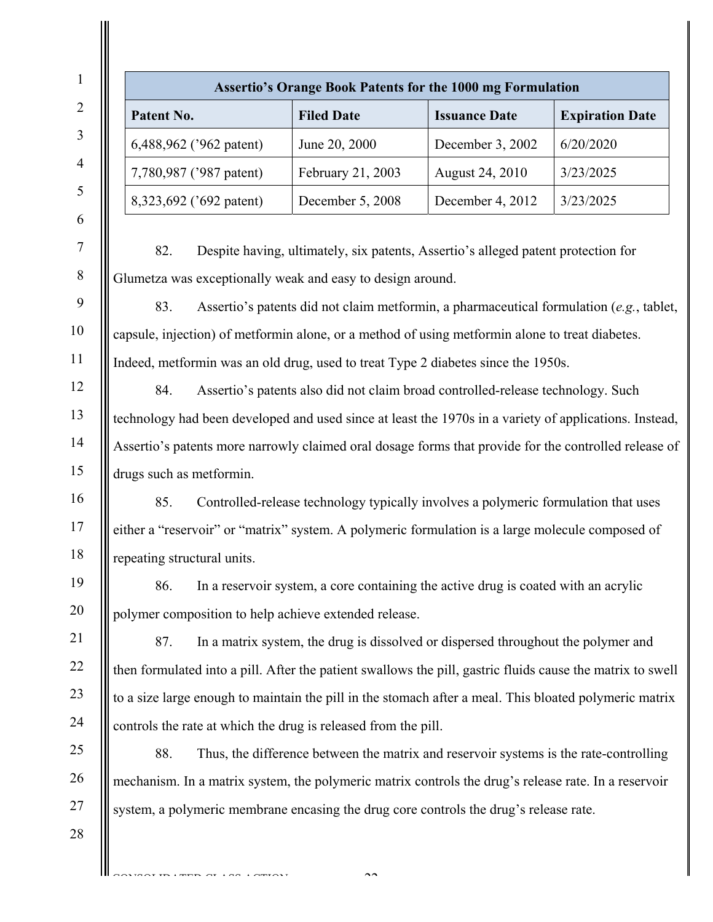| Assertio's Orange Book Patents for the 1000 mg Formulation | | | |
|---|---|---|---|
| **Patent No.** | **Filed Date** | **Issuance Date** | **Expiration Date** |
| 6,488,962 ('962 patent) | June 20, 2000 | December 3, 2002 | 6/20/2020 |
| 7,780,987 ('987 patent) | February 21, 2003 | August 24, 2010 | 3/23/2025 |
| 8,323,692 ('692 patent) | December 5, 2008 | December 4, 2012 | 3/23/2025 |

82. Despite having, ultimately, six patents, Assertio's alleged patent protection for Glumetza was exceptionally weak and easy to design around.

83. Assertio's patents did not claim metformin, a pharmaceutical formulation (*e.g.*, tablet, capsule, injection) of metformin alone, or a method of using metformin alone to treat diabetes. Indeed, metformin was an old drug, used to treat Type 2 diabetes since the 1950s.

84. Assertio's patents also did not claim broad controlled-release technology. Such technology had been developed and used since at least the 1970s in a variety of applications. Instead, Assertio's patents more narrowly claimed oral dosage forms that provide for the controlled release of drugs such as metformin.

85. Controlled-release technology typically involves a polymeric formulation that uses either a "reservoir" or "matrix" system. A polymeric formulation is a large molecule composed of repeating structural units.

86. In a reservoir system, a core containing the active drug is coated with an acrylic polymer composition to help achieve extended release.

87. In a matrix system, the drug is dissolved or dispersed throughout the polymer and then formulated into a pill. After the patient swallows the pill, gastric fluids cause the matrix to swell to a size large enough to maintain the pill in the stomach after a meal. This bloated polymeric matrix controls the rate at which the drug is released from the pill.

88. Thus, the difference between the matrix and reservoir systems is the rate-controlling mechanism. In a matrix system, the polymeric matrix controls the drug's release rate. In a reservoir system, a polymeric membrane encasing the drug core controls the drug's release rate.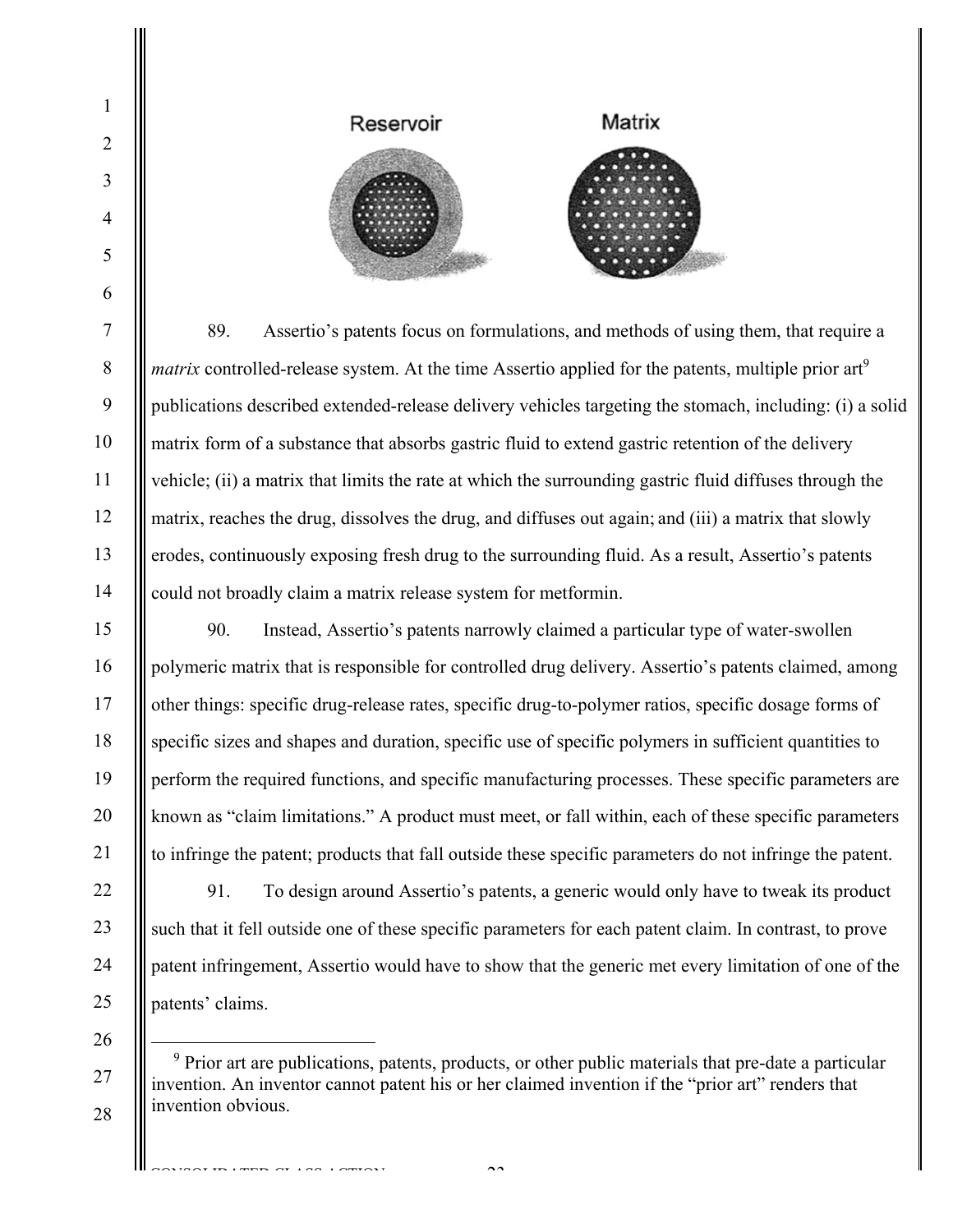Reservoir

Matrix

89. Assertio's patents focus on formulations, and methods of using them, that require a *matrix* controlled-release system. At the time Assertio applied for the patents, multiple prior art[9] publications described extended-release delivery vehicles targeting the stomach, including: (i) a solid matrix form of a substance that absorbs gastric fluid to extend gastric retention of the delivery vehicle; (ii) a matrix that limits the rate at which the surrounding gastric fluid diffuses through the matrix, reaches the drug, dissolves the drug, and diffuses out again; and (iii) a matrix that slowly erodes, continuously exposing fresh drug to the surrounding fluid. As a result, Assertio's patents could not broadly claim a matrix release system for metformin.

90. Instead, Assertio's patents narrowly claimed a particular type of water-swollen polymeric matrix that is responsible for controlled drug delivery. Assertio's patents claimed, among other things: specific drug-release rates, specific drug-to-polymer ratios, specific dosage forms of specific sizes and shapes and duration, specific use of specific polymers in sufficient quantities to perform the required functions, and specific manufacturing processes. These specific parameters are known as "claim limitations." A product must meet, or fall within, each of these specific parameters to infringe the patent; products that fall outside these specific parameters do not infringe the patent.

91. To design around Assertio's patents, a generic would only have to tweak its product such that it fell outside one of these specific parameters for each patent claim. In contrast, to prove patent infringement, Assertio would have to show that the generic met every limitation of one of the patents' claims.

[9] Prior art are publications, patents, products, or other public materials that pre-date a particular invention. An inventor cannot patent his or her claimed invention if the "prior art" renders that invention obvious.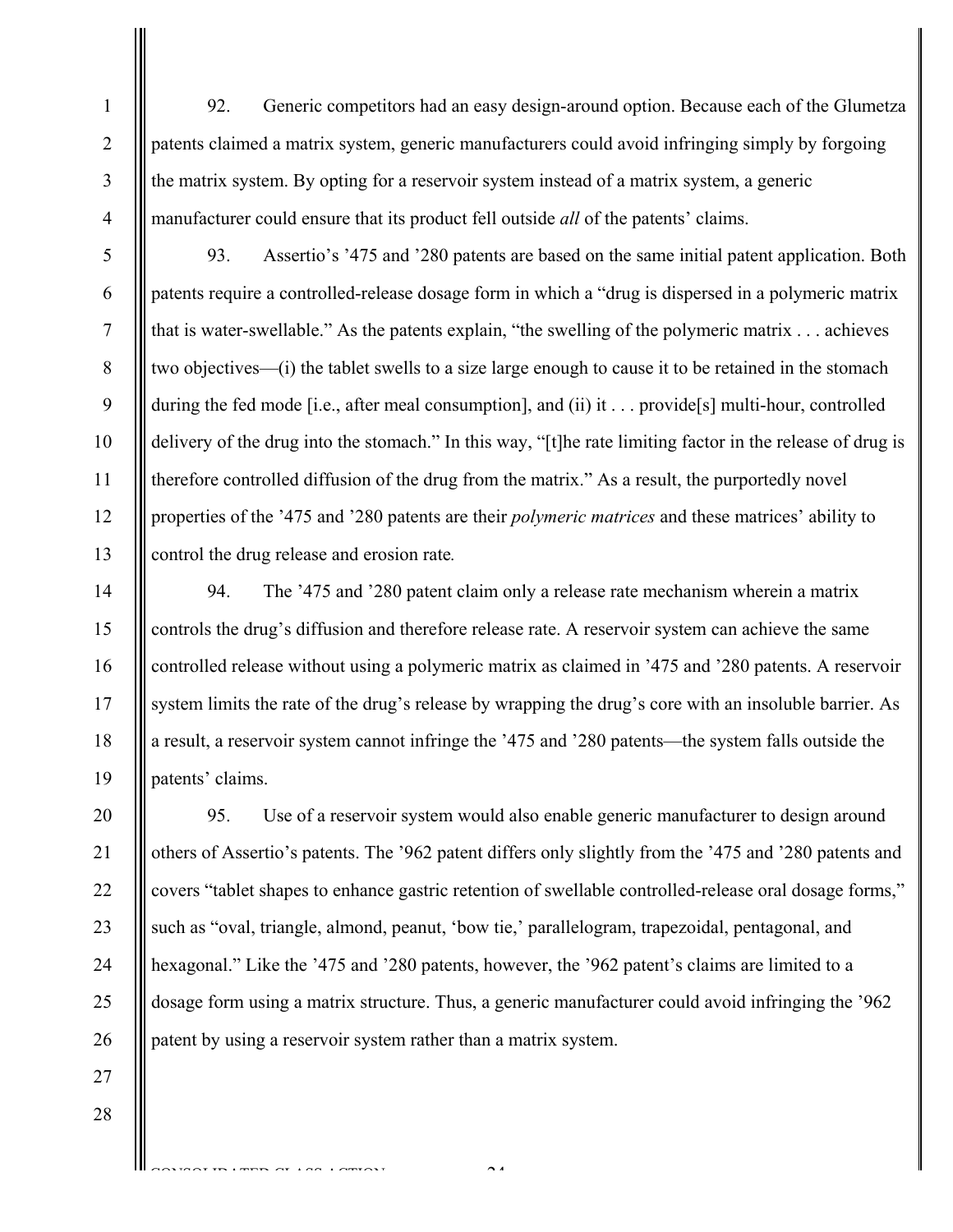92. Generic competitors had an easy design-around option. Because each of the Glumetza patents claimed a matrix system, generic manufacturers could avoid infringing simply by forgoing the matrix system. By opting for a reservoir system instead of a matrix system, a generic manufacturer could ensure that its product fell outside *all* of the patents' claims.

93. Assertio's '475 and '280 patents are based on the same initial patent application. Both patents require a controlled-release dosage form in which a "drug is dispersed in a polymeric matrix that is water-swellable." As the patents explain, "the swelling of the polymeric matrix . . . achieves two objectives—(i) the tablet swells to a size large enough to cause it to be retained in the stomach during the fed mode [i.e., after meal consumption], and (ii) it . . . provide[s] multi-hour, controlled delivery of the drug into the stomach." In this way, "[t]he rate limiting factor in the release of drug is therefore controlled diffusion of the drug from the matrix." As a result, the purportedly novel properties of the '475 and '280 patents are their *polymeric matrices* and these matrices' ability to control the drug release and erosion rate.

94. The '475 and '280 patent claim only a release rate mechanism wherein a matrix controls the drug's diffusion and therefore release rate. A reservoir system can achieve the same controlled release without using a polymeric matrix as claimed in '475 and '280 patents. A reservoir system limits the rate of the drug's release by wrapping the drug's core with an insoluble barrier. As a result, a reservoir system cannot infringe the '475 and '280 patents—the system falls outside the patents' claims.

95. Use of a reservoir system would also enable generic manufacturer to design around others of Assertio's patents. The '962 patent differs only slightly from the '475 and '280 patents and covers "tablet shapes to enhance gastric retention of swellable controlled-release oral dosage forms," such as "oval, triangle, almond, peanut, 'bow tie,' parallelogram, trapezoidal, pentagonal, and hexagonal." Like the '475 and '280 patents, however, the '962 patent's claims are limited to a dosage form using a matrix structure. Thus, a generic manufacturer could avoid infringing the '962 patent by using a reservoir system rather than a matrix system.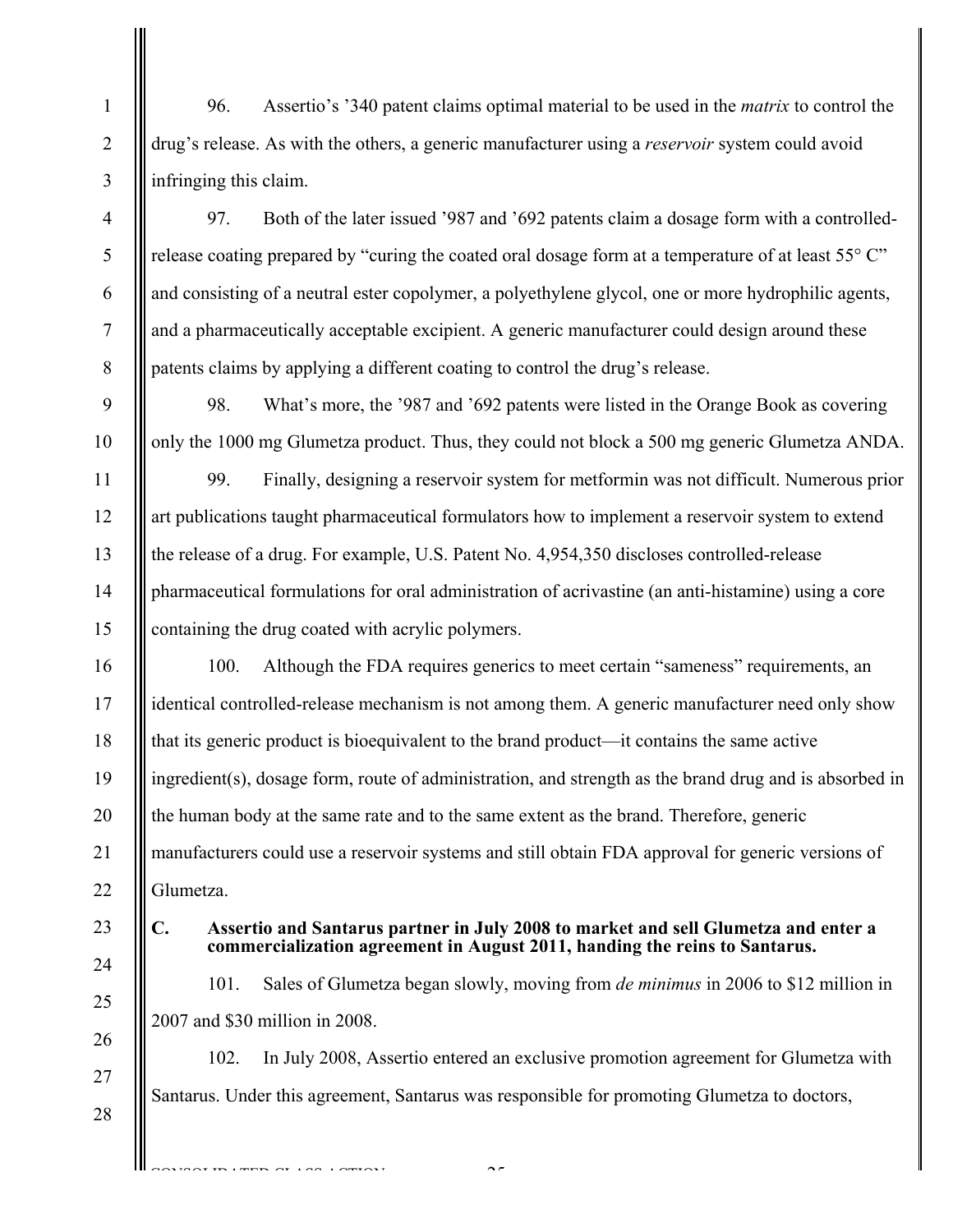96. Assertio's '340 patent claims optimal material to be used in the *matrix* to control the drug's release. As with the others, a generic manufacturer using a *reservoir* system could avoid infringing this claim.

97. Both of the later issued '987 and '692 patents claim a dosage form with a controlled-release coating prepared by "curing the coated oral dosage form at a temperature of at least 55° C" and consisting of a neutral ester copolymer, a polyethylene glycol, one or more hydrophilic agents, and a pharmaceutically acceptable excipient. A generic manufacturer could design around these patents claims by applying a different coating to control the drug's release.

98. What's more, the '987 and '692 patents were listed in the Orange Book as covering only the 1000 mg Glumetza product. Thus, they could not block a 500 mg generic Glumetza ANDA.

99. Finally, designing a reservoir system for metformin was not difficult. Numerous prior art publications taught pharmaceutical formulators how to implement a reservoir system to extend the release of a drug. For example, U.S. Patent No. 4,954,350 discloses controlled-release pharmaceutical formulations for oral administration of acrivastine (an anti-histamine) using a core containing the drug coated with acrylic polymers.

100. Although the FDA requires generics to meet certain "sameness" requirements, an identical controlled-release mechanism is not among them. A generic manufacturer need only show that its generic product is bioequivalent to the brand product—it contains the same active ingredient(s), dosage form, route of administration, and strength as the brand drug and is absorbed in the human body at the same rate and to the same extent as the brand. Therefore, generic manufacturers could use a reservoir systems and still obtain FDA approval for generic versions of Glumetza.

### C. Assertio and Santarus partner in July 2008 to market and sell Glumetza and enter a commercialization agreement in August 2011, handing the reins to Santarus.

101. Sales of Glumetza began slowly, moving from *de minimus* in 2006 to $12 million in 2007 and $30 million in 2008.

102. In July 2008, Assertio entered an exclusive promotion agreement for Glumetza with Santarus. Under this agreement, Santarus was responsible for promoting Glumetza to doctors,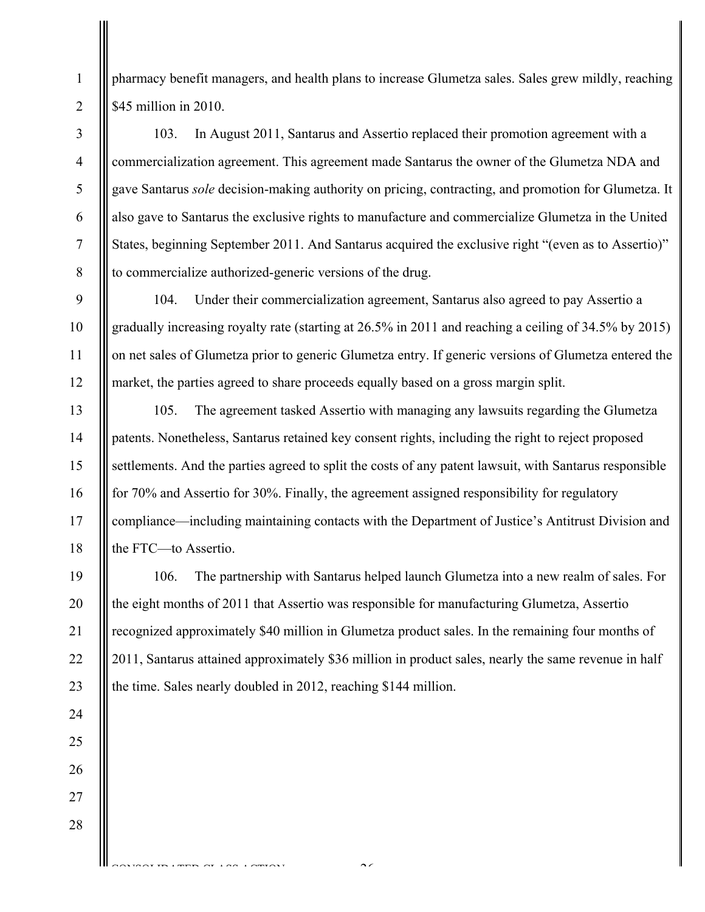pharmacy benefit managers, and health plans to increase Glumetza sales. Sales grew mildly, reaching $45 million in 2010.

103. In August 2011, Santarus and Assertio replaced their promotion agreement with a commercialization agreement. This agreement made Santarus the owner of the Glumetza NDA and gave Santarus *sole* decision-making authority on pricing, contracting, and promotion for Glumetza. It also gave to Santarus the exclusive rights to manufacture and commercialize Glumetza in the United States, beginning September 2011. And Santarus acquired the exclusive right "(even as to Assertio)" to commercialize authorized-generic versions of the drug.

104. Under their commercialization agreement, Santarus also agreed to pay Assertio a gradually increasing royalty rate (starting at 26.5% in 2011 and reaching a ceiling of 34.5% by 2015) on net sales of Glumetza prior to generic Glumetza entry. If generic versions of Glumetza entered the market, the parties agreed to share proceeds equally based on a gross margin split.

105. The agreement tasked Assertio with managing any lawsuits regarding the Glumetza patents. Nonetheless, Santarus retained key consent rights, including the right to reject proposed settlements. And the parties agreed to split the costs of any patent lawsuit, with Santarus responsible for 70% and Assertio for 30%. Finally, the agreement assigned responsibility for regulatory compliance—including maintaining contacts with the Department of Justice's Antitrust Division and the FTC—to Assertio.

106. The partnership with Santarus helped launch Glumetza into a new realm of sales. For the eight months of 2011 that Assertio was responsible for manufacturing Glumetza, Assertio recognized approximately $40 million in Glumetza product sales. In the remaining four months of 2011, Santarus attained approximately $36 million in product sales, nearly the same revenue in half the time. Sales nearly doubled in 2012, reaching $144 million.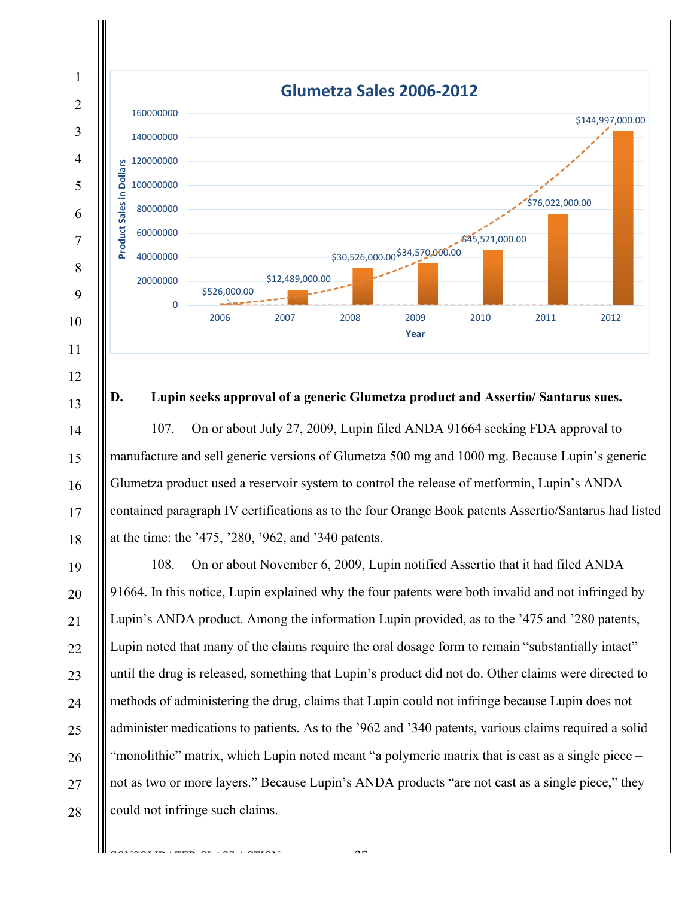**Glumetza Sales 2006-2012**

| Year | Product Sales in Dollars |
|---|---|
| 2006 | $526,000.00 |
| 2007 | $12,489,000.00 |
| 2008 | $30,526,000.00 |
| 2009 | $34,570,000.00 |
| 2010 | $45,521,000.00 |
| 2011 | $76,022,000.00 |
| 2012 | $144,997,000.00 |

**D. Lupin seeks approval of a generic Glumetza product and Assertio/ Santarus sues.**

107. On or about July 27, 2009, Lupin filed ANDA 91664 seeking FDA approval to manufacture and sell generic versions of Glumetza 500 mg and 1000 mg. Because Lupin's generic Glumetza product used a reservoir system to control the release of metformin, Lupin's ANDA contained paragraph IV certifications as to the four Orange Book patents Assertio/Santarus had listed at the time: the '475, '280, '962, and '340 patents.

108. On or about November 6, 2009, Lupin notified Assertio that it had filed ANDA 91664. In this notice, Lupin explained why the four patents were both invalid and not infringed by Lupin's ANDA product. Among the information Lupin provided, as to the '475 and '280 patents, Lupin noted that many of the claims require the oral dosage form to remain "substantially intact" until the drug is released, something that Lupin's product did not do. Other claims were directed to methods of administering the drug, claims that Lupin could not infringe because Lupin does not administer medications to patients. As to the '962 and '340 patents, various claims required a solid "monolithic" matrix, which Lupin noted meant "a polymeric matrix that is cast as a single piece – not as two or more layers." Because Lupin's ANDA products "are not cast as a single piece," they could not infringe such claims.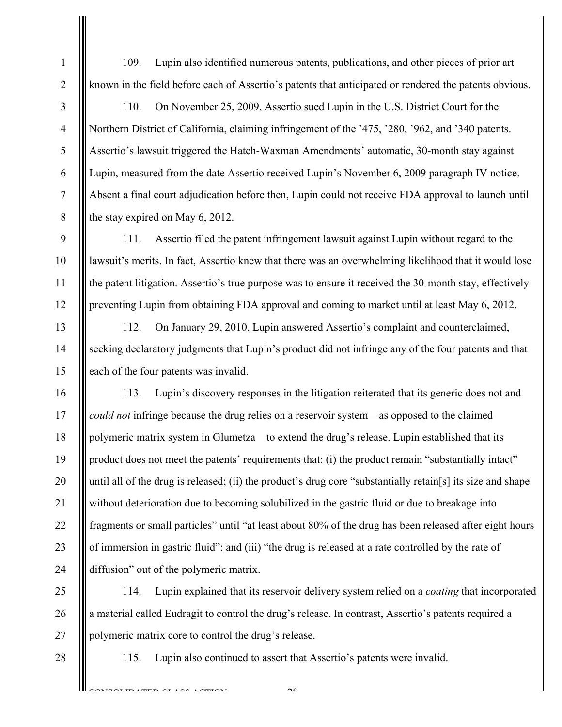109. Lupin also identified numerous patents, publications, and other pieces of prior art known in the field before each of Assertio's patents that anticipated or rendered the patents obvious.

110. On November 25, 2009, Assertio sued Lupin in the U.S. District Court for the Northern District of California, claiming infringement of the '475, '280, '962, and '340 patents. Assertio's lawsuit triggered the Hatch-Waxman Amendments' automatic, 30-month stay against Lupin, measured from the date Assertio received Lupin's November 6, 2009 paragraph IV notice. Absent a final court adjudication before then, Lupin could not receive FDA approval to launch until the stay expired on May 6, 2012.

111. Assertio filed the patent infringement lawsuit against Lupin without regard to the lawsuit's merits. In fact, Assertio knew that there was an overwhelming likelihood that it would lose the patent litigation. Assertio's true purpose was to ensure it received the 30-month stay, effectively preventing Lupin from obtaining FDA approval and coming to market until at least May 6, 2012.

112. On January 29, 2010, Lupin answered Assertio's complaint and counterclaimed, seeking declaratory judgments that Lupin's product did not infringe any of the four patents and that each of the four patents was invalid.

113. Lupin's discovery responses in the litigation reiterated that its generic does not and *could not* infringe because the drug relies on a reservoir system—as opposed to the claimed polymeric matrix system in Glumetza—to extend the drug's release. Lupin established that its product does not meet the patents' requirements that: (i) the product remain "substantially intact" until all of the drug is released; (ii) the product's drug core "substantially retain[s] its size and shape without deterioration due to becoming solubilized in the gastric fluid or due to breakage into fragments or small particles" until "at least about 80% of the drug has been released after eight hours of immersion in gastric fluid"; and (iii) "the drug is released at a rate controlled by the rate of diffusion" out of the polymeric matrix.

114. Lupin explained that its reservoir delivery system relied on a *coating* that incorporated a material called Eudragit to control the drug's release. In contrast, Assertio's patents required a polymeric matrix core to control the drug's release.

115. Lupin also continued to assert that Assertio's patents were invalid.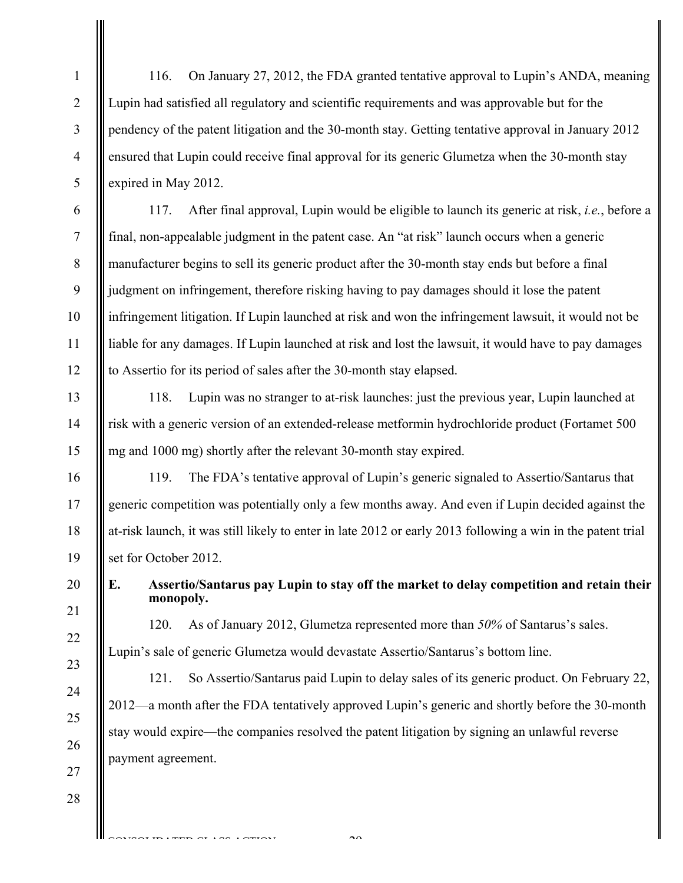116. On January 27, 2012, the FDA granted tentative approval to Lupin's ANDA, meaning Lupin had satisfied all regulatory and scientific requirements and was approvable but for the pendency of the patent litigation and the 30-month stay. Getting tentative approval in January 2012 ensured that Lupin could receive final approval for its generic Glumetza when the 30-month stay expired in May 2012.

117. After final approval, Lupin would be eligible to launch its generic at risk, *i.e.*, before a final, non-appealable judgment in the patent case. An "at risk" launch occurs when a generic manufacturer begins to sell its generic product after the 30-month stay ends but before a final judgment on infringement, therefore risking having to pay damages should it lose the patent infringement litigation. If Lupin launched at risk and won the infringement lawsuit, it would not be liable for any damages. If Lupin launched at risk and lost the lawsuit, it would have to pay damages to Assertio for its period of sales after the 30-month stay elapsed.

118. Lupin was no stranger to at-risk launches: just the previous year, Lupin launched at risk with a generic version of an extended-release metformin hydrochloride product (Fortamet 500 mg and 1000 mg) shortly after the relevant 30-month stay expired.

119. The FDA's tentative approval of Lupin's generic signaled to Assertio/Santarus that generic competition was potentially only a few months away. And even if Lupin decided against the at-risk launch, it was still likely to enter in late 2012 or early 2013 following a win in the patent trial set for October 2012.

### E. Assertio/Santarus pay Lupin to stay off the market to delay competition and retain their monopoly.

120. As of January 2012, Glumetza represented more than *50%* of Santarus's sales. Lupin's sale of generic Glumetza would devastate Assertio/Santarus's bottom line.

121. So Assertio/Santarus paid Lupin to delay sales of its generic product. On February 22, 2012—a month after the FDA tentatively approved Lupin's generic and shortly before the 30-month stay would expire—the companies resolved the patent litigation by signing an unlawful reverse payment agreement.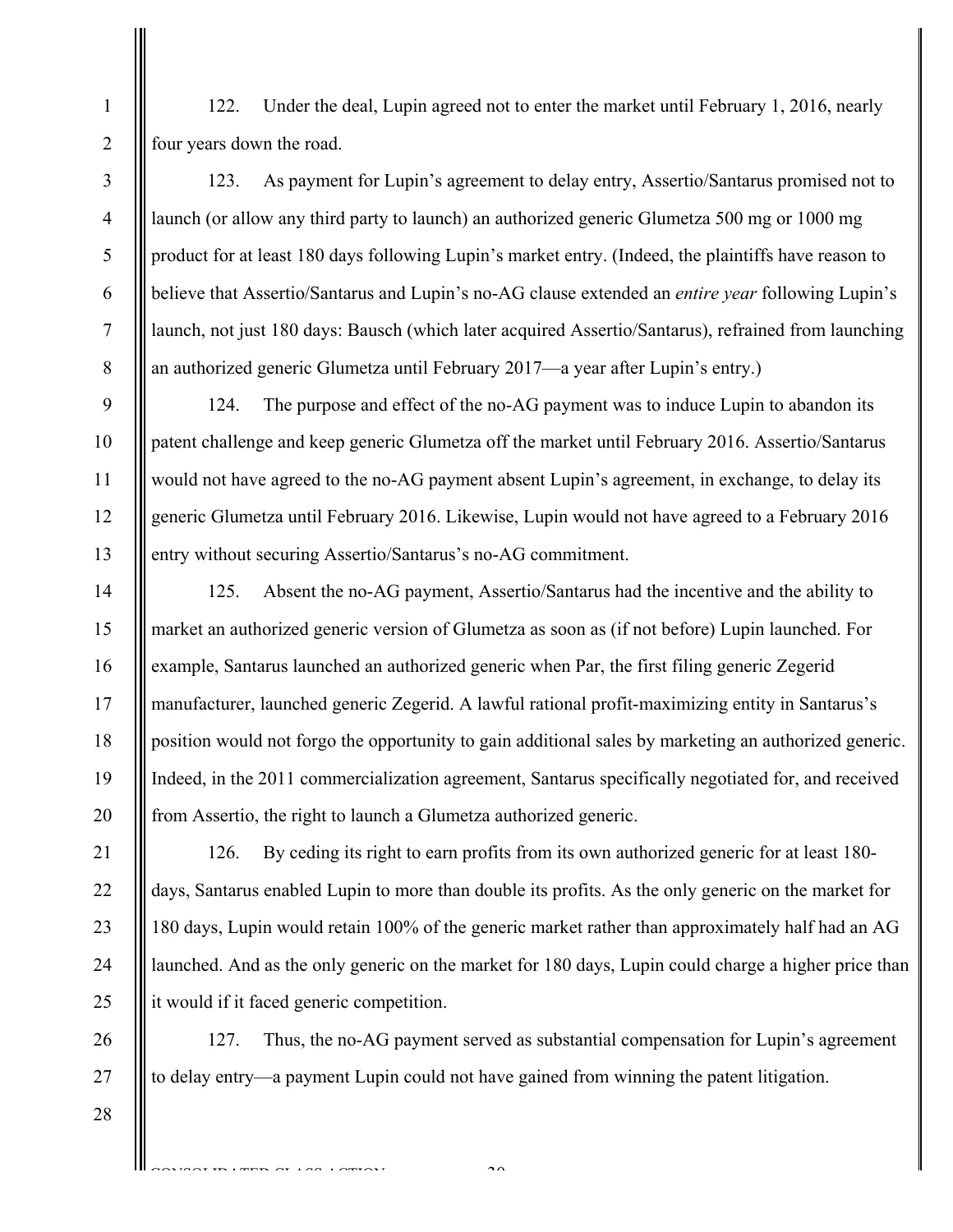122. Under the deal, Lupin agreed not to enter the market until February 1, 2016, nearly four years down the road.

123. As payment for Lupin's agreement to delay entry, Assertio/Santarus promised not to launch (or allow any third party to launch) an authorized generic Glumetza 500 mg or 1000 mg product for at least 180 days following Lupin's market entry. (Indeed, the plaintiffs have reason to believe that Assertio/Santarus and Lupin's no-AG clause extended an *entire year* following Lupin's launch, not just 180 days: Bausch (which later acquired Assertio/Santarus), refrained from launching an authorized generic Glumetza until February 2017—a year after Lupin's entry.)

124. The purpose and effect of the no-AG payment was to induce Lupin to abandon its patent challenge and keep generic Glumetza off the market until February 2016. Assertio/Santarus would not have agreed to the no-AG payment absent Lupin's agreement, in exchange, to delay its generic Glumetza until February 2016. Likewise, Lupin would not have agreed to a February 2016 entry without securing Assertio/Santarus's no-AG commitment.

125. Absent the no-AG payment, Assertio/Santarus had the incentive and the ability to market an authorized generic version of Glumetza as soon as (if not before) Lupin launched. For example, Santarus launched an authorized generic when Par, the first filing generic Zegerid manufacturer, launched generic Zegerid. A lawful rational profit-maximizing entity in Santarus's position would not forgo the opportunity to gain additional sales by marketing an authorized generic. Indeed, in the 2011 commercialization agreement, Santarus specifically negotiated for, and received from Assertio, the right to launch a Glumetza authorized generic.

126. By ceding its right to earn profits from its own authorized generic for at least 180-days, Santarus enabled Lupin to more than double its profits. As the only generic on the market for 180 days, Lupin would retain 100% of the generic market rather than approximately half had an AG launched. And as the only generic on the market for 180 days, Lupin could charge a higher price than it would if it faced generic competition.

127. Thus, the no-AG payment served as substantial compensation for Lupin's agreement to delay entry—a payment Lupin could not have gained from winning the patent litigation.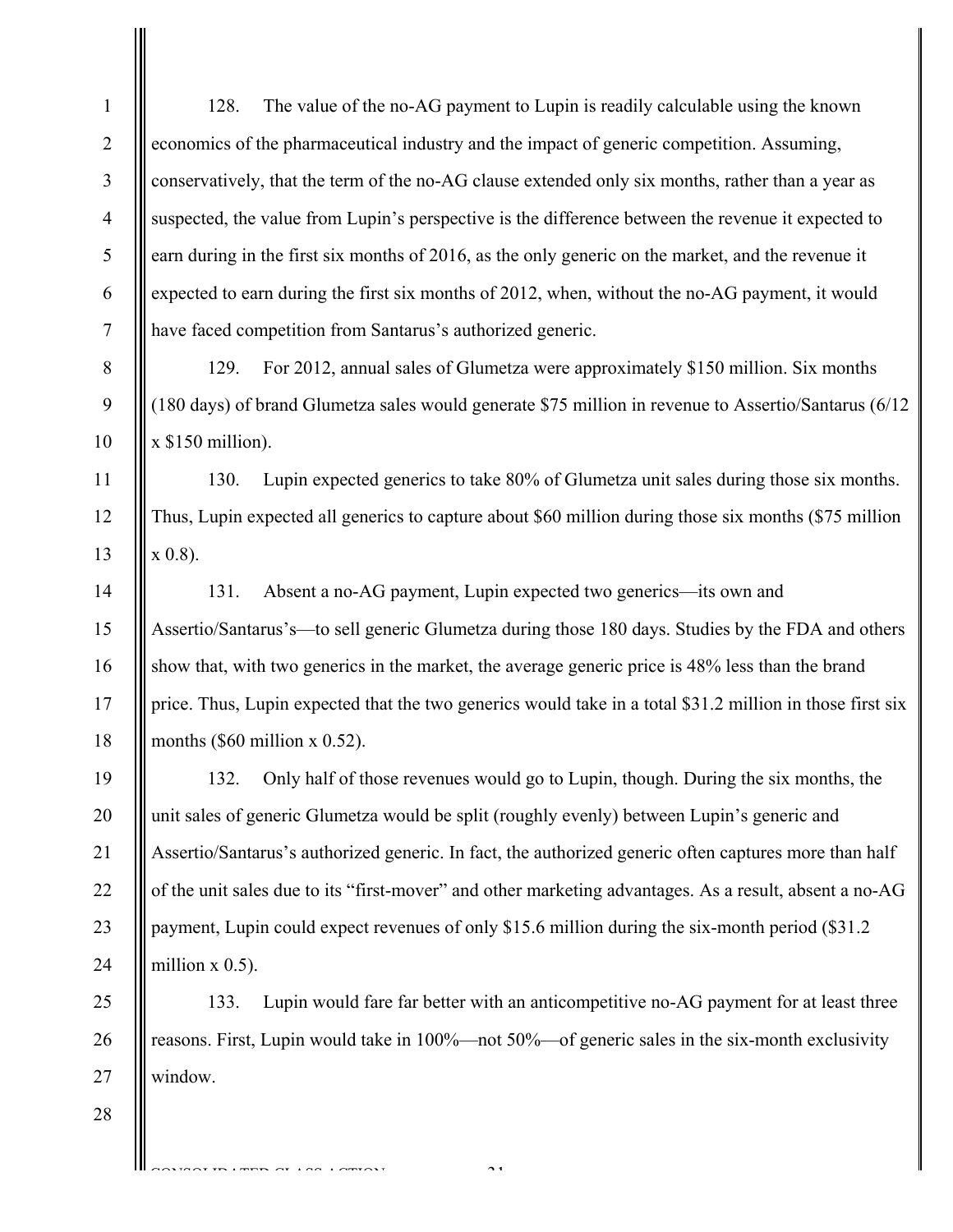128. The value of the no-AG payment to Lupin is readily calculable using the known economics of the pharmaceutical industry and the impact of generic competition. Assuming, conservatively, that the term of the no-AG clause extended only six months, rather than a year as suspected, the value from Lupin's perspective is the difference between the revenue it expected to earn during in the first six months of 2016, as the only generic on the market, and the revenue it expected to earn during the first six months of 2012, when, without the no-AG payment, it would have faced competition from Santarus's authorized generic.

129. For 2012, annual sales of Glumetza were approximately $150 million. Six months (180 days) of brand Glumetza sales would generate $75 million in revenue to Assertio/Santarus (6/12 x $150 million).

130. Lupin expected generics to take 80% of Glumetza unit sales during those six months. Thus, Lupin expected all generics to capture about $60 million during those six months ($75 million x 0.8).

131. Absent a no-AG payment, Lupin expected two generics—its own and Assertio/Santarus's—to sell generic Glumetza during those 180 days. Studies by the FDA and others show that, with two generics in the market, the average generic price is 48% less than the brand price. Thus, Lupin expected that the two generics would take in a total $31.2 million in those first six months ($60 million x 0.52).

132. Only half of those revenues would go to Lupin, though. During the six months, the unit sales of generic Glumetza would be split (roughly evenly) between Lupin's generic and Assertio/Santarus's authorized generic. In fact, the authorized generic often captures more than half of the unit sales due to its "first-mover" and other marketing advantages. As a result, absent a no-AG payment, Lupin could expect revenues of only $15.6 million during the six-month period ($31.2 million x 0.5).

133. Lupin would fare far better with an anticompetitive no-AG payment for at least three reasons. First, Lupin would take in 100%—not 50%—of generic sales in the six-month exclusivity window.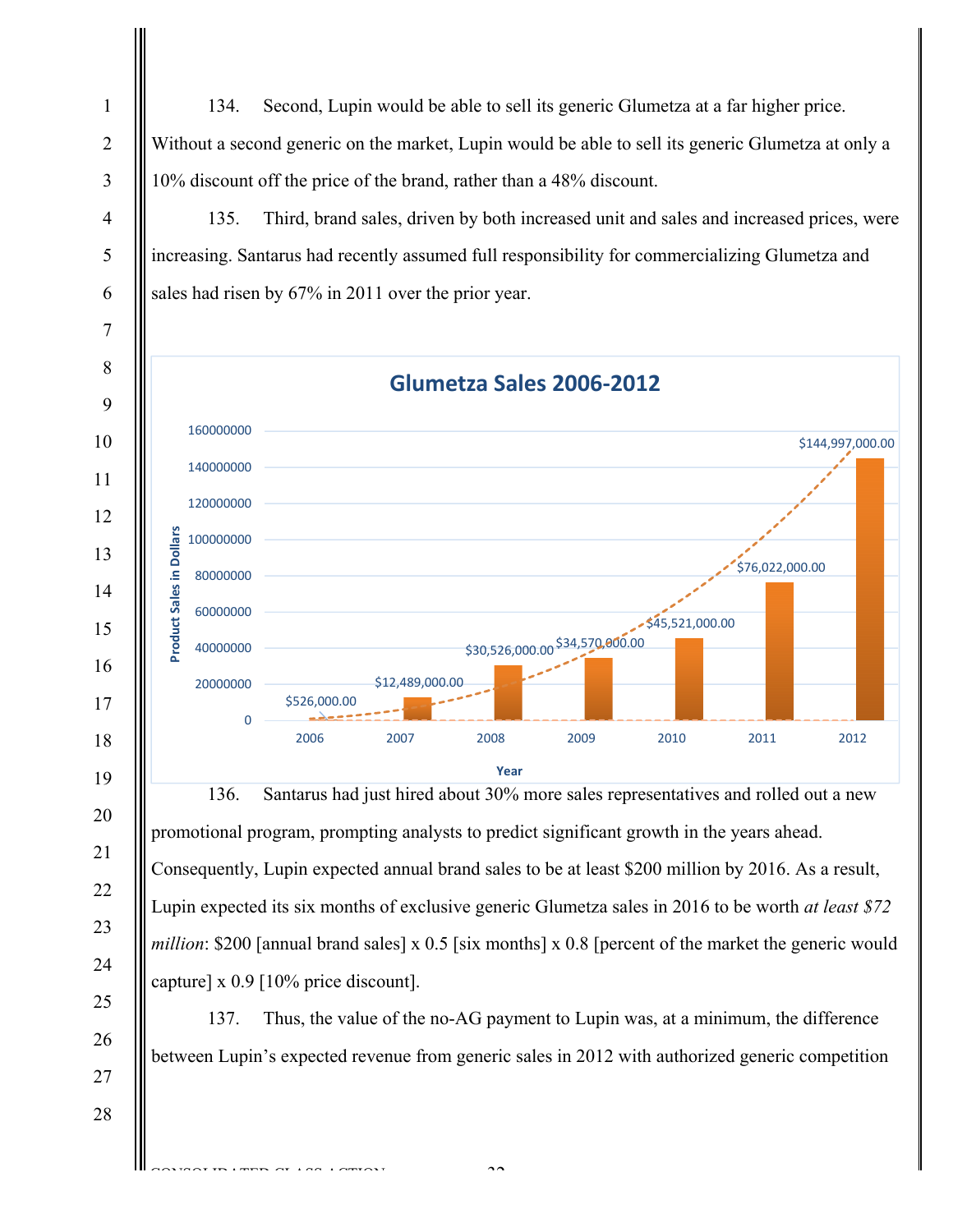134. Second, Lupin would be able to sell its generic Glumetza at a far higher price. Without a second generic on the market, Lupin would be able to sell its generic Glumetza at only a 10% discount off the price of the brand, rather than a 48% discount.

135. Third, brand sales, driven by both increased unit and sales and increased prices, were increasing. Santarus had recently assumed full responsibility for commercializing Glumetza and sales had risen by 67% in 2011 over the prior year.

**Glumetza Sales 2006-2012**

| Year | Product Sales in Dollars |
|---|---|
| 2006 | $526,000.00 |
| 2007 | $12,489,000.00 |
| 2008 | $30,526,000.00 |
| 2009 | $34,570,000.00 |
| 2010 | $45,521,000.00 |
| 2011 | $76,022,000.00 |
| 2012 | $144,997,000.00 |

136. Santarus had just hired about 30% more sales representatives and rolled out a new promotional program, prompting analysts to predict significant growth in the years ahead. Consequently, Lupin expected annual brand sales to be at least $200 million by 2016. As a result, Lupin expected its six months of exclusive generic Glumetza sales in 2016 to be worth *at least $72 million*: $200 [annual brand sales] x 0.5 [six months] x 0.8 [percent of the market the generic would capture] x 0.9 [10% price discount].

137. Thus, the value of the no-AG payment to Lupin was, at a minimum, the difference between Lupin's expected revenue from generic sales in 2012 with authorized generic competition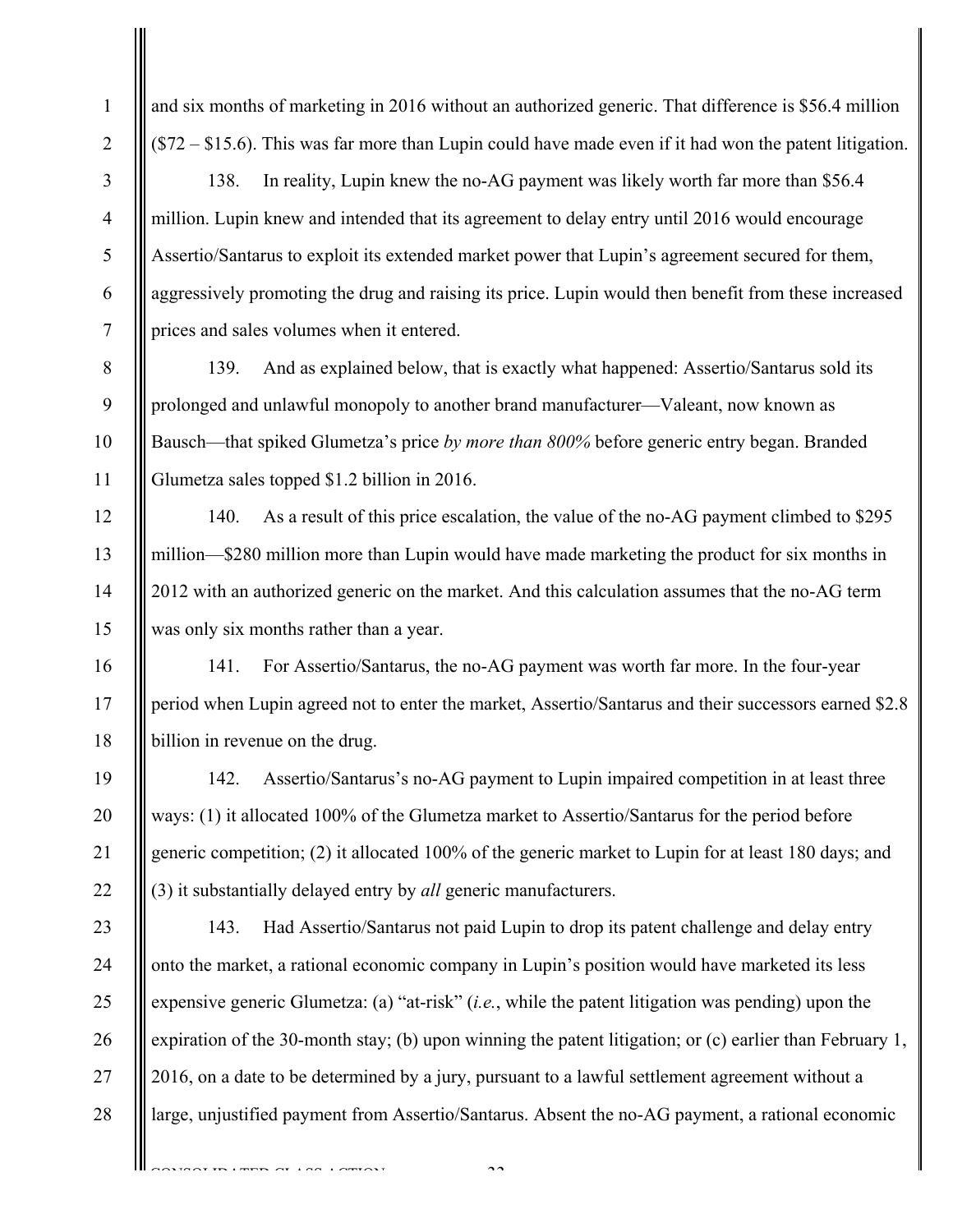and six months of marketing in 2016 without an authorized generic. That difference is $56.4 million ($72 – $15.6). This was far more than Lupin could have made even if it had won the patent litigation.

138. In reality, Lupin knew the no-AG payment was likely worth far more than $56.4 million. Lupin knew and intended that its agreement to delay entry until 2016 would encourage Assertio/Santarus to exploit its extended market power that Lupin's agreement secured for them, aggressively promoting the drug and raising its price. Lupin would then benefit from these increased prices and sales volumes when it entered.

139. And as explained below, that is exactly what happened: Assertio/Santarus sold its prolonged and unlawful monopoly to another brand manufacturer—Valeant, now known as Bausch—that spiked Glumetza's price *by more than 800%* before generic entry began. Branded Glumetza sales topped $1.2 billion in 2016.

140. As a result of this price escalation, the value of the no-AG payment climbed to $295 million—$280 million more than Lupin would have made marketing the product for six months in 2012 with an authorized generic on the market. And this calculation assumes that the no-AG term was only six months rather than a year.

141. For Assertio/Santarus, the no-AG payment was worth far more. In the four-year period when Lupin agreed not to enter the market, Assertio/Santarus and their successors earned $2.8 billion in revenue on the drug.

142. Assertio/Santarus's no-AG payment to Lupin impaired competition in at least three ways: (1) it allocated 100% of the Glumetza market to Assertio/Santarus for the period before generic competition; (2) it allocated 100% of the generic market to Lupin for at least 180 days; and (3) it substantially delayed entry by *all* generic manufacturers.

143. Had Assertio/Santarus not paid Lupin to drop its patent challenge and delay entry onto the market, a rational economic company in Lupin's position would have marketed its less expensive generic Glumetza: (a) "at-risk" (*i.e.*, while the patent litigation was pending) upon the expiration of the 30-month stay; (b) upon winning the patent litigation; or (c) earlier than February 1, 2016, on a date to be determined by a jury, pursuant to a lawful settlement agreement without a large, unjustified payment from Assertio/Santarus. Absent the no-AG payment, a rational economic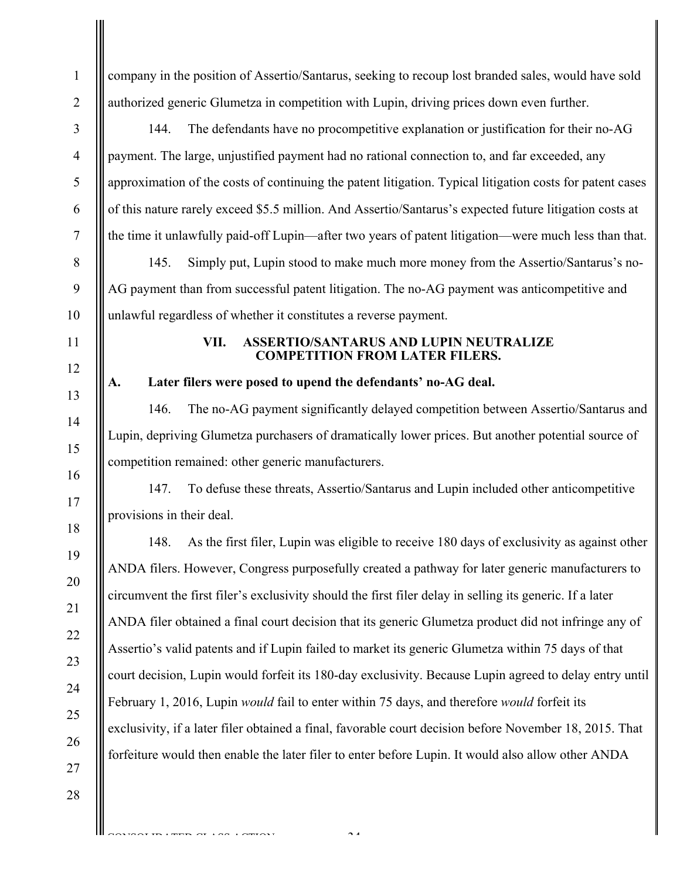company in the position of Assertio/Santarus, seeking to recoup lost branded sales, would have sold authorized generic Glumetza in competition with Lupin, driving prices down even further.

144. The defendants have no procompetitive explanation or justification for their no-AG payment. The large, unjustified payment had no rational connection to, and far exceeded, any approximation of the costs of continuing the patent litigation. Typical litigation costs for patent cases of this nature rarely exceed \$5.5 million. And Assertio/Santarus's expected future litigation costs at the time it unlawfully paid-off Lupin—after two years of patent litigation—were much less than that.

145. Simply put, Lupin stood to make much more money from the Assertio/Santarus's no-AG payment than from successful patent litigation. The no-AG payment was anticompetitive and unlawful regardless of whether it constitutes a reverse payment.

## VII. ASSERTIO/SANTARUS AND LUPIN NEUTRALIZE COMPETITION FROM LATER FILERS.

### A. Later filers were posed to upend the defendants' no-AG deal.

146. The no-AG payment significantly delayed competition between Assertio/Santarus and Lupin, depriving Glumetza purchasers of dramatically lower prices. But another potential source of competition remained: other generic manufacturers.

147. To defuse these threats, Assertio/Santarus and Lupin included other anticompetitive provisions in their deal.

148. As the first filer, Lupin was eligible to receive 180 days of exclusivity as against other ANDA filers. However, Congress purposefully created a pathway for later generic manufacturers to circumvent the first filer's exclusivity should the first filer delay in selling its generic. If a later ANDA filer obtained a final court decision that its generic Glumetza product did not infringe any of Assertio's valid patents and if Lupin failed to market its generic Glumetza within 75 days of that court decision, Lupin would forfeit its 180-day exclusivity. Because Lupin agreed to delay entry until February 1, 2016, Lupin *would* fail to enter within 75 days, and therefore *would* forfeit its exclusivity, if a later filer obtained a final, favorable court decision before November 18, 2015. That forfeiture would then enable the later filer to enter before Lupin. It would also allow other ANDA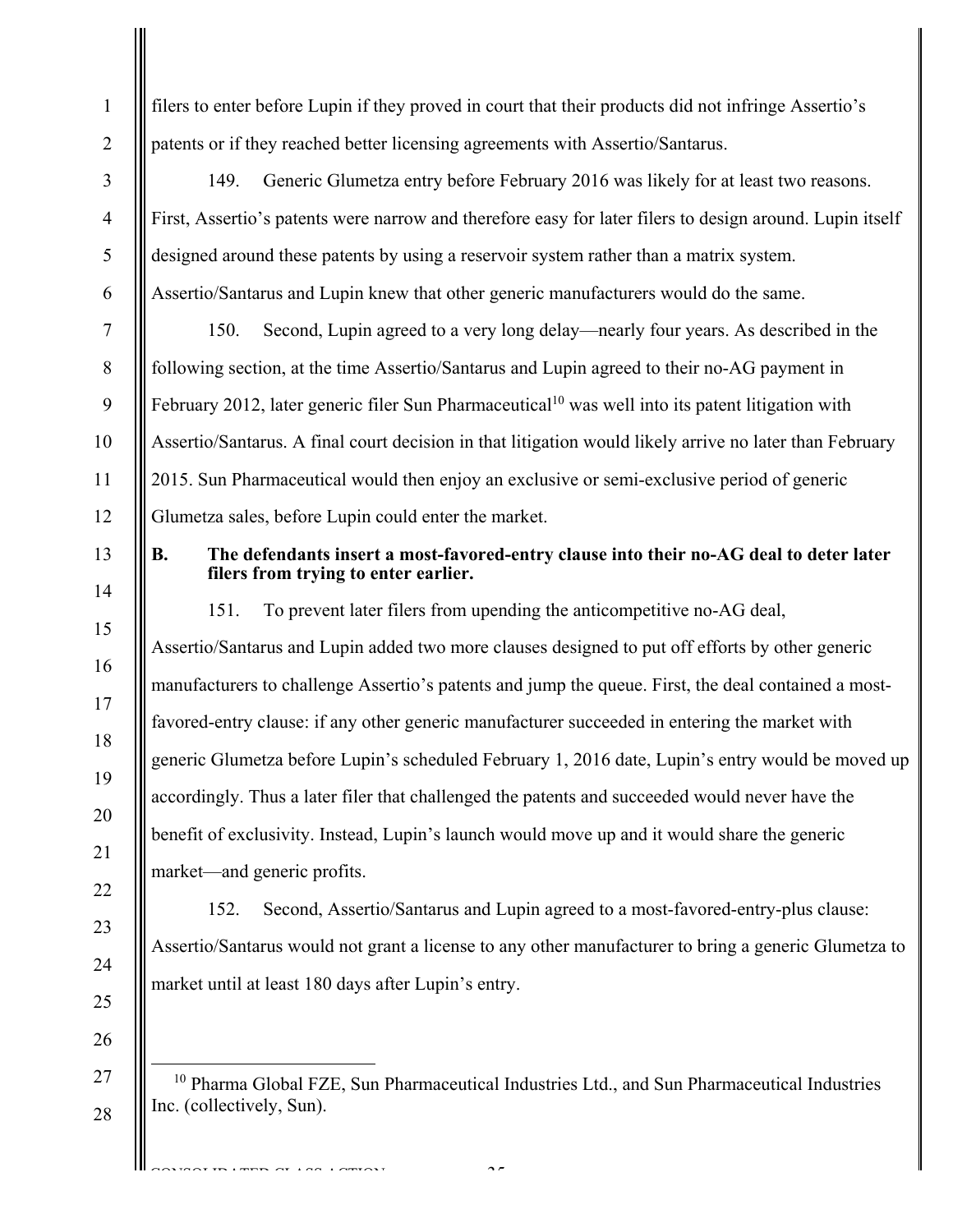filers to enter before Lupin if they proved in court that their products did not infringe Assertio's patents or if they reached better licensing agreements with Assertio/Santarus.

149. Generic Glumetza entry before February 2016 was likely for at least two reasons. First, Assertio's patents were narrow and therefore easy for later filers to design around. Lupin itself designed around these patents by using a reservoir system rather than a matrix system. Assertio/Santarus and Lupin knew that other generic manufacturers would do the same.

150. Second, Lupin agreed to a very long delay—nearly four years. As described in the following section, at the time Assertio/Santarus and Lupin agreed to their no-AG payment in February 2012, later generic filer Sun Pharmaceutical[10] was well into its patent litigation with Assertio/Santarus. A final court decision in that litigation would likely arrive no later than February 2015. Sun Pharmaceutical would then enjoy an exclusive or semi-exclusive period of generic Glumetza sales, before Lupin could enter the market.

### B. The defendants insert a most-favored-entry clause into their no-AG deal to deter later filers from trying to enter earlier.

151. To prevent later filers from upending the anticompetitive no-AG deal, Assertio/Santarus and Lupin added two more clauses designed to put off efforts by other generic manufacturers to challenge Assertio's patents and jump the queue. First, the deal contained a most-favored-entry clause: if any other generic manufacturer succeeded in entering the market with generic Glumetza before Lupin's scheduled February 1, 2016 date, Lupin's entry would be moved up accordingly. Thus a later filer that challenged the patents and succeeded would never have the benefit of exclusivity. Instead, Lupin's launch would move up and it would share the generic market—and generic profits.

152. Second, Assertio/Santarus and Lupin agreed to a most-favored-entry-plus clause: Assertio/Santarus would not grant a license to any other manufacturer to bring a generic Glumetza to market until at least 180 days after Lupin's entry.

---

[10] Pharma Global FZE, Sun Pharmaceutical Industries Ltd., and Sun Pharmaceutical Industries Inc. (collectively, Sun).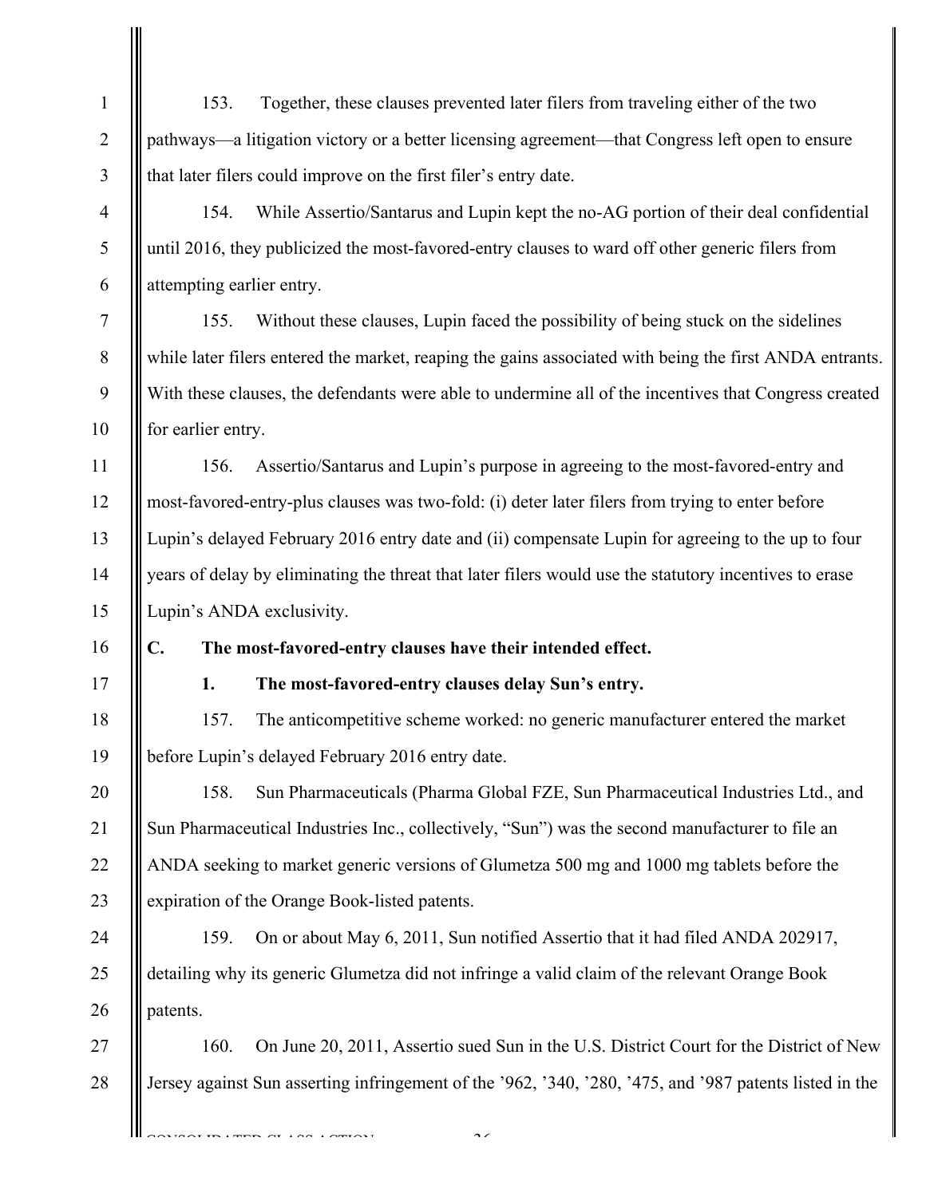153. Together, these clauses prevented later filers from traveling either of the two pathways—a litigation victory or a better licensing agreement—that Congress left open to ensure that later filers could improve on the first filer's entry date.

154. While Assertio/Santarus and Lupin kept the no-AG portion of their deal confidential until 2016, they publicized the most-favored-entry clauses to ward off other generic filers from attempting earlier entry.

155. Without these clauses, Lupin faced the possibility of being stuck on the sidelines while later filers entered the market, reaping the gains associated with being the first ANDA entrants. With these clauses, the defendants were able to undermine all of the incentives that Congress created for earlier entry.

156. Assertio/Santarus and Lupin's purpose in agreeing to the most-favored-entry and most-favored-entry-plus clauses was two-fold: (i) deter later filers from trying to enter before Lupin's delayed February 2016 entry date and (ii) compensate Lupin for agreeing to the up to four years of delay by eliminating the threat that later filers would use the statutory incentives to erase Lupin's ANDA exclusivity.

## C. The most-favored-entry clauses have their intended effect.

### 1. The most-favored-entry clauses delay Sun's entry.

157. The anticompetitive scheme worked: no generic manufacturer entered the market before Lupin's delayed February 2016 entry date.

158. Sun Pharmaceuticals (Pharma Global FZE, Sun Pharmaceutical Industries Ltd., and Sun Pharmaceutical Industries Inc., collectively, "Sun") was the second manufacturer to file an ANDA seeking to market generic versions of Glumetza 500 mg and 1000 mg tablets before the expiration of the Orange Book-listed patents.

159. On or about May 6, 2011, Sun notified Assertio that it had filed ANDA 202917, detailing why its generic Glumetza did not infringe a valid claim of the relevant Orange Book patents.

160. On June 20, 2011, Assertio sued Sun in the U.S. District Court for the District of New Jersey against Sun asserting infringement of the '962, '340, '280, '475, and '987 patents listed in the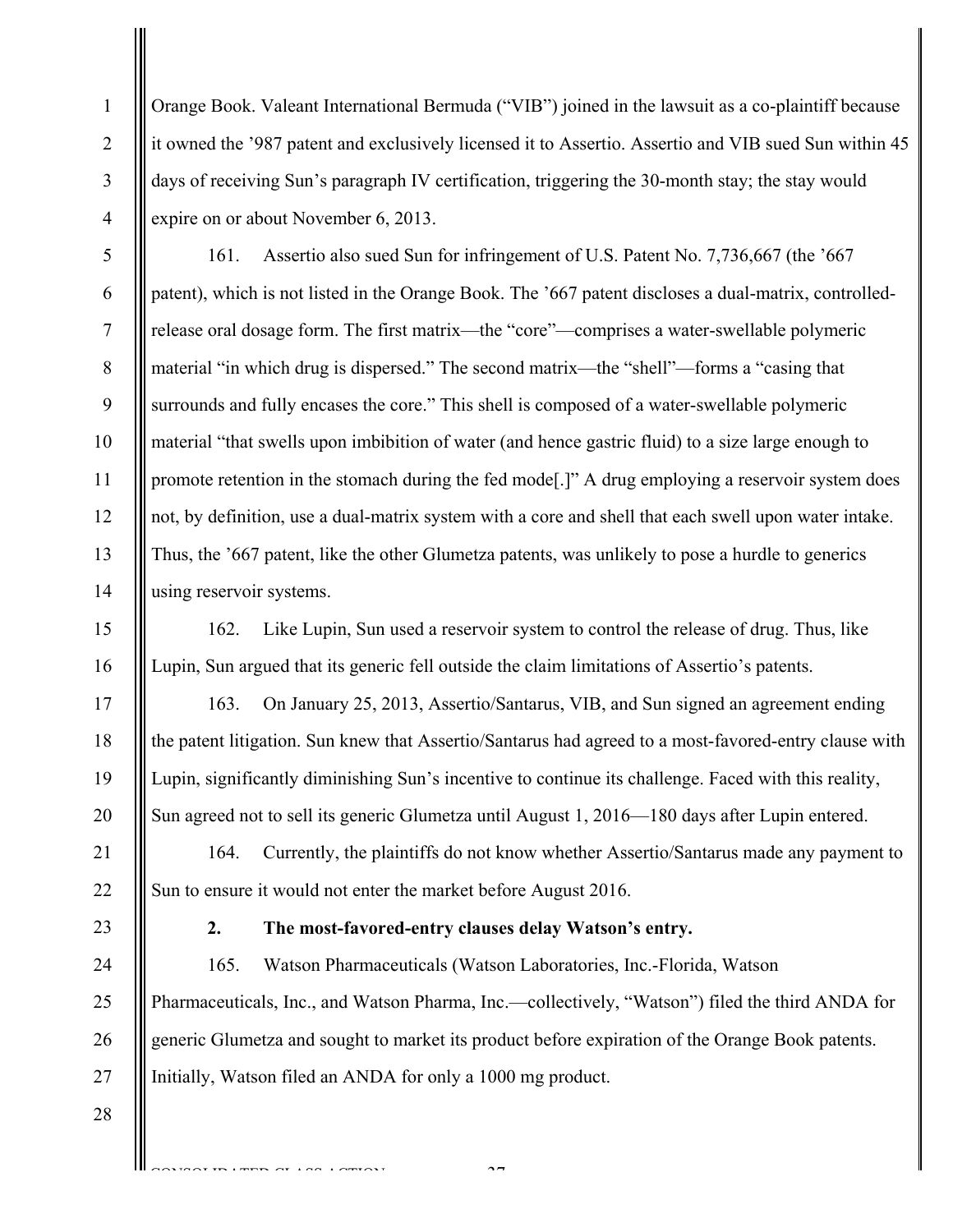Orange Book. Valeant International Bermuda ("VIB") joined in the lawsuit as a co-plaintiff because it owned the '987 patent and exclusively licensed it to Assertio. Assertio and VIB sued Sun within 45 days of receiving Sun's paragraph IV certification, triggering the 30-month stay; the stay would expire on or about November 6, 2013.

161. Assertio also sued Sun for infringement of U.S. Patent No. 7,736,667 (the '667 patent), which is not listed in the Orange Book. The '667 patent discloses a dual-matrix, controlled-release oral dosage form. The first matrix—the "core"—comprises a water-swellable polymeric material "in which drug is dispersed." The second matrix—the "shell"—forms a "casing that surrounds and fully encases the core." This shell is composed of a water-swellable polymeric material "that swells upon imbibition of water (and hence gastric fluid) to a size large enough to promote retention in the stomach during the fed mode[.]" A drug employing a reservoir system does not, by definition, use a dual-matrix system with a core and shell that each swell upon water intake. Thus, the '667 patent, like the other Glumetza patents, was unlikely to pose a hurdle to generics using reservoir systems.

162. Like Lupin, Sun used a reservoir system to control the release of drug. Thus, like Lupin, Sun argued that its generic fell outside the claim limitations of Assertio's patents.

163. On January 25, 2013, Assertio/Santarus, VIB, and Sun signed an agreement ending the patent litigation. Sun knew that Assertio/Santarus had agreed to a most-favored-entry clause with Lupin, significantly diminishing Sun's incentive to continue its challenge. Faced with this reality, Sun agreed not to sell its generic Glumetza until August 1, 2016—180 days after Lupin entered.

164. Currently, the plaintiffs do not know whether Assertio/Santarus made any payment to Sun to ensure it would not enter the market before August 2016.

**2. The most-favored-entry clauses delay Watson's entry.**

165. Watson Pharmaceuticals (Watson Laboratories, Inc.-Florida, Watson Pharmaceuticals, Inc., and Watson Pharma, Inc.—collectively, "Watson") filed the third ANDA for generic Glumetza and sought to market its product before expiration of the Orange Book patents. Initially, Watson filed an ANDA for only a 1000 mg product.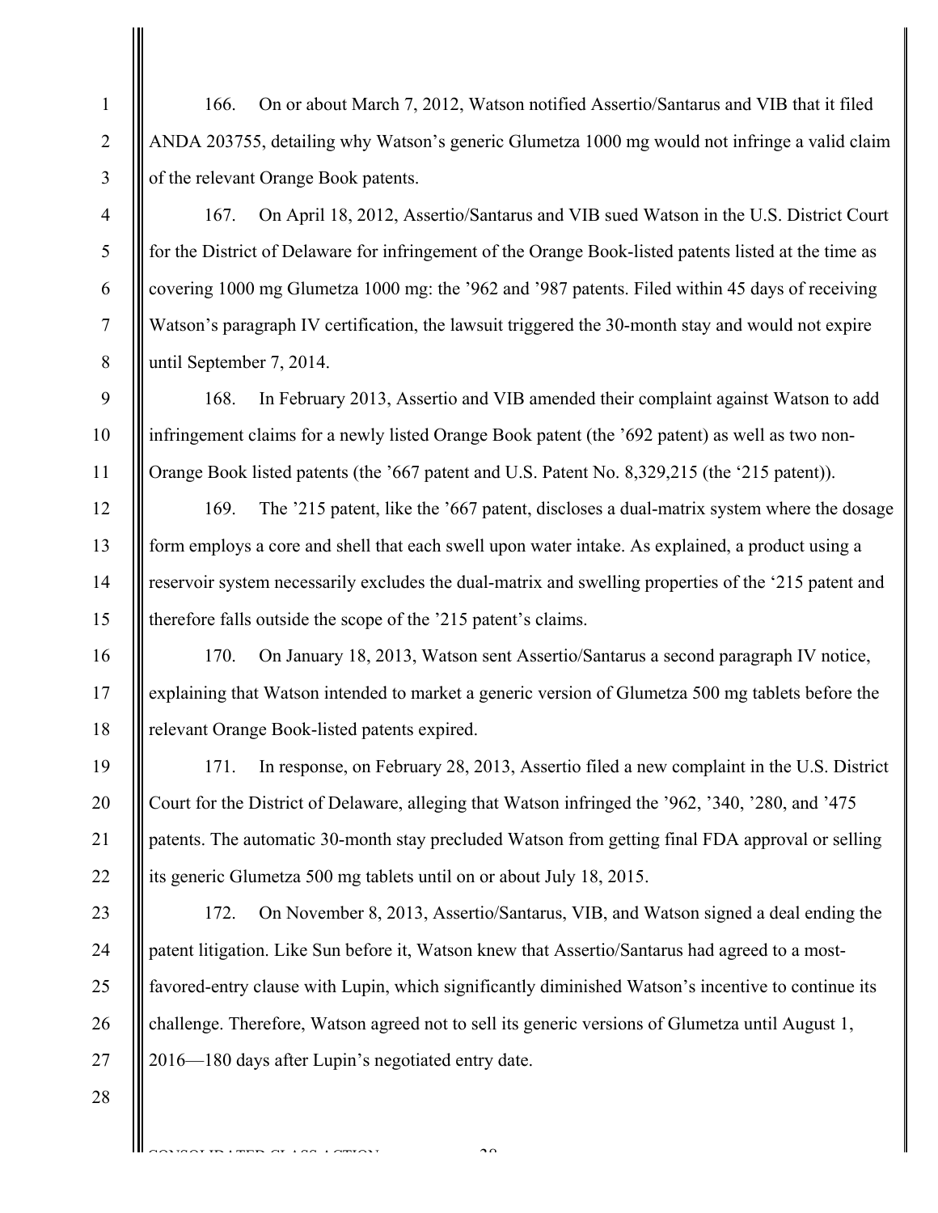166. On or about March 7, 2012, Watson notified Assertio/Santarus and VIB that it filed ANDA 203755, detailing why Watson's generic Glumetza 1000 mg would not infringe a valid claim of the relevant Orange Book patents.

167. On April 18, 2012, Assertio/Santarus and VIB sued Watson in the U.S. District Court for the District of Delaware for infringement of the Orange Book-listed patents listed at the time as covering 1000 mg Glumetza 1000 mg: the '962 and '987 patents. Filed within 45 days of receiving Watson's paragraph IV certification, the lawsuit triggered the 30-month stay and would not expire until September 7, 2014.

168. In February 2013, Assertio and VIB amended their complaint against Watson to add infringement claims for a newly listed Orange Book patent (the '692 patent) as well as two non-Orange Book listed patents (the '667 patent and U.S. Patent No. 8,329,215 (the '215 patent)).

169. The '215 patent, like the '667 patent, discloses a dual-matrix system where the dosage form employs a core and shell that each swell upon water intake. As explained, a product using a reservoir system necessarily excludes the dual-matrix and swelling properties of the '215 patent and therefore falls outside the scope of the '215 patent's claims.

170. On January 18, 2013, Watson sent Assertio/Santarus a second paragraph IV notice, explaining that Watson intended to market a generic version of Glumetza 500 mg tablets before the relevant Orange Book-listed patents expired.

171. In response, on February 28, 2013, Assertio filed a new complaint in the U.S. District Court for the District of Delaware, alleging that Watson infringed the '962, '340, '280, and '475 patents. The automatic 30-month stay precluded Watson from getting final FDA approval or selling its generic Glumetza 500 mg tablets until on or about July 18, 2015.

172. On November 8, 2013, Assertio/Santarus, VIB, and Watson signed a deal ending the patent litigation. Like Sun before it, Watson knew that Assertio/Santarus had agreed to a most-favored-entry clause with Lupin, which significantly diminished Watson's incentive to continue its challenge. Therefore, Watson agreed not to sell its generic versions of Glumetza until August 1, 2016—180 days after Lupin's negotiated entry date.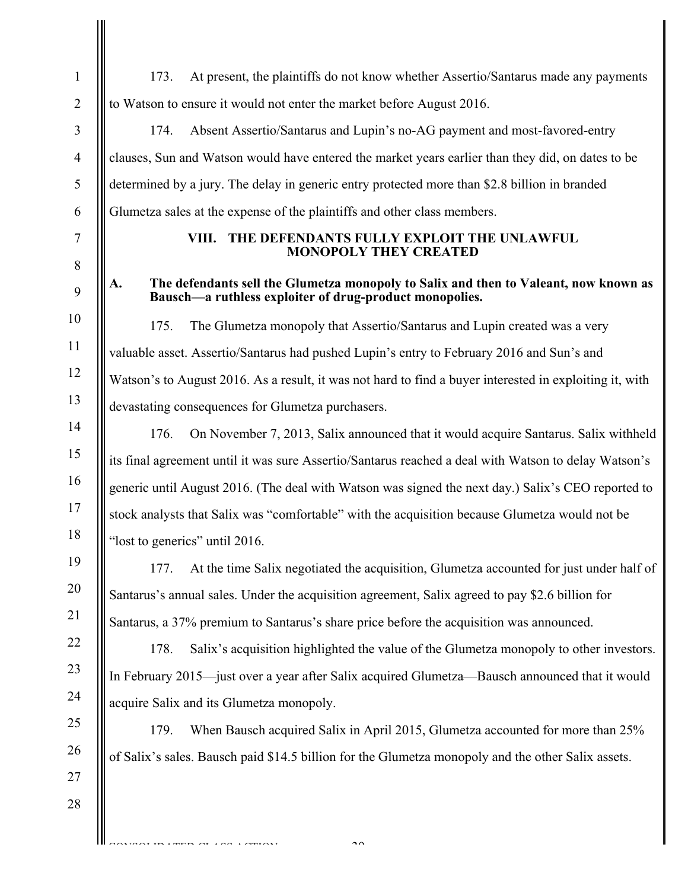173. At present, the plaintiffs do not know whether Assertio/Santarus made any payments to Watson to ensure it would not enter the market before August 2016.

174. Absent Assertio/Santarus and Lupin's no-AG payment and most-favored-entry clauses, Sun and Watson would have entered the market years earlier than they did, on dates to be determined by a jury. The delay in generic entry protected more than $2.8 billion in branded Glumetza sales at the expense of the plaintiffs and other class members.

## VIII. THE DEFENDANTS FULLY EXPLOIT THE UNLAWFUL MONOPOLY THEY CREATED

### A. The defendants sell the Glumetza monopoly to Salix and then to Valeant, now known as Bausch—a ruthless exploiter of drug-product monopolies.

175. The Glumetza monopoly that Assertio/Santarus and Lupin created was a very valuable asset. Assertio/Santarus had pushed Lupin's entry to February 2016 and Sun's and Watson's to August 2016. As a result, it was not hard to find a buyer interested in exploiting it, with devastating consequences for Glumetza purchasers.

176. On November 7, 2013, Salix announced that it would acquire Santarus. Salix withheld its final agreement until it was sure Assertio/Santarus reached a deal with Watson to delay Watson's generic until August 2016. (The deal with Watson was signed the next day.) Salix's CEO reported to stock analysts that Salix was "comfortable" with the acquisition because Glumetza would not be "lost to generics" until 2016.

177. At the time Salix negotiated the acquisition, Glumetza accounted for just under half of Santarus's annual sales. Under the acquisition agreement, Salix agreed to pay $2.6 billion for Santarus, a 37% premium to Santarus's share price before the acquisition was announced.

178. Salix's acquisition highlighted the value of the Glumetza monopoly to other investors. In February 2015—just over a year after Salix acquired Glumetza—Bausch announced that it would acquire Salix and its Glumetza monopoly.

179. When Bausch acquired Salix in April 2015, Glumetza accounted for more than 25% of Salix's sales. Bausch paid $14.5 billion for the Glumetza monopoly and the other Salix assets.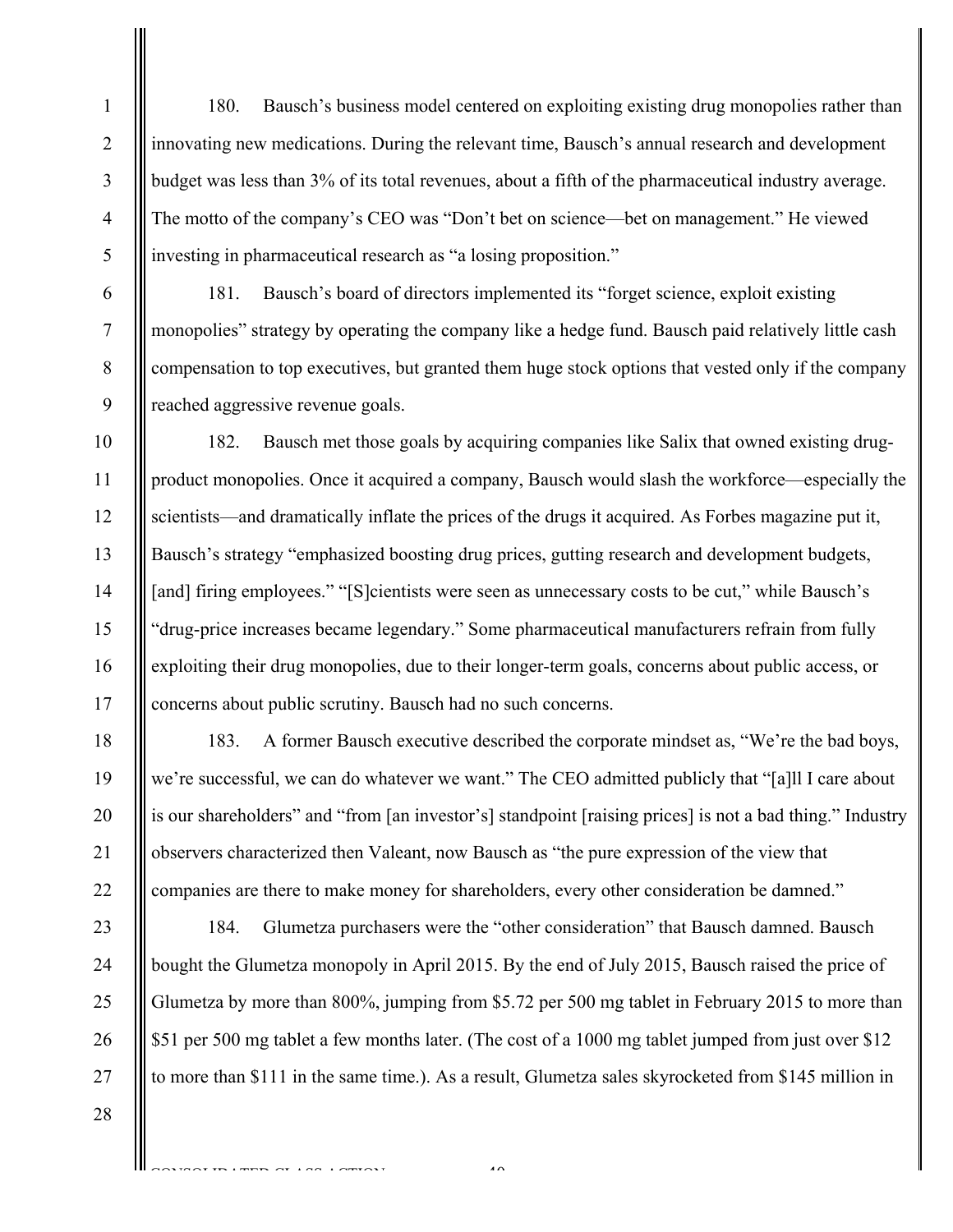180. Bausch's business model centered on exploiting existing drug monopolies rather than innovating new medications. During the relevant time, Bausch's annual research and development budget was less than 3% of its total revenues, about a fifth of the pharmaceutical industry average. The motto of the company's CEO was "Don't bet on science—bet on management." He viewed investing in pharmaceutical research as "a losing proposition."

181. Bausch's board of directors implemented its "forget science, exploit existing monopolies" strategy by operating the company like a hedge fund. Bausch paid relatively little cash compensation to top executives, but granted them huge stock options that vested only if the company reached aggressive revenue goals.

182. Bausch met those goals by acquiring companies like Salix that owned existing drug-product monopolies. Once it acquired a company, Bausch would slash the workforce—especially the scientists—and dramatically inflate the prices of the drugs it acquired. As Forbes magazine put it, Bausch's strategy "emphasized boosting drug prices, gutting research and development budgets, [and] firing employees." "[S]cientists were seen as unnecessary costs to be cut," while Bausch's "drug-price increases became legendary." Some pharmaceutical manufacturers refrain from fully exploiting their drug monopolies, due to their longer-term goals, concerns about public access, or concerns about public scrutiny. Bausch had no such concerns.

183. A former Bausch executive described the corporate mindset as, "We're the bad boys, we're successful, we can do whatever we want." The CEO admitted publicly that "[a]ll I care about is our shareholders" and "from [an investor's] standpoint [raising prices] is not a bad thing." Industry observers characterized then Valeant, now Bausch as "the pure expression of the view that companies are there to make money for shareholders, every other consideration be damned."

184. Glumetza purchasers were the "other consideration" that Bausch damned. Bausch bought the Glumetza monopoly in April 2015. By the end of July 2015, Bausch raised the price of Glumetza by more than 800%, jumping from $5.72 per 500 mg tablet in February 2015 to more than $51 per 500 mg tablet a few months later. (The cost of a 1000 mg tablet jumped from just over $12 to more than $111 in the same time.). As a result, Glumetza sales skyrocketed from $145 million in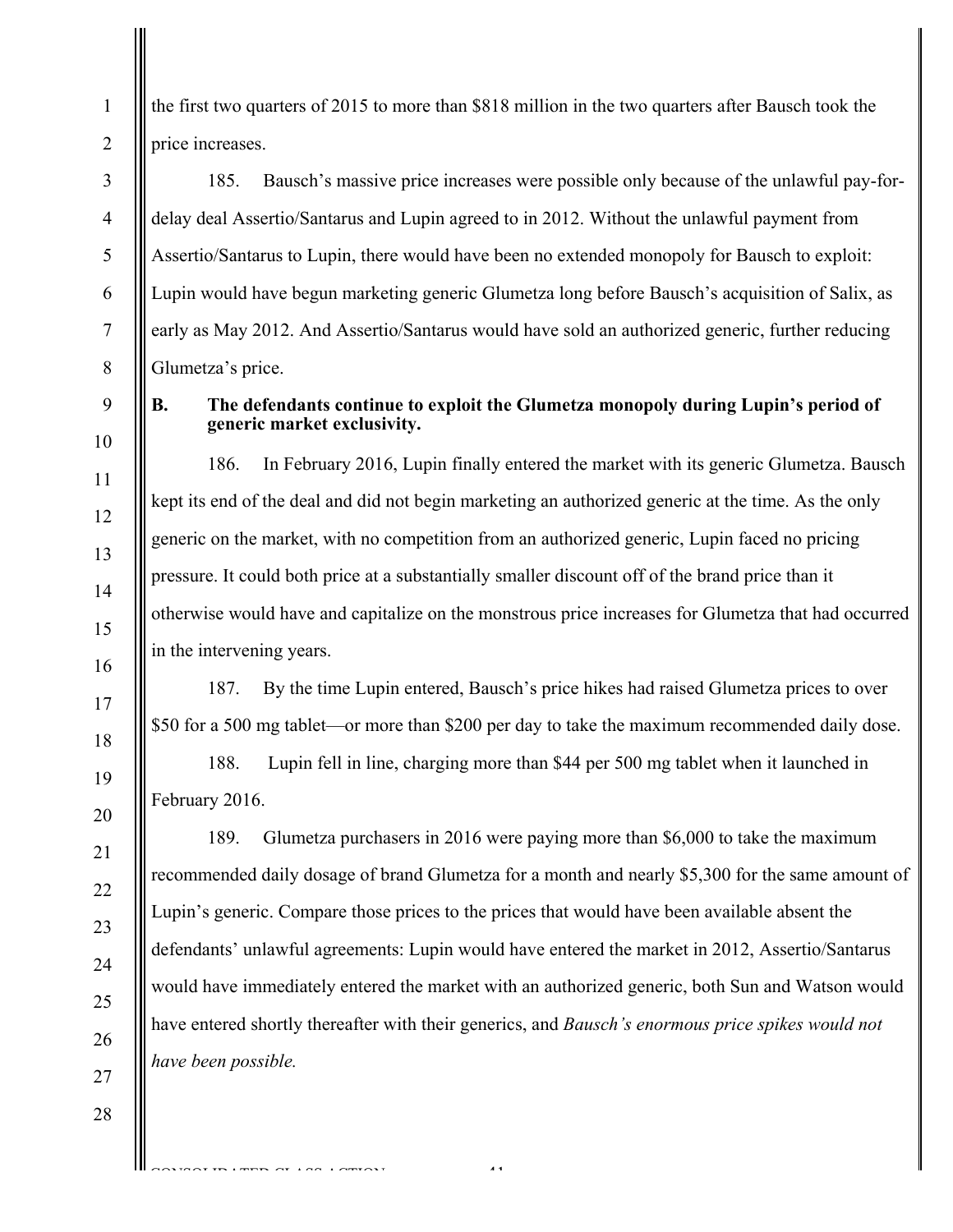the first two quarters of 2015 to more than $818 million in the two quarters after Bausch took the price increases.

185. Bausch's massive price increases were possible only because of the unlawful pay-for-delay deal Assertio/Santarus and Lupin agreed to in 2012. Without the unlawful payment from Assertio/Santarus to Lupin, there would have been no extended monopoly for Bausch to exploit: Lupin would have begun marketing generic Glumetza long before Bausch's acquisition of Salix, as early as May 2012. And Assertio/Santarus would have sold an authorized generic, further reducing Glumetza's price.

### B. The defendants continue to exploit the Glumetza monopoly during Lupin's period of generic market exclusivity.

186. In February 2016, Lupin finally entered the market with its generic Glumetza. Bausch kept its end of the deal and did not begin marketing an authorized generic at the time. As the only generic on the market, with no competition from an authorized generic, Lupin faced no pricing pressure. It could both price at a substantially smaller discount off of the brand price than it otherwise would have and capitalize on the monstrous price increases for Glumetza that had occurred in the intervening years.

187. By the time Lupin entered, Bausch's price hikes had raised Glumetza prices to over $50 for a 500 mg tablet—or more than $200 per day to take the maximum recommended daily dose.

188. Lupin fell in line, charging more than $44 per 500 mg tablet when it launched in February 2016.

189. Glumetza purchasers in 2016 were paying more than $6,000 to take the maximum recommended daily dosage of brand Glumetza for a month and nearly $5,300 for the same amount of Lupin's generic. Compare those prices to the prices that would have been available absent the defendants' unlawful agreements: Lupin would have entered the market in 2012, Assertio/Santarus would have immediately entered the market with an authorized generic, both Sun and Watson would have entered shortly thereafter with their generics, and *Bausch's enormous price spikes would not have been possible.*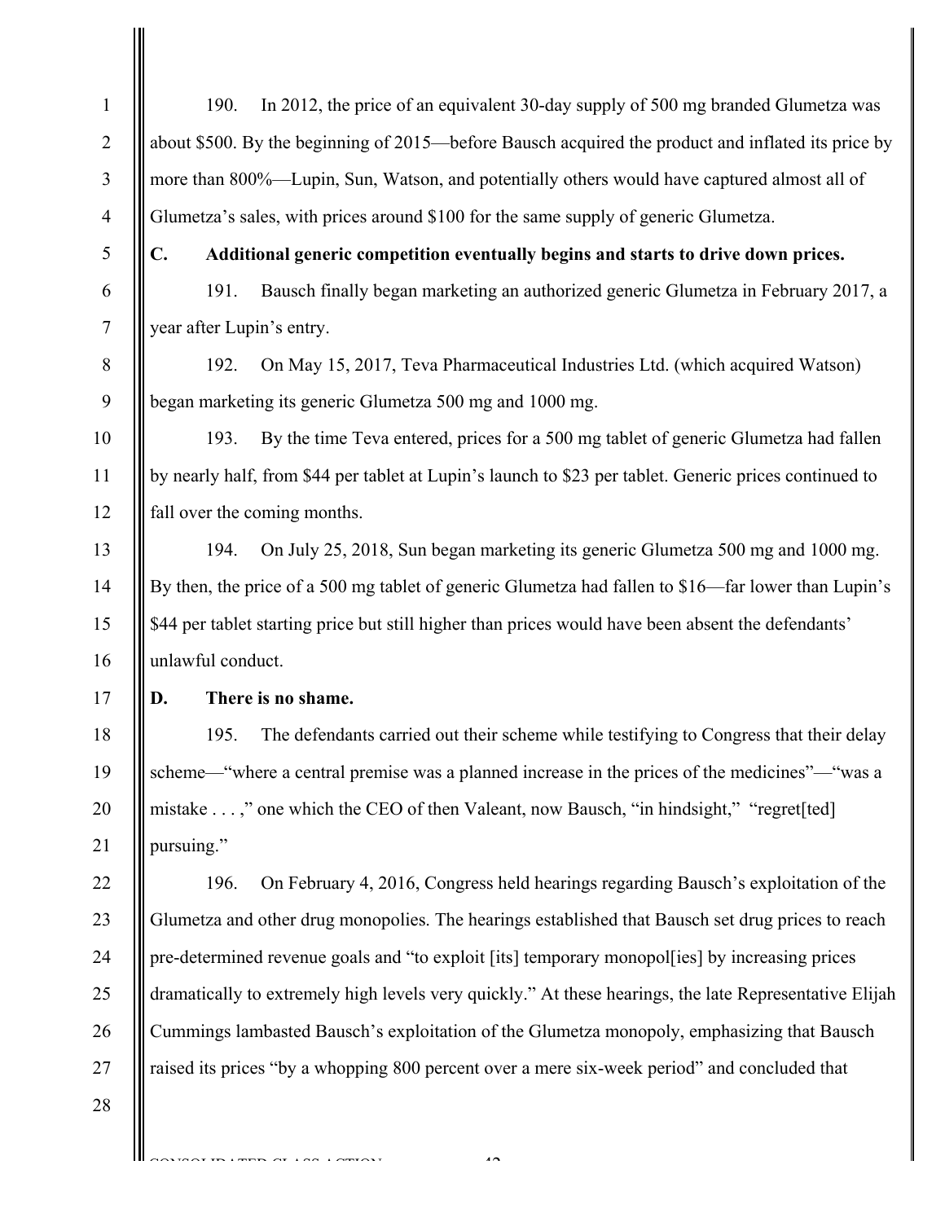190. In 2012, the price of an equivalent 30-day supply of 500 mg branded Glumetza was about $500. By the beginning of 2015—before Bausch acquired the product and inflated its price by more than 800%—Lupin, Sun, Watson, and potentially others would have captured almost all of Glumetza's sales, with prices around $100 for the same supply of generic Glumetza.

### C. Additional generic competition eventually begins and starts to drive down prices.

191. Bausch finally began marketing an authorized generic Glumetza in February 2017, a year after Lupin's entry.

192. On May 15, 2017, Teva Pharmaceutical Industries Ltd. (which acquired Watson) began marketing its generic Glumetza 500 mg and 1000 mg.

193. By the time Teva entered, prices for a 500 mg tablet of generic Glumetza had fallen by nearly half, from $44 per tablet at Lupin's launch to $23 per tablet. Generic prices continued to fall over the coming months.

194. On July 25, 2018, Sun began marketing its generic Glumetza 500 mg and 1000 mg. By then, the price of a 500 mg tablet of generic Glumetza had fallen to $16—far lower than Lupin's $44 per tablet starting price but still higher than prices would have been absent the defendants' unlawful conduct.

### D. There is no shame.

195. The defendants carried out their scheme while testifying to Congress that their delay scheme—"where a central premise was a planned increase in the prices of the medicines"—"was a mistake . . . ," one which the CEO of then Valeant, now Bausch, "in hindsight," "regret[ted] pursuing."

196. On February 4, 2016, Congress held hearings regarding Bausch's exploitation of the Glumetza and other drug monopolies. The hearings established that Bausch set drug prices to reach pre-determined revenue goals and "to exploit [its] temporary monopol[ies] by increasing prices dramatically to extremely high levels very quickly." At these hearings, the late Representative Elijah Cummings lambasted Bausch's exploitation of the Glumetza monopoly, emphasizing that Bausch raised its prices "by a whopping 800 percent over a mere six-week period" and concluded that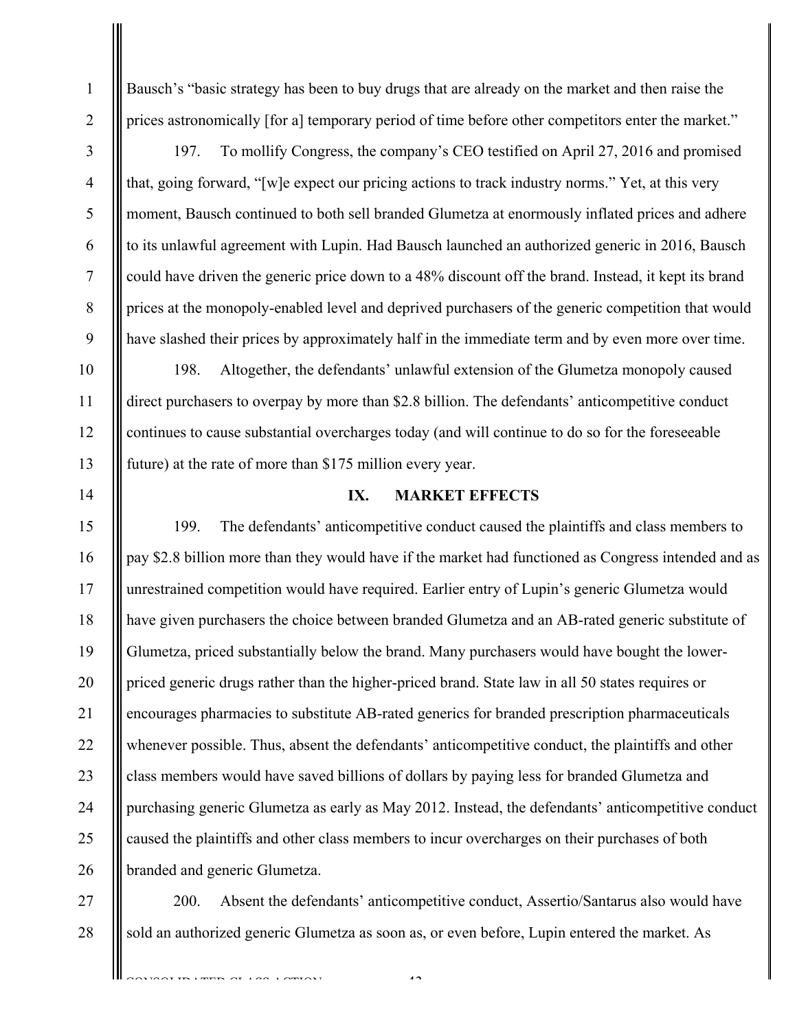Bausch's "basic strategy has been to buy drugs that are already on the market and then raise the prices astronomically [for a] temporary period of time before other competitors enter the market."

197. To mollify Congress, the company's CEO testified on April 27, 2016 and promised that, going forward, "[w]e expect our pricing actions to track industry norms." Yet, at this very moment, Bausch continued to both sell branded Glumetza at enormously inflated prices and adhere to its unlawful agreement with Lupin. Had Bausch launched an authorized generic in 2016, Bausch could have driven the generic price down to a 48% discount off the brand. Instead, it kept its brand prices at the monopoly-enabled level and deprived purchasers of the generic competition that would have slashed their prices by approximately half in the immediate term and by even more over time.

198. Altogether, the defendants' unlawful extension of the Glumetza monopoly caused direct purchasers to overpay by more than $2.8 billion. The defendants' anticompetitive conduct continues to cause substantial overcharges today (and will continue to do so for the foreseeable future) at the rate of more than $175 million every year.

## IX. MARKET EFFECTS

199. The defendants' anticompetitive conduct caused the plaintiffs and class members to pay $2.8 billion more than they would have if the market had functioned as Congress intended and as unrestrained competition would have required. Earlier entry of Lupin's generic Glumetza would have given purchasers the choice between branded Glumetza and an AB-rated generic substitute of Glumetza, priced substantially below the brand. Many purchasers would have bought the lower-priced generic drugs rather than the higher-priced brand. State law in all 50 states requires or encourages pharmacies to substitute AB-rated generics for branded prescription pharmaceuticals whenever possible. Thus, absent the defendants' anticompetitive conduct, the plaintiffs and other class members would have saved billions of dollars by paying less for branded Glumetza and purchasing generic Glumetza as early as May 2012. Instead, the defendants' anticompetitive conduct caused the plaintiffs and other class members to incur overcharges on their purchases of both branded and generic Glumetza.

200. Absent the defendants' anticompetitive conduct, Assertio/Santarus also would have sold an authorized generic Glumetza as soon as, or even before, Lupin entered the market. As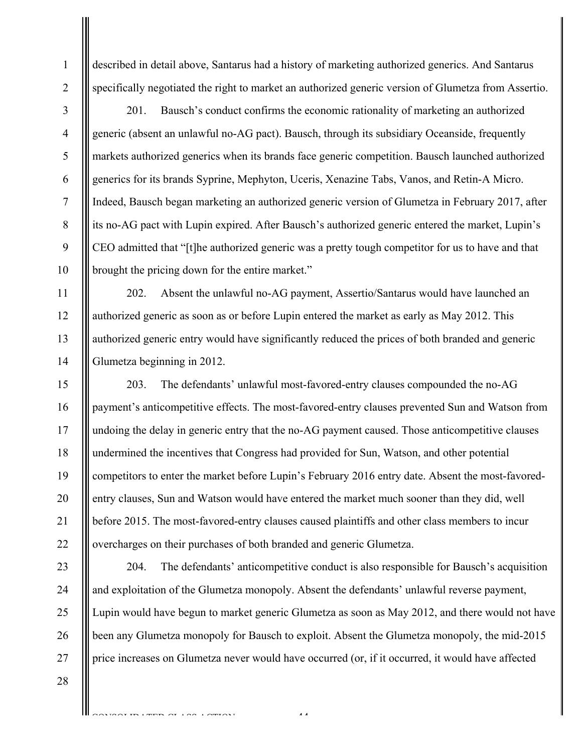described in detail above, Santarus had a history of marketing authorized generics. And Santarus specifically negotiated the right to market an authorized generic version of Glumetza from Assertio.

201. Bausch's conduct confirms the economic rationality of marketing an authorized generic (absent an unlawful no-AG pact). Bausch, through its subsidiary Oceanside, frequently markets authorized generics when its brands face generic competition. Bausch launched authorized generics for its brands Syprine, Mephyton, Uceris, Xenazine Tabs, Vanos, and Retin-A Micro. Indeed, Bausch began marketing an authorized generic version of Glumetza in February 2017, after its no-AG pact with Lupin expired. After Bausch's authorized generic entered the market, Lupin's CEO admitted that "[t]he authorized generic was a pretty tough competitor for us to have and that brought the pricing down for the entire market."

202. Absent the unlawful no-AG payment, Assertio/Santarus would have launched an authorized generic as soon as or before Lupin entered the market as early as May 2012. This authorized generic entry would have significantly reduced the prices of both branded and generic Glumetza beginning in 2012.

203. The defendants' unlawful most-favored-entry clauses compounded the no-AG payment's anticompetitive effects. The most-favored-entry clauses prevented Sun and Watson from undoing the delay in generic entry that the no-AG payment caused. Those anticompetitive clauses undermined the incentives that Congress had provided for Sun, Watson, and other potential competitors to enter the market before Lupin's February 2016 entry date. Absent the most-favored-entry clauses, Sun and Watson would have entered the market much sooner than they did, well before 2015. The most-favored-entry clauses caused plaintiffs and other class members to incur overcharges on their purchases of both branded and generic Glumetza.

204. The defendants' anticompetitive conduct is also responsible for Bausch's acquisition and exploitation of the Glumetza monopoly. Absent the defendants' unlawful reverse payment, Lupin would have begun to market generic Glumetza as soon as May 2012, and there would not have been any Glumetza monopoly for Bausch to exploit. Absent the Glumetza monopoly, the mid-2015 price increases on Glumetza never would have occurred (or, if it occurred, it would have affected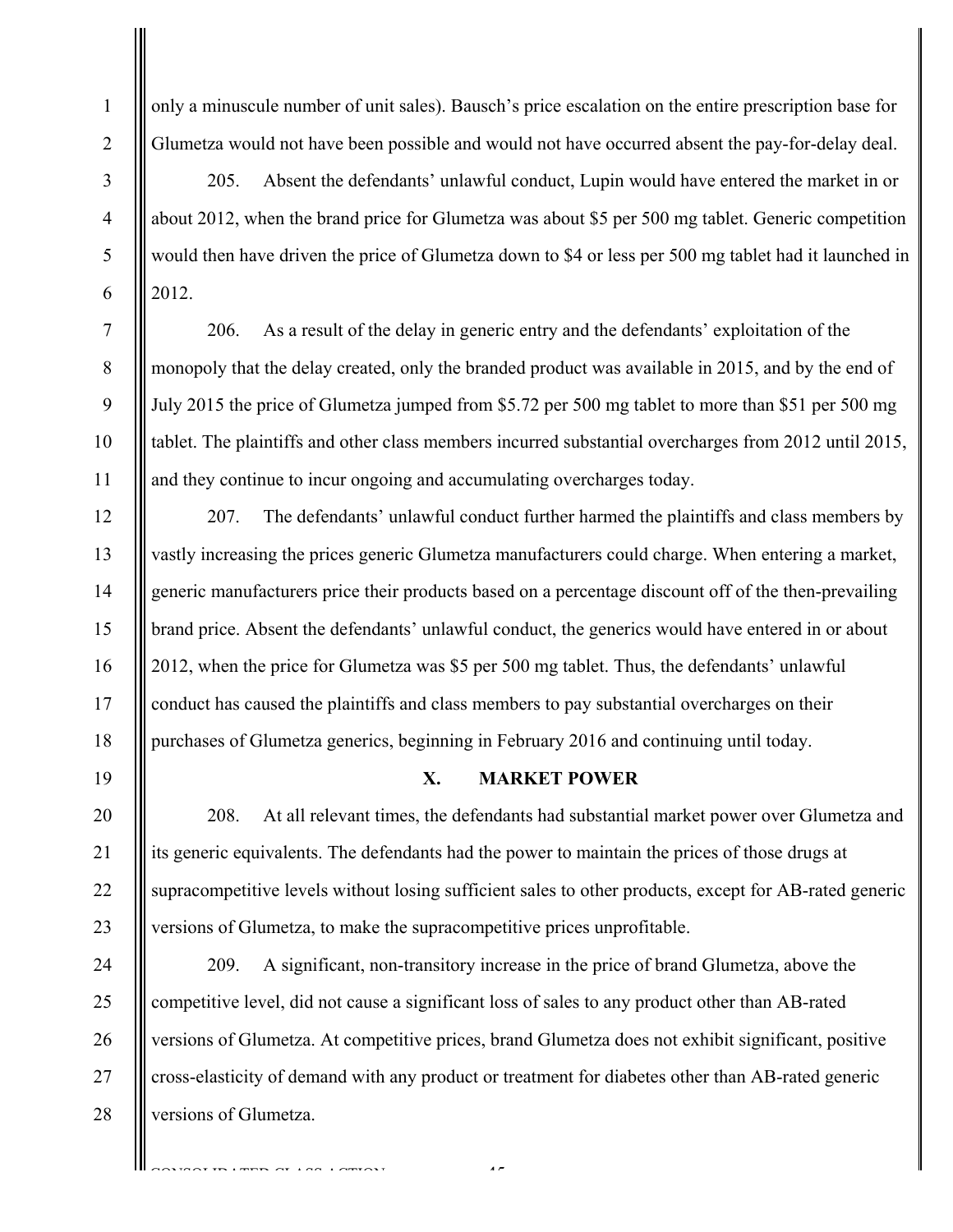only a minuscule number of unit sales). Bausch's price escalation on the entire prescription base for Glumetza would not have been possible and would not have occurred absent the pay-for-delay deal.

205. Absent the defendants' unlawful conduct, Lupin would have entered the market in or about 2012, when the brand price for Glumetza was about $5 per 500 mg tablet. Generic competition would then have driven the price of Glumetza down to $4 or less per 500 mg tablet had it launched in 2012.

206. As a result of the delay in generic entry and the defendants' exploitation of the monopoly that the delay created, only the branded product was available in 2015, and by the end of July 2015 the price of Glumetza jumped from $5.72 per 500 mg tablet to more than $51 per 500 mg tablet. The plaintiffs and other class members incurred substantial overcharges from 2012 until 2015, and they continue to incur ongoing and accumulating overcharges today.

207. The defendants' unlawful conduct further harmed the plaintiffs and class members by vastly increasing the prices generic Glumetza manufacturers could charge. When entering a market, generic manufacturers price their products based on a percentage discount off of the then-prevailing brand price. Absent the defendants' unlawful conduct, the generics would have entered in or about 2012, when the price for Glumetza was $5 per 500 mg tablet. Thus, the defendants' unlawful conduct has caused the plaintiffs and class members to pay substantial overcharges on their purchases of Glumetza generics, beginning in February 2016 and continuing until today.

## X. MARKET POWER

208. At all relevant times, the defendants had substantial market power over Glumetza and its generic equivalents. The defendants had the power to maintain the prices of those drugs at supracompetitive levels without losing sufficient sales to other products, except for AB-rated generic versions of Glumetza, to make the supracompetitive prices unprofitable.

209. A significant, non-transitory increase in the price of brand Glumetza, above the competitive level, did not cause a significant loss of sales to any product other than AB-rated versions of Glumetza. At competitive prices, brand Glumetza does not exhibit significant, positive cross-elasticity of demand with any product or treatment for diabetes other than AB-rated generic versions of Glumetza.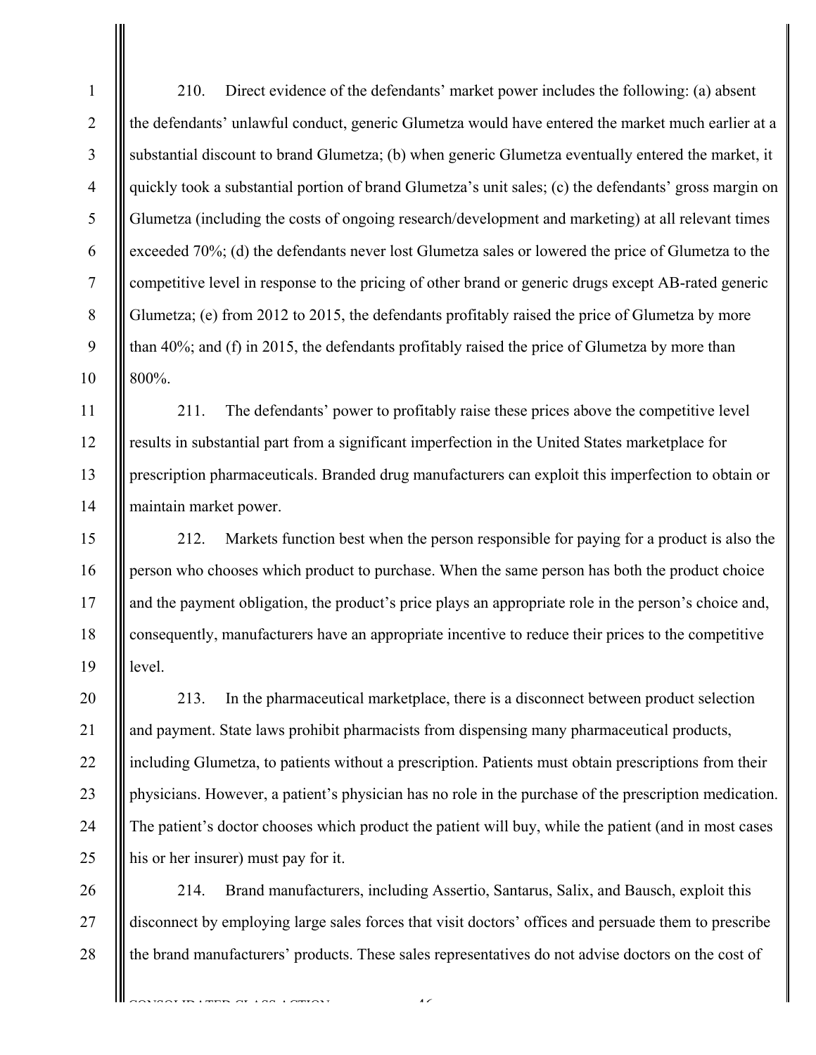210. Direct evidence of the defendants' market power includes the following: (a) absent the defendants' unlawful conduct, generic Glumetza would have entered the market much earlier at a substantial discount to brand Glumetza; (b) when generic Glumetza eventually entered the market, it quickly took a substantial portion of brand Glumetza's unit sales; (c) the defendants' gross margin on Glumetza (including the costs of ongoing research/development and marketing) at all relevant times exceeded 70%; (d) the defendants never lost Glumetza sales or lowered the price of Glumetza to the competitive level in response to the pricing of other brand or generic drugs except AB-rated generic Glumetza; (e) from 2012 to 2015, the defendants profitably raised the price of Glumetza by more than 40%; and (f) in 2015, the defendants profitably raised the price of Glumetza by more than 800%.

211. The defendants' power to profitably raise these prices above the competitive level results in substantial part from a significant imperfection in the United States marketplace for prescription pharmaceuticals. Branded drug manufacturers can exploit this imperfection to obtain or maintain market power.

212. Markets function best when the person responsible for paying for a product is also the person who chooses which product to purchase. When the same person has both the product choice and the payment obligation, the product's price plays an appropriate role in the person's choice and, consequently, manufacturers have an appropriate incentive to reduce their prices to the competitive level.

213. In the pharmaceutical marketplace, there is a disconnect between product selection and payment. State laws prohibit pharmacists from dispensing many pharmaceutical products, including Glumetza, to patients without a prescription. Patients must obtain prescriptions from their physicians. However, a patient's physician has no role in the purchase of the prescription medication. The patient's doctor chooses which product the patient will buy, while the patient (and in most cases his or her insurer) must pay for it.

214. Brand manufacturers, including Assertio, Santarus, Salix, and Bausch, exploit this disconnect by employing large sales forces that visit doctors' offices and persuade them to prescribe the brand manufacturers' products. These sales representatives do not advise doctors on the cost of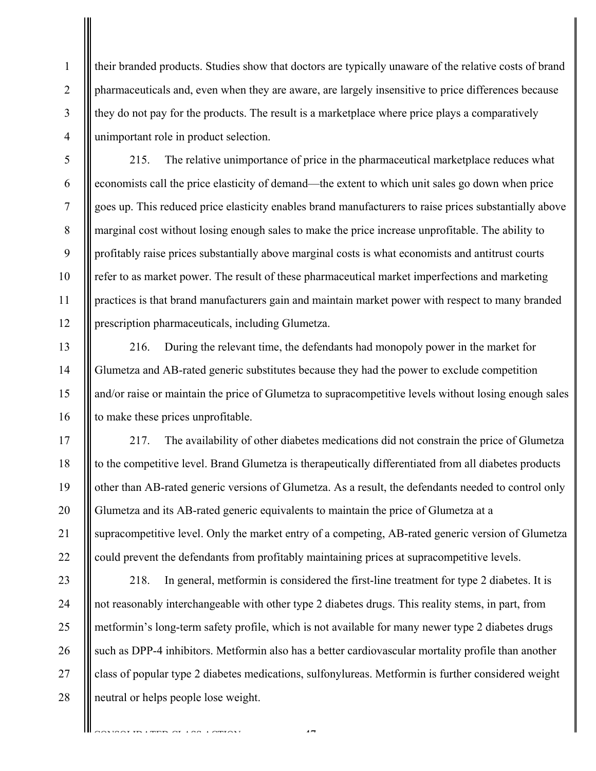their branded products. Studies show that doctors are typically unaware of the relative costs of brand pharmaceuticals and, even when they are aware, are largely insensitive to price differences because they do not pay for the products. The result is a marketplace where price plays a comparatively unimportant role in product selection.

215. The relative unimportance of price in the pharmaceutical marketplace reduces what economists call the price elasticity of demand—the extent to which unit sales go down when price goes up. This reduced price elasticity enables brand manufacturers to raise prices substantially above marginal cost without losing enough sales to make the price increase unprofitable. The ability to profitably raise prices substantially above marginal costs is what economists and antitrust courts refer to as market power. The result of these pharmaceutical market imperfections and marketing practices is that brand manufacturers gain and maintain market power with respect to many branded prescription pharmaceuticals, including Glumetza.

216. During the relevant time, the defendants had monopoly power in the market for Glumetza and AB-rated generic substitutes because they had the power to exclude competition and/or raise or maintain the price of Glumetza to supracompetitive levels without losing enough sales to make these prices unprofitable.

217. The availability of other diabetes medications did not constrain the price of Glumetza to the competitive level. Brand Glumetza is therapeutically differentiated from all diabetes products other than AB-rated generic versions of Glumetza. As a result, the defendants needed to control only Glumetza and its AB-rated generic equivalents to maintain the price of Glumetza at a supracompetitive level. Only the market entry of a competing, AB-rated generic version of Glumetza could prevent the defendants from profitably maintaining prices at supracompetitive levels.

218. In general, metformin is considered the first-line treatment for type 2 diabetes. It is not reasonably interchangeable with other type 2 diabetes drugs. This reality stems, in part, from metformin's long-term safety profile, which is not available for many newer type 2 diabetes drugs such as DPP-4 inhibitors. Metformin also has a better cardiovascular mortality profile than another class of popular type 2 diabetes medications, sulfonylureas. Metformin is further considered weight neutral or helps people lose weight.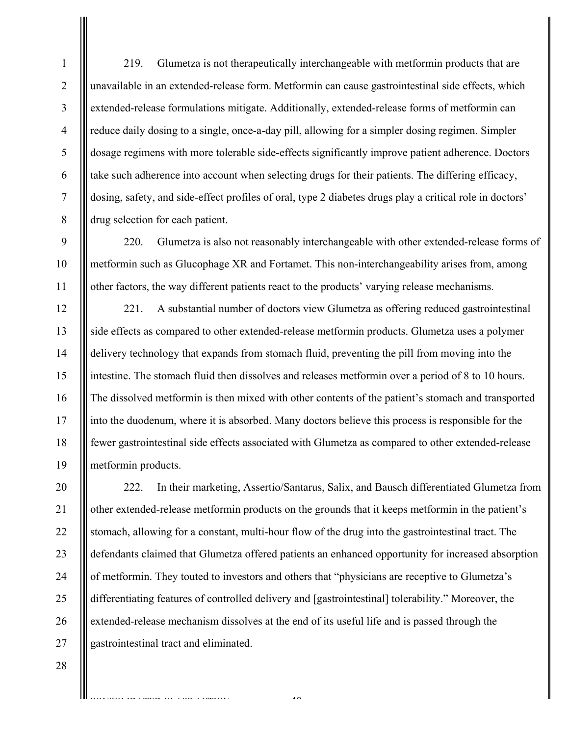219. Glumetza is not therapeutically interchangeable with metformin products that are unavailable in an extended-release form. Metformin can cause gastrointestinal side effects, which extended-release formulations mitigate. Additionally, extended-release forms of metformin can reduce daily dosing to a single, once-a-day pill, allowing for a simpler dosing regimen. Simpler dosage regimens with more tolerable side-effects significantly improve patient adherence. Doctors take such adherence into account when selecting drugs for their patients. The differing efficacy, dosing, safety, and side-effect profiles of oral, type 2 diabetes drugs play a critical role in doctors' drug selection for each patient.

220. Glumetza is also not reasonably interchangeable with other extended-release forms of metformin such as Glucophage XR and Fortamet. This non-interchangeability arises from, among other factors, the way different patients react to the products' varying release mechanisms.

221. A substantial number of doctors view Glumetza as offering reduced gastrointestinal side effects as compared to other extended-release metformin products. Glumetza uses a polymer delivery technology that expands from stomach fluid, preventing the pill from moving into the intestine. The stomach fluid then dissolves and releases metformin over a period of 8 to 10 hours. The dissolved metformin is then mixed with other contents of the patient's stomach and transported into the duodenum, where it is absorbed. Many doctors believe this process is responsible for the fewer gastrointestinal side effects associated with Glumetza as compared to other extended-release metformin products.

222. In their marketing, Assertio/Santarus, Salix, and Bausch differentiated Glumetza from other extended-release metformin products on the grounds that it keeps metformin in the patient's stomach, allowing for a constant, multi-hour flow of the drug into the gastrointestinal tract. The defendants claimed that Glumetza offered patients an enhanced opportunity for increased absorption of metformin. They touted to investors and others that "physicians are receptive to Glumetza's differentiating features of controlled delivery and [gastrointestinal] tolerability." Moreover, the extended-release mechanism dissolves at the end of its useful life and is passed through the gastrointestinal tract and eliminated.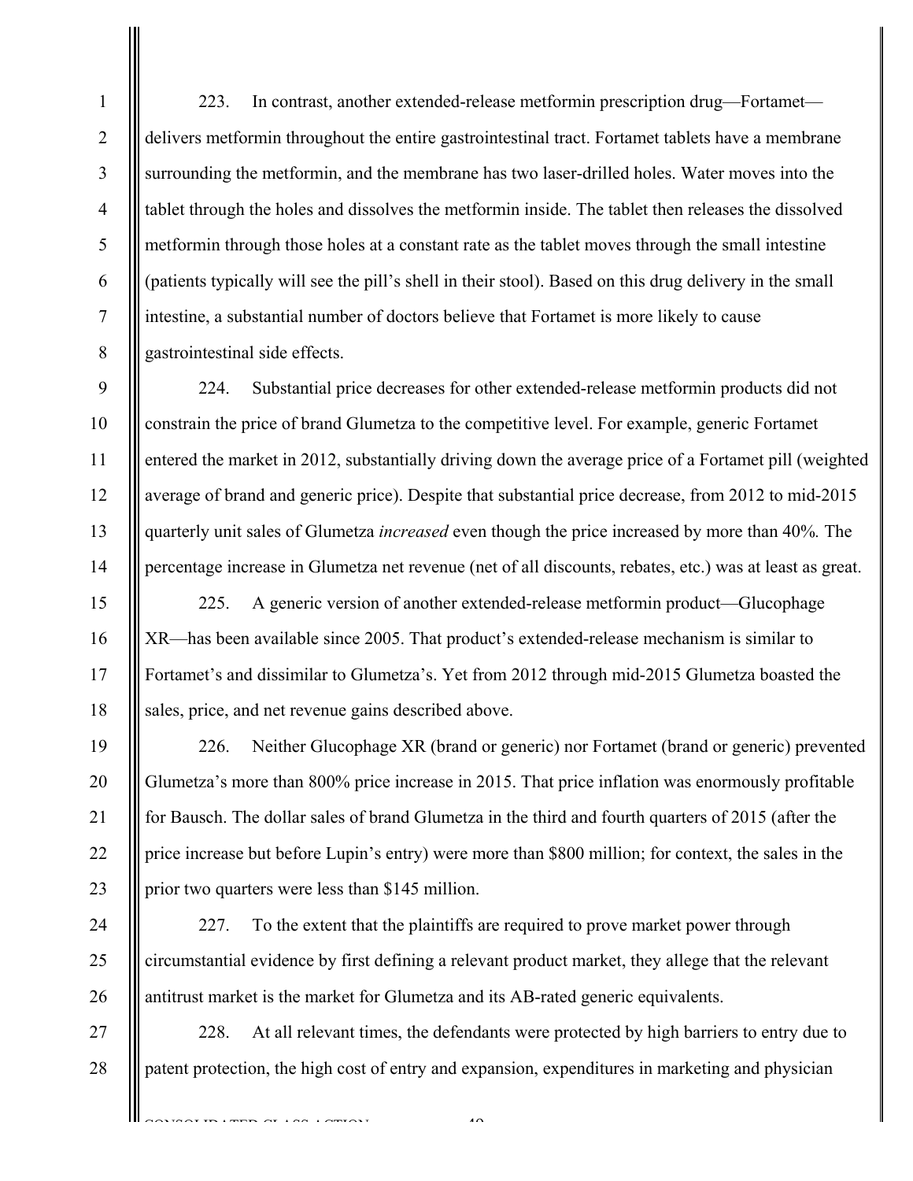223. In contrast, another extended-release metformin prescription drug—Fortamet—delivers metformin throughout the entire gastrointestinal tract. Fortamet tablets have a membrane surrounding the metformin, and the membrane has two laser-drilled holes. Water moves into the tablet through the holes and dissolves the metformin inside. The tablet then releases the dissolved metformin through those holes at a constant rate as the tablet moves through the small intestine (patients typically will see the pill's shell in their stool). Based on this drug delivery in the small intestine, a substantial number of doctors believe that Fortamet is more likely to cause gastrointestinal side effects.

224. Substantial price decreases for other extended-release metformin products did not constrain the price of brand Glumetza to the competitive level. For example, generic Fortamet entered the market in 2012, substantially driving down the average price of a Fortamet pill (weighted average of brand and generic price). Despite that substantial price decrease, from 2012 to mid-2015 quarterly unit sales of Glumetza *increased* even though the price increased by more than 40%. The percentage increase in Glumetza net revenue (net of all discounts, rebates, etc.) was at least as great.

225. A generic version of another extended-release metformin product—Glucophage XR—has been available since 2005. That product's extended-release mechanism is similar to Fortamet's and dissimilar to Glumetza's. Yet from 2012 through mid-2015 Glumetza boasted the sales, price, and net revenue gains described above.

226. Neither Glucophage XR (brand or generic) nor Fortamet (brand or generic) prevented Glumetza's more than 800% price increase in 2015. That price inflation was enormously profitable for Bausch. The dollar sales of brand Glumetza in the third and fourth quarters of 2015 (after the price increase but before Lupin's entry) were more than $800 million; for context, the sales in the prior two quarters were less than $145 million.

227. To the extent that the plaintiffs are required to prove market power through circumstantial evidence by first defining a relevant product market, they allege that the relevant antitrust market is the market for Glumetza and its AB-rated generic equivalents.

228. At all relevant times, the defendants were protected by high barriers to entry due to patent protection, the high cost of entry and expansion, expenditures in marketing and physician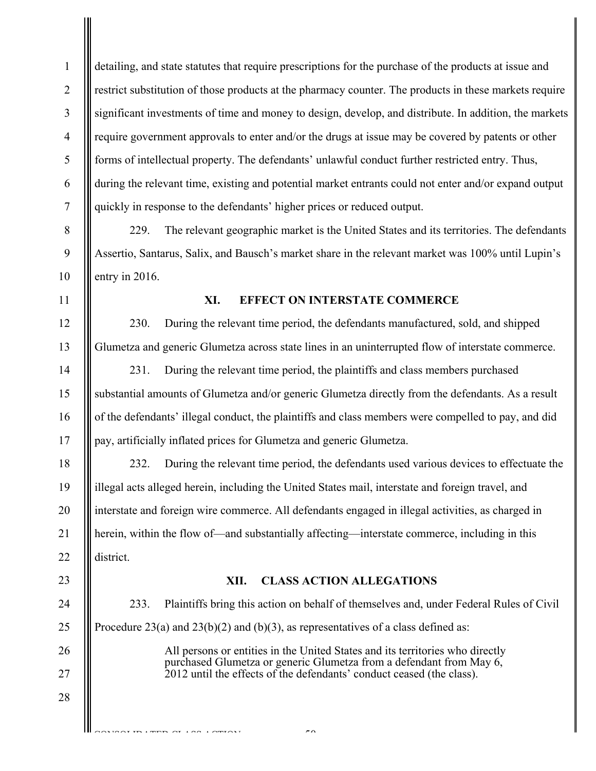detailing, and state statutes that require prescriptions for the purchase of the products at issue and restrict substitution of those products at the pharmacy counter. The products in these markets require significant investments of time and money to design, develop, and distribute. In addition, the markets require government approvals to enter and/or the drugs at issue may be covered by patents or other forms of intellectual property. The defendants' unlawful conduct further restricted entry. Thus, during the relevant time, existing and potential market entrants could not enter and/or expand output quickly in response to the defendants' higher prices or reduced output.

229. The relevant geographic market is the United States and its territories. The defendants Assertio, Santarus, Salix, and Bausch's market share in the relevant market was 100% until Lupin's entry in 2016.

## XI. EFFECT ON INTERSTATE COMMERCE

230. During the relevant time period, the defendants manufactured, sold, and shipped Glumetza and generic Glumetza across state lines in an uninterrupted flow of interstate commerce.

231. During the relevant time period, the plaintiffs and class members purchased substantial amounts of Glumetza and/or generic Glumetza directly from the defendants. As a result of the defendants' illegal conduct, the plaintiffs and class members were compelled to pay, and did pay, artificially inflated prices for Glumetza and generic Glumetza.

232. During the relevant time period, the defendants used various devices to effectuate the illegal acts alleged herein, including the United States mail, interstate and foreign travel, and interstate and foreign wire commerce. All defendants engaged in illegal activities, as charged in herein, within the flow of—and substantially affecting—interstate commerce, including in this district.

## XII. CLASS ACTION ALLEGATIONS

233. Plaintiffs bring this action on behalf of themselves and, under Federal Rules of Civil Procedure 23(a) and 23(b)(2) and (b)(3), as representatives of a class defined as:

> All persons or entities in the United States and its territories who directly purchased Glumetza or generic Glumetza from a defendant from May 6, 2012 until the effects of the defendants' conduct ceased (the class).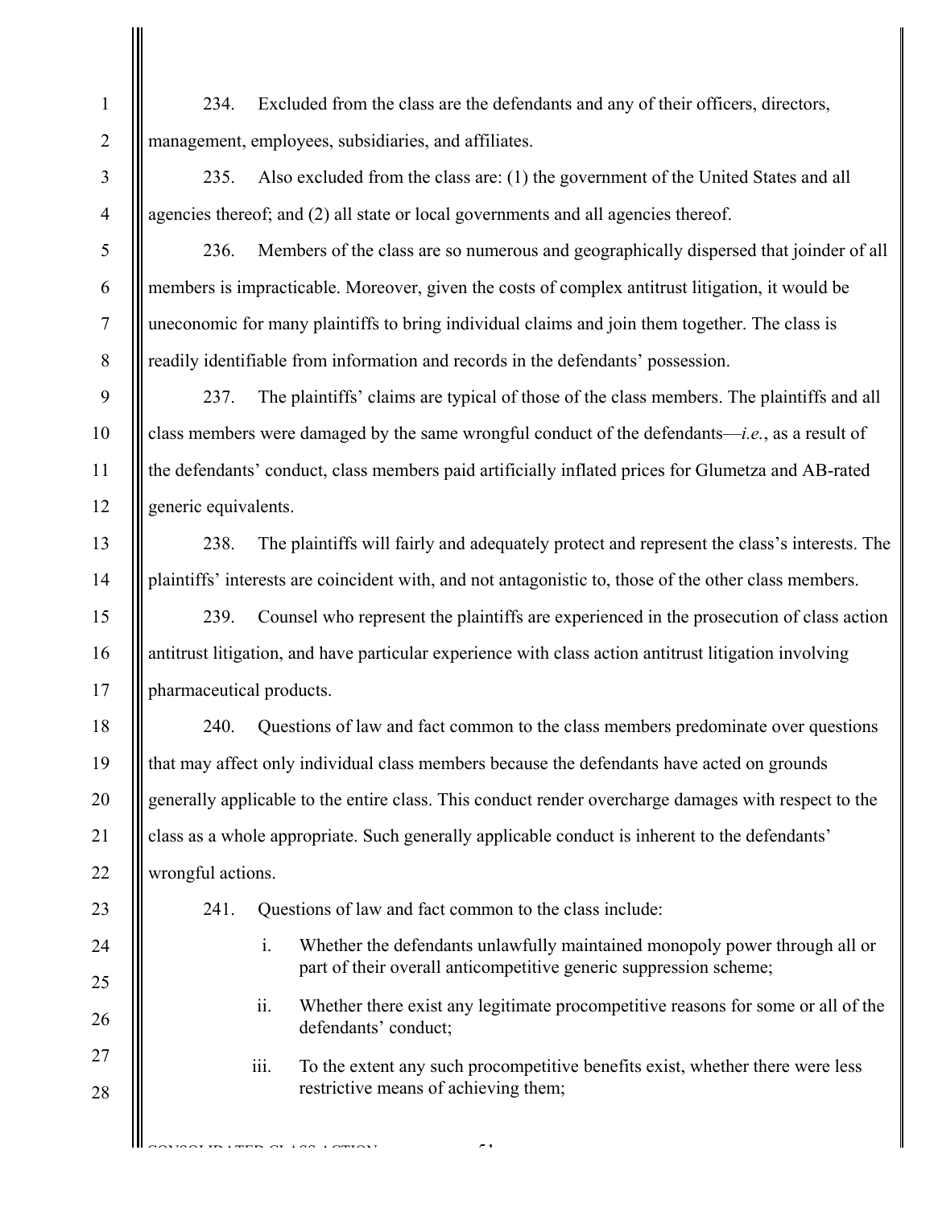234. Excluded from the class are the defendants and any of their officers, directors, management, employees, subsidiaries, and affiliates.

235. Also excluded from the class are: (1) the government of the United States and all agencies thereof; and (2) all state or local governments and all agencies thereof.

236. Members of the class are so numerous and geographically dispersed that joinder of all members is impracticable. Moreover, given the costs of complex antitrust litigation, it would be uneconomic for many plaintiffs to bring individual claims and join them together. The class is readily identifiable from information and records in the defendants' possession.

237. The plaintiffs' claims are typical of those of the class members. The plaintiffs and all class members were damaged by the same wrongful conduct of the defendants—*i.e.*, as a result of the defendants' conduct, class members paid artificially inflated prices for Glumetza and AB-rated generic equivalents.

238. The plaintiffs will fairly and adequately protect and represent the class's interests. The plaintiffs' interests are coincident with, and not antagonistic to, those of the other class members.

239. Counsel who represent the plaintiffs are experienced in the prosecution of class action antitrust litigation, and have particular experience with class action antitrust litigation involving pharmaceutical products.

240. Questions of law and fact common to the class members predominate over questions that may affect only individual class members because the defendants have acted on grounds generally applicable to the entire class. This conduct render overcharge damages with respect to the class as a whole appropriate. Such generally applicable conduct is inherent to the defendants' wrongful actions.

241. Questions of law and fact common to the class include:

i. Whether the defendants unlawfully maintained monopoly power through all or part of their overall anticompetitive generic suppression scheme;

ii. Whether there exist any legitimate procompetitive reasons for some or all of the defendants' conduct;

iii. To the extent any such procompetitive benefits exist, whether there were less restrictive means of achieving them;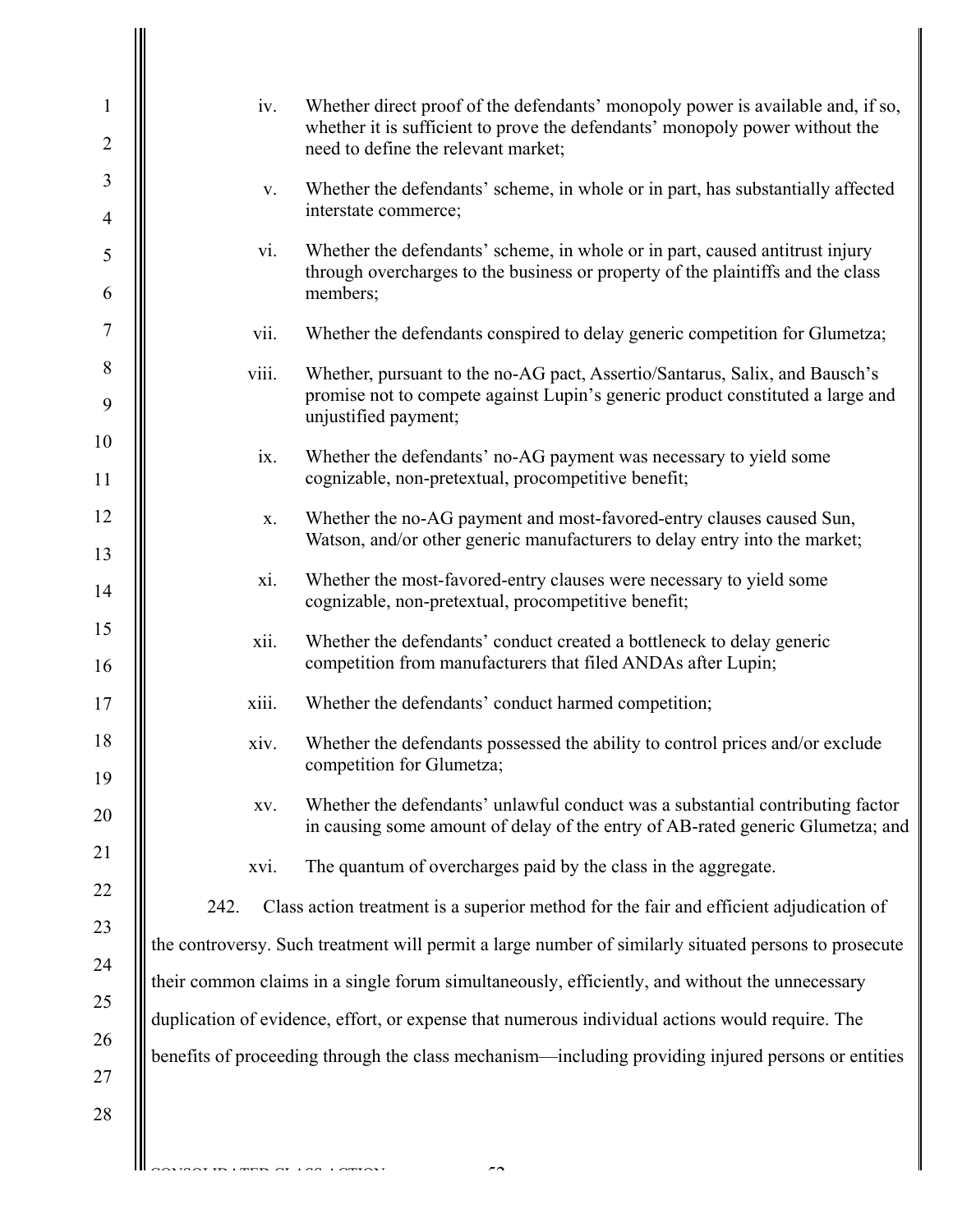iv. Whether direct proof of the defendants' monopoly power is available and, if so, whether it is sufficient to prove the defendants' monopoly power without the need to define the relevant market;

v. Whether the defendants' scheme, in whole or in part, has substantially affected interstate commerce;

vi. Whether the defendants' scheme, in whole or in part, caused antitrust injury through overcharges to the business or property of the plaintiffs and the class members;

vii. Whether the defendants conspired to delay generic competition for Glumetza;

viii. Whether, pursuant to the no-AG pact, Assertio/Santarus, Salix, and Bausch's promise not to compete against Lupin's generic product constituted a large and unjustified payment;

ix. Whether the defendants' no-AG payment was necessary to yield some cognizable, non-pretextual, procompetitive benefit;

x. Whether the no-AG payment and most-favored-entry clauses caused Sun, Watson, and/or other generic manufacturers to delay entry into the market;

xi. Whether the most-favored-entry clauses were necessary to yield some cognizable, non-pretextual, procompetitive benefit;

xii. Whether the defendants' conduct created a bottleneck to delay generic competition from manufacturers that filed ANDAs after Lupin;

xiii. Whether the defendants' conduct harmed competition;

xiv. Whether the defendants possessed the ability to control prices and/or exclude competition for Glumetza;

xv. Whether the defendants' unlawful conduct was a substantial contributing factor in causing some amount of delay of the entry of AB-rated generic Glumetza; and

xvi. The quantum of overcharges paid by the class in the aggregate.

242. Class action treatment is a superior method for the fair and efficient adjudication of the controversy. Such treatment will permit a large number of similarly situated persons to prosecute their common claims in a single forum simultaneously, efficiently, and without the unnecessary duplication of evidence, effort, or expense that numerous individual actions would require. The benefits of proceeding through the class mechanism—including providing injured persons or entities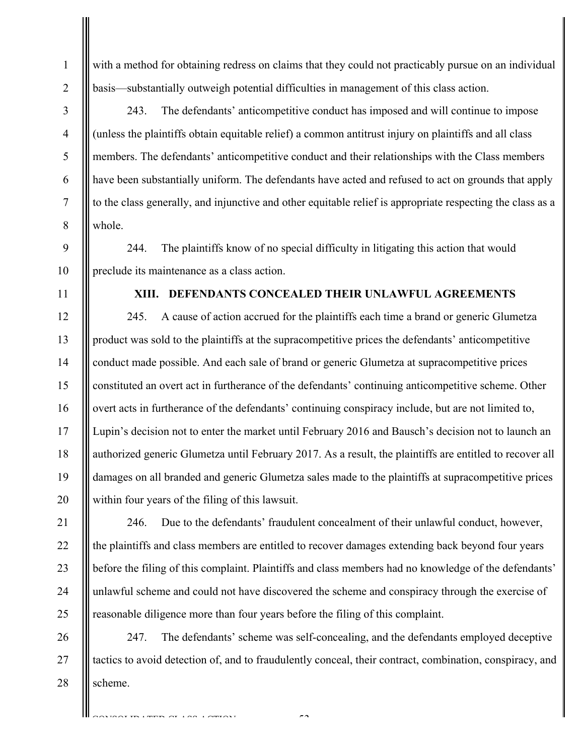with a method for obtaining redress on claims that they could not practicably pursue on an individual basis—substantially outweigh potential difficulties in management of this class action.

243. The defendants' anticompetitive conduct has imposed and will continue to impose (unless the plaintiffs obtain equitable relief) a common antitrust injury on plaintiffs and all class members. The defendants' anticompetitive conduct and their relationships with the Class members have been substantially uniform. The defendants have acted and refused to act on grounds that apply to the class generally, and injunctive and other equitable relief is appropriate respecting the class as a whole.

244. The plaintiffs know of no special difficulty in litigating this action that would preclude its maintenance as a class action.

## XIII. DEFENDANTS CONCEALED THEIR UNLAWFUL AGREEMENTS

245. A cause of action accrued for the plaintiffs each time a brand or generic Glumetza product was sold to the plaintiffs at the supracompetitive prices the defendants' anticompetitive conduct made possible. And each sale of brand or generic Glumetza at supracompetitive prices constituted an overt act in furtherance of the defendants' continuing anticompetitive scheme. Other overt acts in furtherance of the defendants' continuing conspiracy include, but are not limited to, Lupin's decision not to enter the market until February 2016 and Bausch's decision not to launch an authorized generic Glumetza until February 2017. As a result, the plaintiffs are entitled to recover all damages on all branded and generic Glumetza sales made to the plaintiffs at supracompetitive prices within four years of the filing of this lawsuit.

246. Due to the defendants' fraudulent concealment of their unlawful conduct, however, the plaintiffs and class members are entitled to recover damages extending back beyond four years before the filing of this complaint. Plaintiffs and class members had no knowledge of the defendants' unlawful scheme and could not have discovered the scheme and conspiracy through the exercise of reasonable diligence more than four years before the filing of this complaint.

247. The defendants' scheme was self-concealing, and the defendants employed deceptive tactics to avoid detection of, and to fraudulently conceal, their contract, combination, conspiracy, and scheme.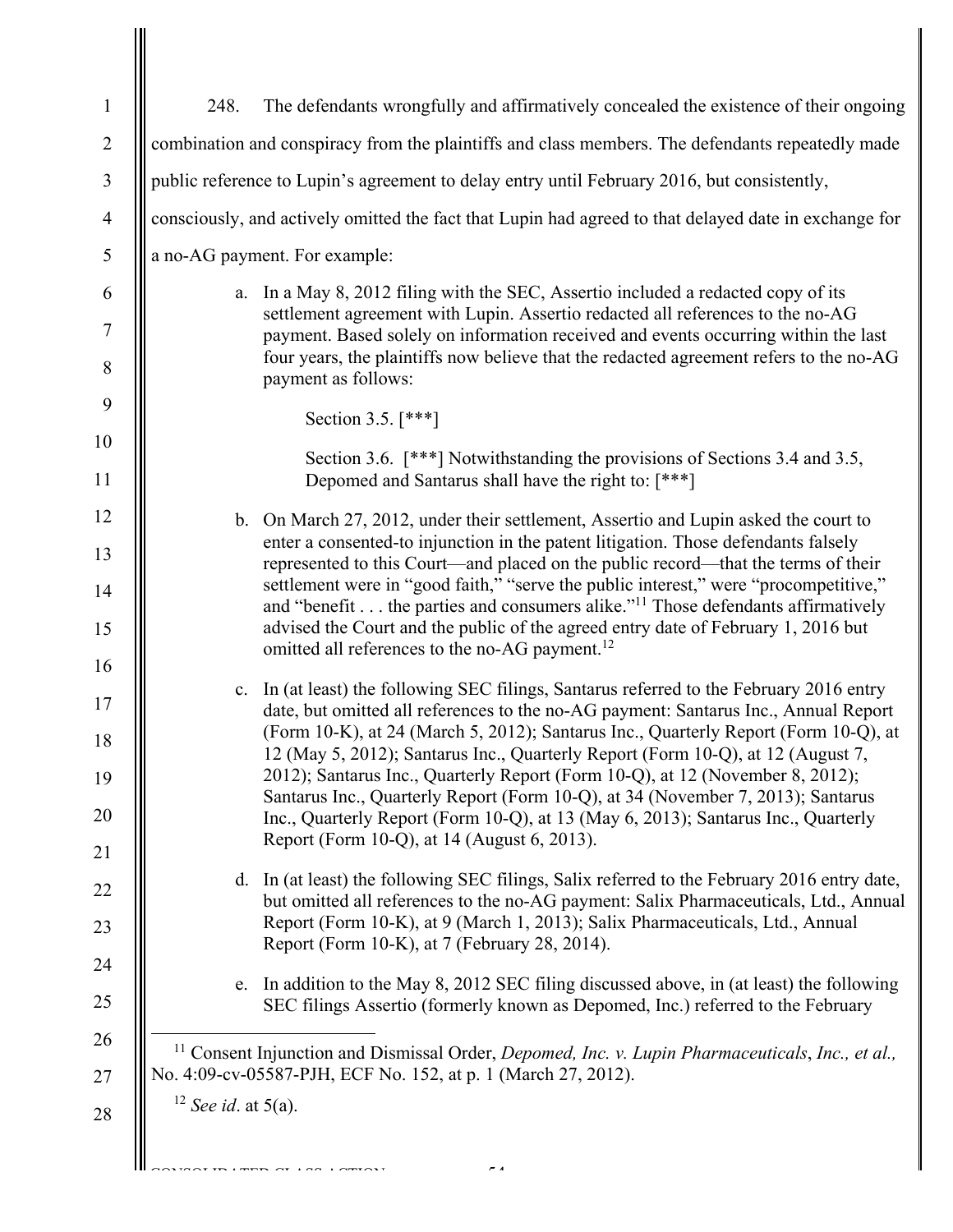248. The defendants wrongfully and affirmatively concealed the existence of their ongoing combination and conspiracy from the plaintiffs and class members. The defendants repeatedly made public reference to Lupin's agreement to delay entry until February 2016, but consistently, consciously, and actively omitted the fact that Lupin had agreed to that delayed date in exchange for a no-AG payment. For example:

a. In a May 8, 2012 filing with the SEC, Assertio included a redacted copy of its settlement agreement with Lupin. Assertio redacted all references to the no-AG payment. Based solely on information received and events occurring within the last four years, the plaintiffs now believe that the redacted agreement refers to the no-AG payment as follows:

> Section 3.5. [***]
>
> Section 3.6. [***] Notwithstanding the provisions of Sections 3.4 and 3.5, Depomed and Santarus shall have the right to: [***]

b. On March 27, 2012, under their settlement, Assertio and Lupin asked the court to enter a consented-to injunction in the patent litigation. Those defendants falsely represented to this Court—and placed on the public record—that the terms of their settlement were in "good faith," "serve the public interest," were "procompetitive," and "benefit . . . the parties and consumers alike."[11] Those defendants affirmatively advised the Court and the public of the agreed entry date of February 1, 2016 but omitted all references to the no-AG payment.[12]

c. In (at least) the following SEC filings, Santarus referred to the February 2016 entry date, but omitted all references to the no-AG payment: Santarus Inc., Annual Report (Form 10-K), at 24 (March 5, 2012); Santarus Inc., Quarterly Report (Form 10-Q), at 12 (May 5, 2012); Santarus Inc., Quarterly Report (Form 10-Q), at 12 (August 7, 2012); Santarus Inc., Quarterly Report (Form 10-Q), at 12 (November 8, 2012); Santarus Inc., Quarterly Report (Form 10-Q), at 34 (November 7, 2013); Santarus Inc., Quarterly Report (Form 10-Q), at 13 (May 6, 2013); Santarus Inc., Quarterly Report (Form 10-Q), at 14 (August 6, 2013).

d. In (at least) the following SEC filings, Salix referred to the February 2016 entry date, but omitted all references to the no-AG payment: Salix Pharmaceuticals, Ltd., Annual Report (Form 10-K), at 9 (March 1, 2013); Salix Pharmaceuticals, Ltd., Annual Report (Form 10-K), at 7 (February 28, 2014).

e. In addition to the May 8, 2012 SEC filing discussed above, in (at least) the following SEC filings Assertio (formerly known as Depomed, Inc.) referred to the February

---

[11] Consent Injunction and Dismissal Order, *Depomed, Inc. v. Lupin Pharmaceuticals*, *Inc., et al.,* No. 4:09-cv-05587-PJH, ECF No. 152, at p. 1 (March 27, 2012).

[12] *See id*. at 5(a).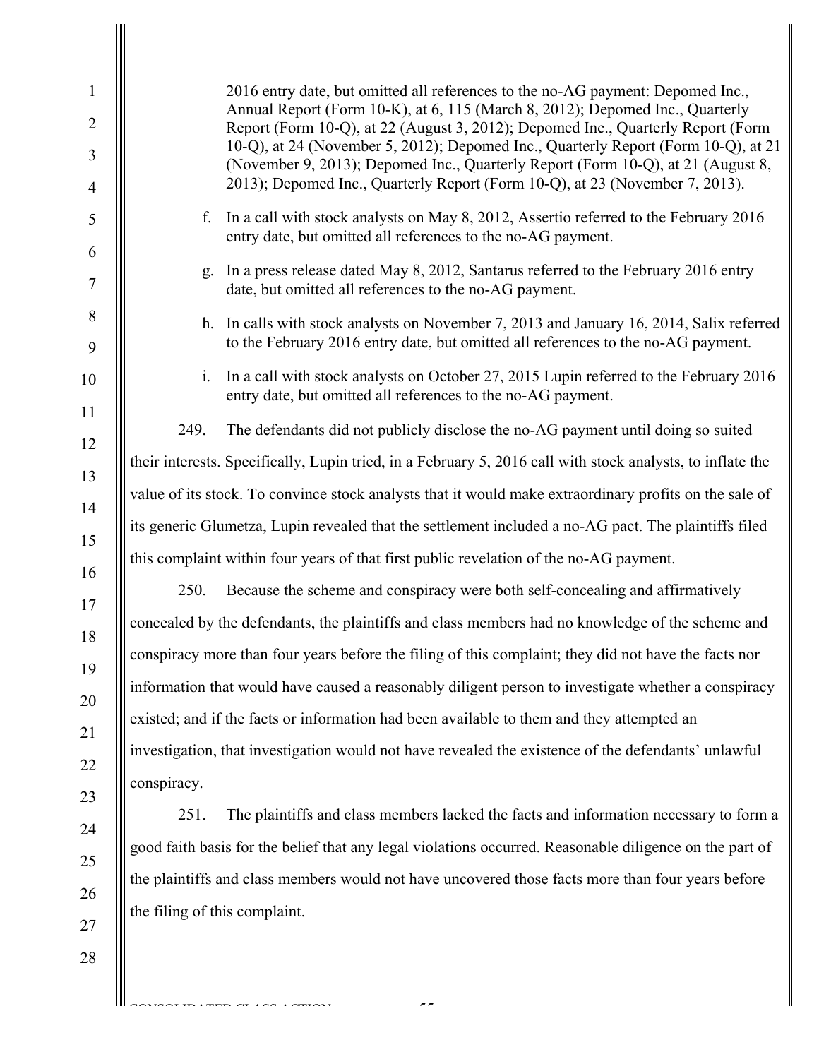2016 entry date, but omitted all references to the no-AG payment: Depomed Inc., Annual Report (Form 10-K), at 6, 115 (March 8, 2012); Depomed Inc., Quarterly Report (Form 10-Q), at 22 (August 3, 2012); Depomed Inc., Quarterly Report (Form 10-Q), at 24 (November 5, 2012); Depomed Inc., Quarterly Report (Form 10-Q), at 21 (November 9, 2013); Depomed Inc., Quarterly Report (Form 10-Q), at 21 (August 8, 2013); Depomed Inc., Quarterly Report (Form 10-Q), at 23 (November 7, 2013).

f. In a call with stock analysts on May 8, 2012, Assertio referred to the February 2016 entry date, but omitted all references to the no-AG payment.

g. In a press release dated May 8, 2012, Santarus referred to the February 2016 entry date, but omitted all references to the no-AG payment.

h. In calls with stock analysts on November 7, 2013 and January 16, 2014, Salix referred to the February 2016 entry date, but omitted all references to the no-AG payment.

i. In a call with stock analysts on October 27, 2015 Lupin referred to the February 2016 entry date, but omitted all references to the no-AG payment.

249. The defendants did not publicly disclose the no-AG payment until doing so suited their interests. Specifically, Lupin tried, in a February 5, 2016 call with stock analysts, to inflate the value of its stock. To convince stock analysts that it would make extraordinary profits on the sale of its generic Glumetza, Lupin revealed that the settlement included a no-AG pact. The plaintiffs filed this complaint within four years of that first public revelation of the no-AG payment.

250. Because the scheme and conspiracy were both self-concealing and affirmatively concealed by the defendants, the plaintiffs and class members had no knowledge of the scheme and conspiracy more than four years before the filing of this complaint; they did not have the facts nor information that would have caused a reasonably diligent person to investigate whether a conspiracy existed; and if the facts or information had been available to them and they attempted an investigation, that investigation would not have revealed the existence of the defendants' unlawful conspiracy.

251. The plaintiffs and class members lacked the facts and information necessary to form a good faith basis for the belief that any legal violations occurred. Reasonable diligence on the part of the plaintiffs and class members would not have uncovered those facts more than four years before the filing of this complaint.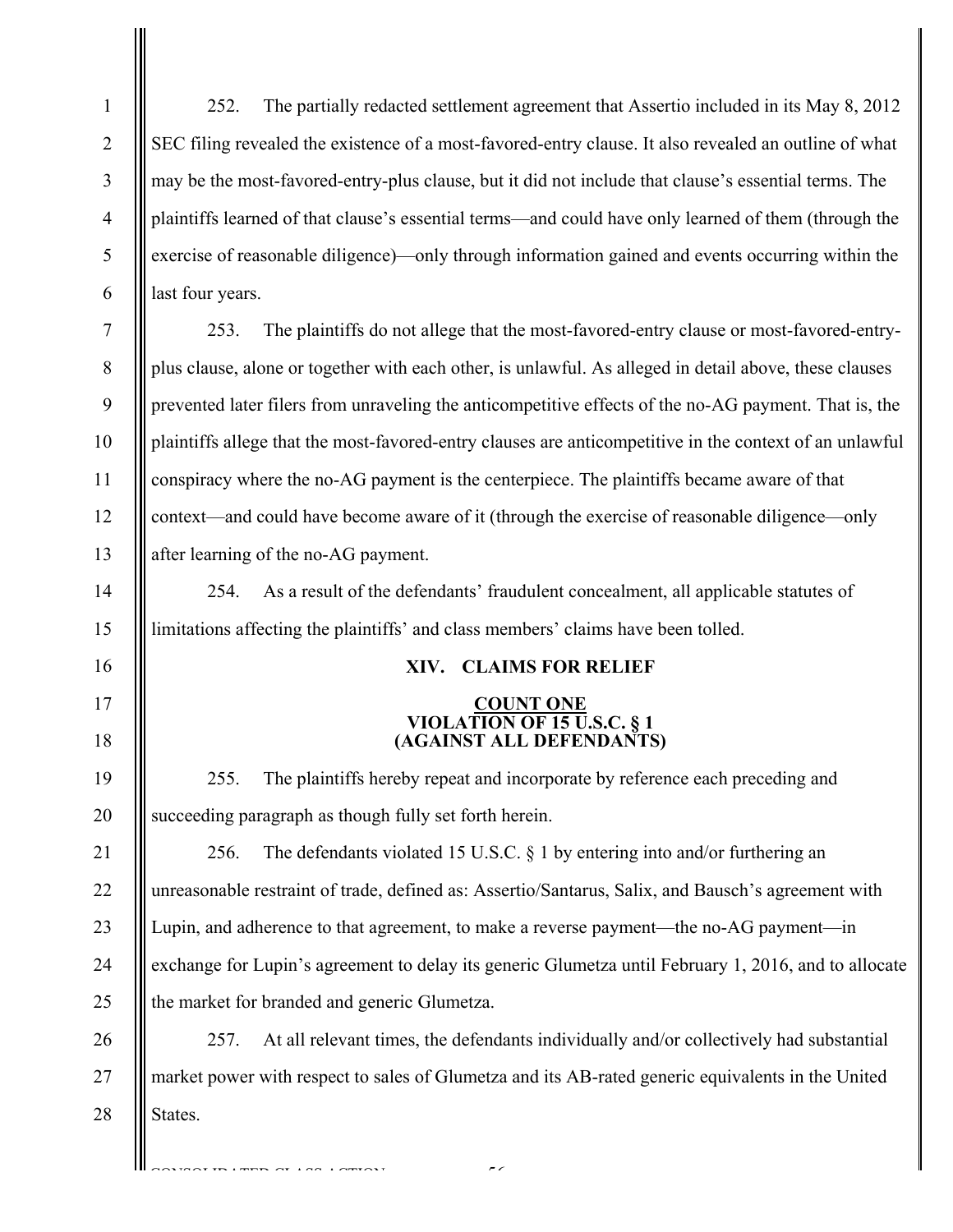252. The partially redacted settlement agreement that Assertio included in its May 8, 2012 SEC filing revealed the existence of a most-favored-entry clause. It also revealed an outline of what may be the most-favored-entry-plus clause, but it did not include that clause's essential terms. The plaintiffs learned of that clause's essential terms—and could have only learned of them (through the exercise of reasonable diligence)—only through information gained and events occurring within the last four years.

253. The plaintiffs do not allege that the most-favored-entry clause or most-favored-entry-plus clause, alone or together with each other, is unlawful. As alleged in detail above, these clauses prevented later filers from unraveling the anticompetitive effects of the no-AG payment. That is, the plaintiffs allege that the most-favored-entry clauses are anticompetitive in the context of an unlawful conspiracy where the no-AG payment is the centerpiece. The plaintiffs became aware of that context—and could have become aware of it (through the exercise of reasonable diligence—only after learning of the no-AG payment.

254. As a result of the defendants' fraudulent concealment, all applicable statutes of limitations affecting the plaintiffs' and class members' claims have been tolled.

## XIV. CLAIMS FOR RELIEF

### COUNT ONE
### VIOLATION OF 15 U.S.C. § 1
### (AGAINST ALL DEFENDANTS)

255. The plaintiffs hereby repeat and incorporate by reference each preceding and succeeding paragraph as though fully set forth herein.

256. The defendants violated 15 U.S.C. § 1 by entering into and/or furthering an unreasonable restraint of trade, defined as: Assertio/Santarus, Salix, and Bausch's agreement with Lupin, and adherence to that agreement, to make a reverse payment—the no-AG payment—in exchange for Lupin's agreement to delay its generic Glumetza until February 1, 2016, and to allocate the market for branded and generic Glumetza.

257. At all relevant times, the defendants individually and/or collectively had substantial market power with respect to sales of Glumetza and its AB-rated generic equivalents in the United States.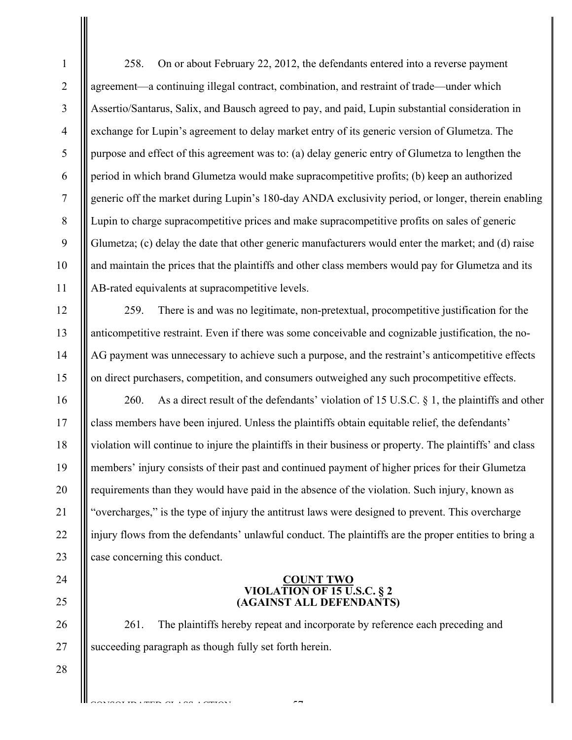258. On or about February 22, 2012, the defendants entered into a reverse payment agreement—a continuing illegal contract, combination, and restraint of trade—under which Assertio/Santarus, Salix, and Bausch agreed to pay, and paid, Lupin substantial consideration in exchange for Lupin's agreement to delay market entry of its generic version of Glumetza. The purpose and effect of this agreement was to: (a) delay generic entry of Glumetza to lengthen the period in which brand Glumetza would make supracompetitive profits; (b) keep an authorized generic off the market during Lupin's 180-day ANDA exclusivity period, or longer, therein enabling Lupin to charge supracompetitive prices and make supracompetitive profits on sales of generic Glumetza; (c) delay the date that other generic manufacturers would enter the market; and (d) raise and maintain the prices that the plaintiffs and other class members would pay for Glumetza and its AB-rated equivalents at supracompetitive levels.

259. There is and was no legitimate, non-pretextual, procompetitive justification for the anticompetitive restraint. Even if there was some conceivable and cognizable justification, the no-AG payment was unnecessary to achieve such a purpose, and the restraint's anticompetitive effects on direct purchasers, competition, and consumers outweighed any such procompetitive effects.

260. As a direct result of the defendants' violation of 15 U.S.C. § 1, the plaintiffs and other class members have been injured. Unless the plaintiffs obtain equitable relief, the defendants' violation will continue to injure the plaintiffs in their business or property. The plaintiffs' and class members' injury consists of their past and continued payment of higher prices for their Glumetza requirements than they would have paid in the absence of the violation. Such injury, known as "overcharges," is the type of injury the antitrust laws were designed to prevent. This overcharge injury flows from the defendants' unlawful conduct. The plaintiffs are the proper entities to bring a case concerning this conduct.

## COUNT TWO
## VIOLATION OF 15 U.S.C. § 2
## (AGAINST ALL DEFENDANTS)

261. The plaintiffs hereby repeat and incorporate by reference each preceding and succeeding paragraph as though fully set forth herein.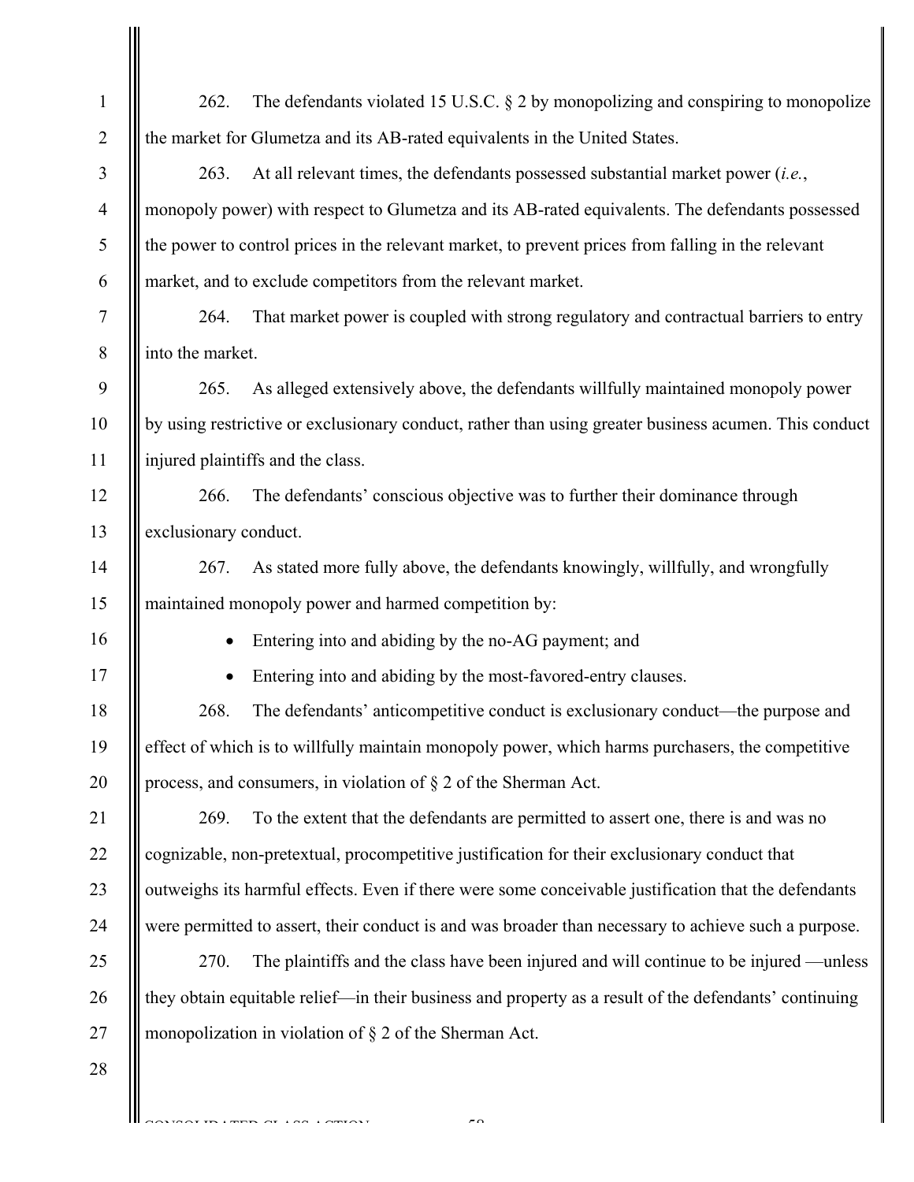262. The defendants violated 15 U.S.C. § 2 by monopolizing and conspiring to monopolize the market for Glumetza and its AB-rated equivalents in the United States.

263. At all relevant times, the defendants possessed substantial market power (*i.e.*, monopoly power) with respect to Glumetza and its AB-rated equivalents. The defendants possessed the power to control prices in the relevant market, to prevent prices from falling in the relevant market, and to exclude competitors from the relevant market.

264. That market power is coupled with strong regulatory and contractual barriers to entry into the market.

265. As alleged extensively above, the defendants willfully maintained monopoly power by using restrictive or exclusionary conduct, rather than using greater business acumen. This conduct injured plaintiffs and the class.

266. The defendants' conscious objective was to further their dominance through exclusionary conduct.

267. As stated more fully above, the defendants knowingly, willfully, and wrongfully maintained monopoly power and harmed competition by:

- Entering into and abiding by the no-AG payment; and
- Entering into and abiding by the most-favored-entry clauses.

268. The defendants' anticompetitive conduct is exclusionary conduct—the purpose and effect of which is to willfully maintain monopoly power, which harms purchasers, the competitive process, and consumers, in violation of § 2 of the Sherman Act.

269. To the extent that the defendants are permitted to assert one, there is and was no cognizable, non-pretextual, procompetitive justification for their exclusionary conduct that outweighs its harmful effects. Even if there were some conceivable justification that the defendants were permitted to assert, their conduct is and was broader than necessary to achieve such a purpose.

270. The plaintiffs and the class have been injured and will continue to be injured —unless they obtain equitable relief—in their business and property as a result of the defendants' continuing monopolization in violation of § 2 of the Sherman Act.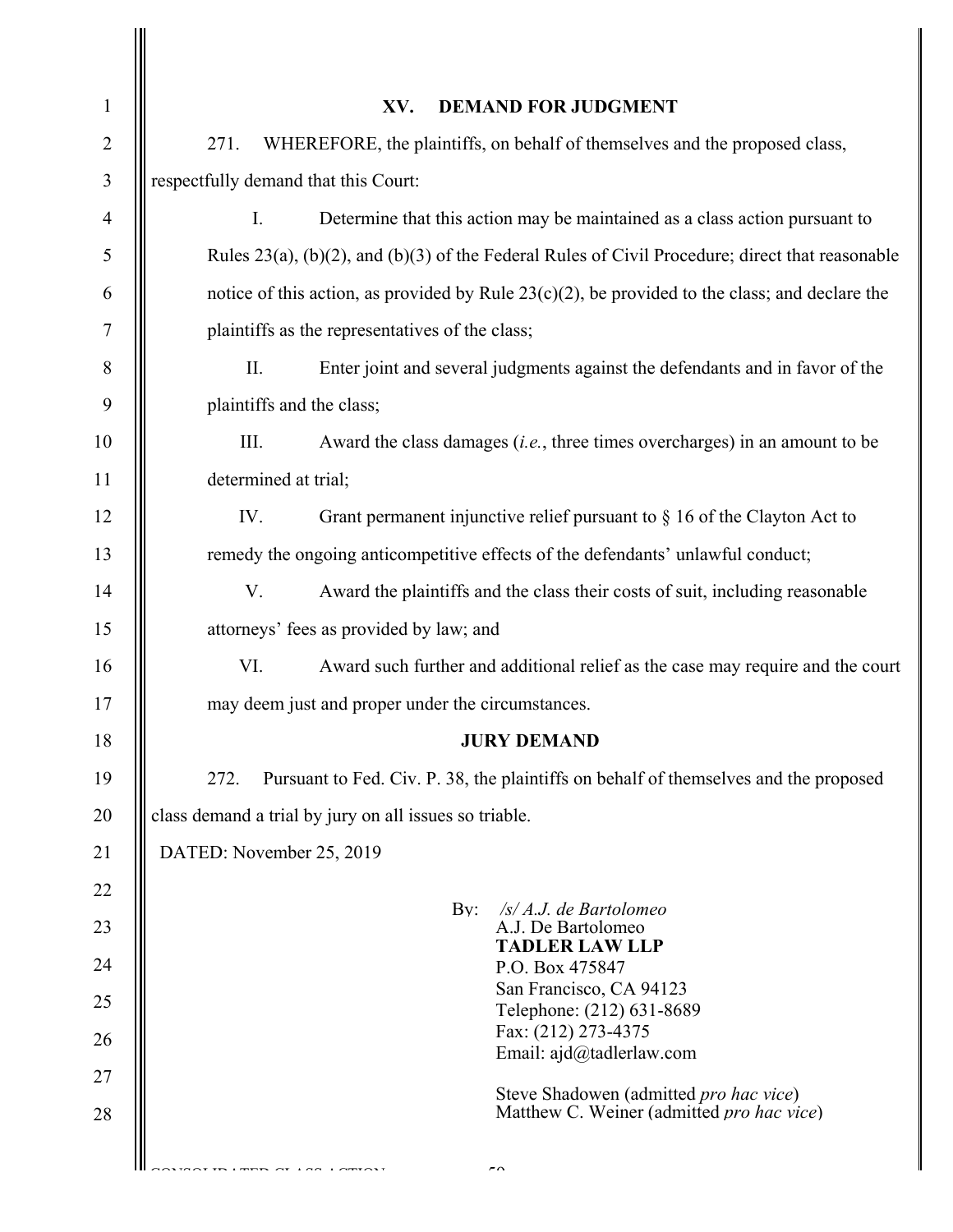## XV. DEMAND FOR JUDGMENT

271. WHEREFORE, the plaintiffs, on behalf of themselves and the proposed class, respectfully demand that this Court:

I. Determine that this action may be maintained as a class action pursuant to Rules 23(a), (b)(2), and (b)(3) of the Federal Rules of Civil Procedure; direct that reasonable notice of this action, as provided by Rule 23(c)(2), be provided to the class; and declare the plaintiffs as the representatives of the class;

II. Enter joint and several judgments against the defendants and in favor of the plaintiffs and the class;

III. Award the class damages (*i.e.*, three times overcharges) in an amount to be determined at trial;

IV. Grant permanent injunctive relief pursuant to § 16 of the Clayton Act to remedy the ongoing anticompetitive effects of the defendants' unlawful conduct;

V. Award the plaintiffs and the class their costs of suit, including reasonable attorneys' fees as provided by law; and

VI. Award such further and additional relief as the case may require and the court may deem just and proper under the circumstances.

## JURY DEMAND

272. Pursuant to Fed. Civ. P. 38, the plaintiffs on behalf of themselves and the proposed class demand a trial by jury on all issues so triable.

DATED: November 25, 2019

By: */s/ A.J. de Bartolomeo*
A.J. De Bartolomeo
**TADLER LAW LLP**
P.O. Box 475847
San Francisco, CA 94123
Telephone: (212) 631-8689
Fax: (212) 273-4375
Email: ajd@tadlerlaw.com

Steve Shadowen (admitted *pro hac vice*)
Matthew C. Weiner (admitted *pro hac vice*)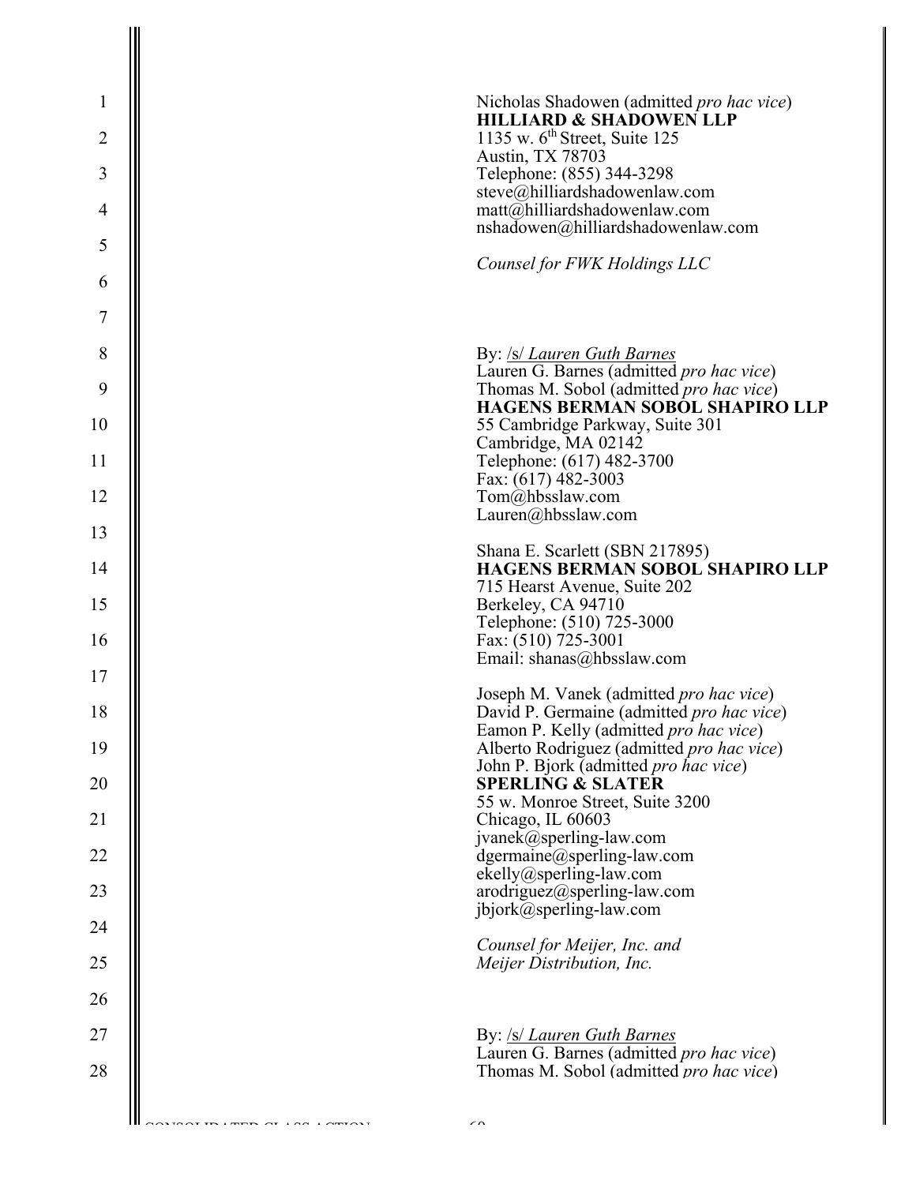Nicholas Shadowen (admitted *pro hac vice*)
**HILLIARD & SHADOWEN LLP**
1135 w. 6th Street, Suite 125
Austin, TX 78703
Telephone: (855) 344-3298
steve@hilliardshadowenlaw.com
matt@hilliardshadowenlaw.com
nshadowen@hilliardshadowenlaw.com

*Counsel for FWK Holdings LLC*

By: /s/ *Lauren Guth Barnes*
Lauren G. Barnes (admitted *pro hac vice*)
Thomas M. Sobol (admitted *pro hac vice*)
**HAGENS BERMAN SOBOL SHAPIRO LLP**
55 Cambridge Parkway, Suite 301
Cambridge, MA 02142
Telephone: (617) 482-3700
Fax: (617) 482-3003
Tom@hbsslaw.com
Lauren@hbsslaw.com

Shana E. Scarlett (SBN 217895)
**HAGENS BERMAN SOBOL SHAPIRO LLP**
715 Hearst Avenue, Suite 202
Berkeley, CA 94710
Telephone: (510) 725-3000
Fax: (510) 725-3001
Email: shanas@hbsslaw.com

Joseph M. Vanek (admitted *pro hac vice*)
David P. Germaine (admitted *pro hac vice*)
Eamon P. Kelly (admitted *pro hac vice*)
Alberto Rodriguez (admitted *pro hac vice*)
John P. Bjork (admitted *pro hac vice*)
**SPERLING & SLATER**
55 w. Monroe Street, Suite 3200
Chicago, IL 60603
jvanek@sperling-law.com
dgermaine@sperling-law.com
ekelly@sperling-law.com
arodriguez@sperling-law.com
jbjork@sperling-law.com

*Counsel for Meijer, Inc. and Meijer Distribution, Inc.*

By: /s/ *Lauren Guth Barnes*
Lauren G. Barnes (admitted *pro hac vice*)
Thomas M. Sobol (admitted *pro hac vice*)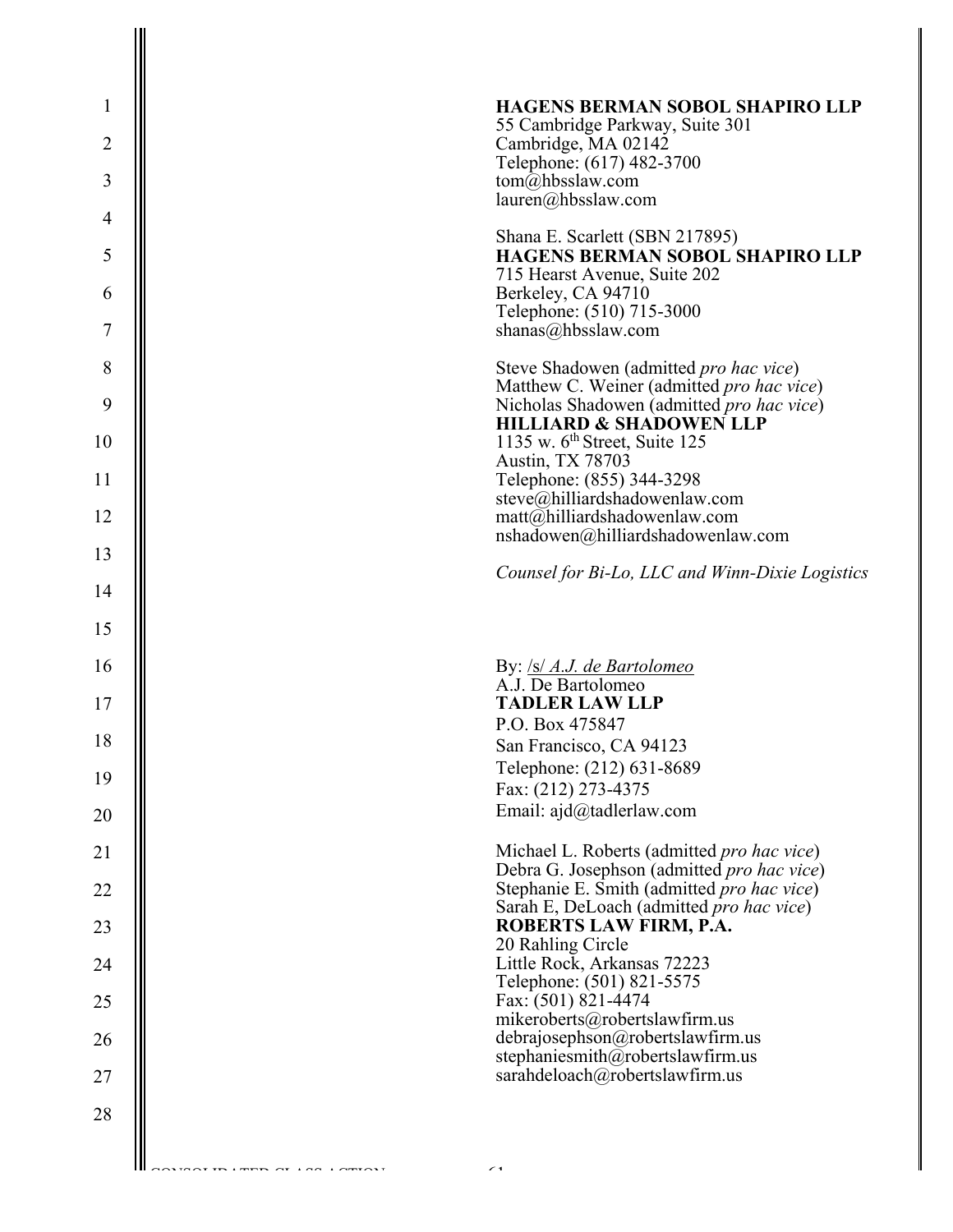**HAGENS BERMAN SOBOL SHAPIRO LLP**
55 Cambridge Parkway, Suite 301
Cambridge, MA 02142
Telephone: (617) 482-3700
tom@hbsslaw.com
lauren@hbsslaw.com

Shana E. Scarlett (SBN 217895)
**HAGENS BERMAN SOBOL SHAPIRO LLP**
715 Hearst Avenue, Suite 202
Berkeley, CA 94710
Telephone: (510) 715-3000
shanas@hbsslaw.com

Steve Shadowen (admitted *pro hac vice*)
Matthew C. Weiner (admitted *pro hac vice*)
Nicholas Shadowen (admitted *pro hac vice*)
**HILLIARD & SHADOWEN LLP**
1135 w. 6th Street, Suite 125
Austin, TX 78703
Telephone: (855) 344-3298
steve@hilliardshadowenlaw.com
matt@hilliardshadowenlaw.com
nshadowen@hilliardshadowenlaw.com

*Counsel for Bi-Lo, LLC and Winn-Dixie Logistics*

By: /s/ *A.J. de Bartolomeo*
A.J. De Bartolomeo
**TADLER LAW LLP**
P.O. Box 475847
San Francisco, CA 94123
Telephone: (212) 631-8689
Fax: (212) 273-4375
Email: ajd@tadlerlaw.com

Michael L. Roberts (admitted *pro hac vice*)
Debra G. Josephson (admitted *pro hac vice*)
Stephanie E. Smith (admitted *pro hac vice*)
Sarah E, DeLoach (admitted *pro hac vice*)
**ROBERTS LAW FIRM, P.A.**
20 Rahling Circle
Little Rock, Arkansas 72223
Telephone: (501) 821-5575
Fax: (501) 821-4474
mikeroberts@robertslawfirm.us
debrajosephson@robertslawfirm.us
stephaniesmith@robertslawfirm.us
sarahdeloach@robertslawfirm.us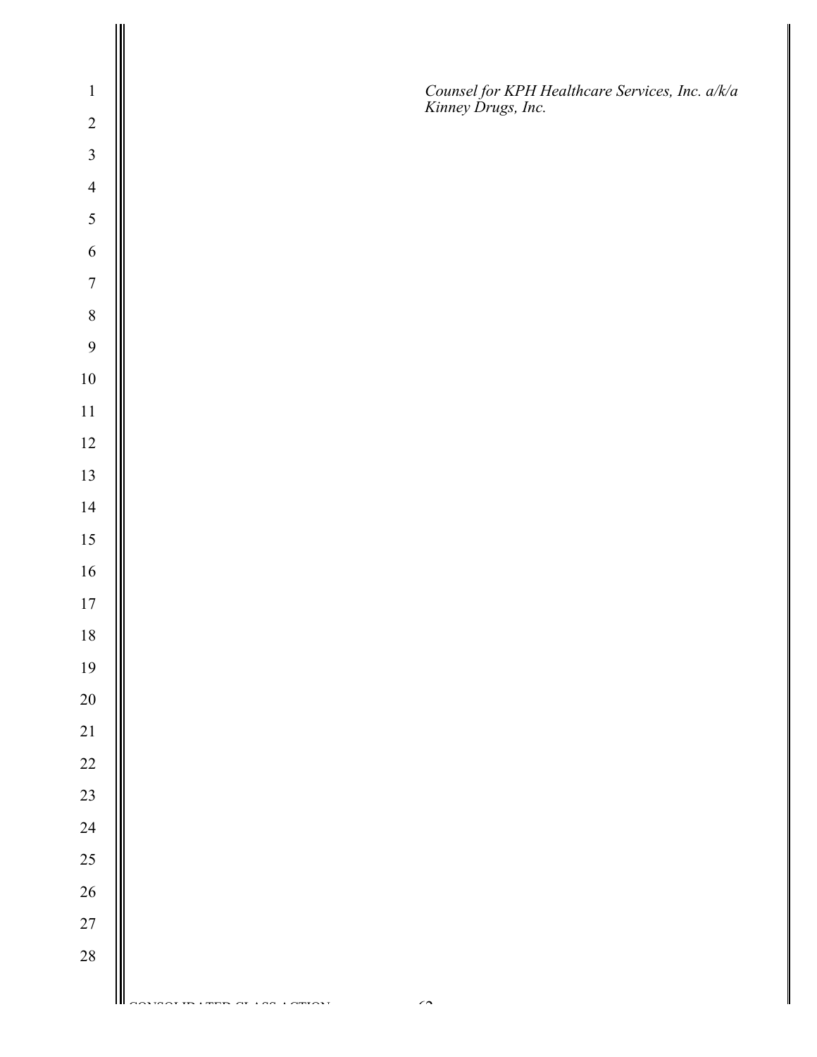*Counsel for KPH Healthcare Services, Inc. a/k/a Kinney Drugs, Inc.*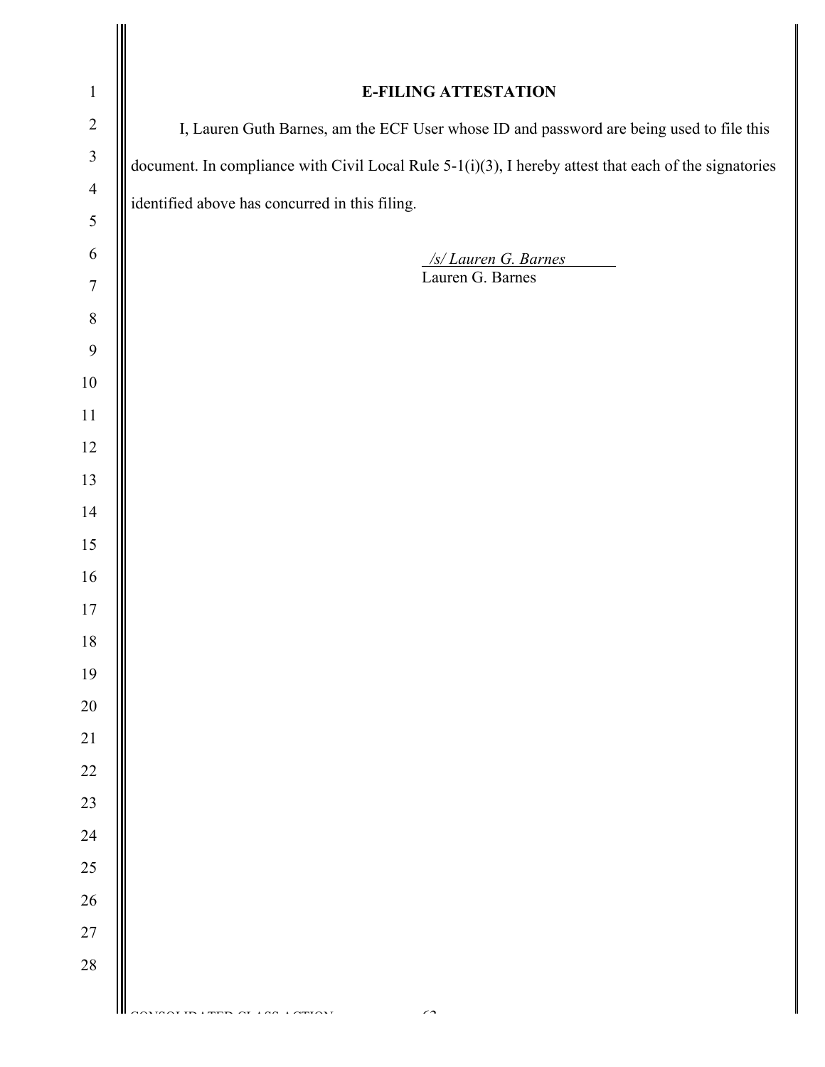## E-FILING ATTESTATION

I, Lauren Guth Barnes, am the ECF User whose ID and password are being used to file this document. In compliance with Civil Local Rule 5-1(i)(3), I hereby attest that each of the signatories identified above has concurred in this filing.

*/s/ Lauren G. Barnes*
Lauren G. Barnes